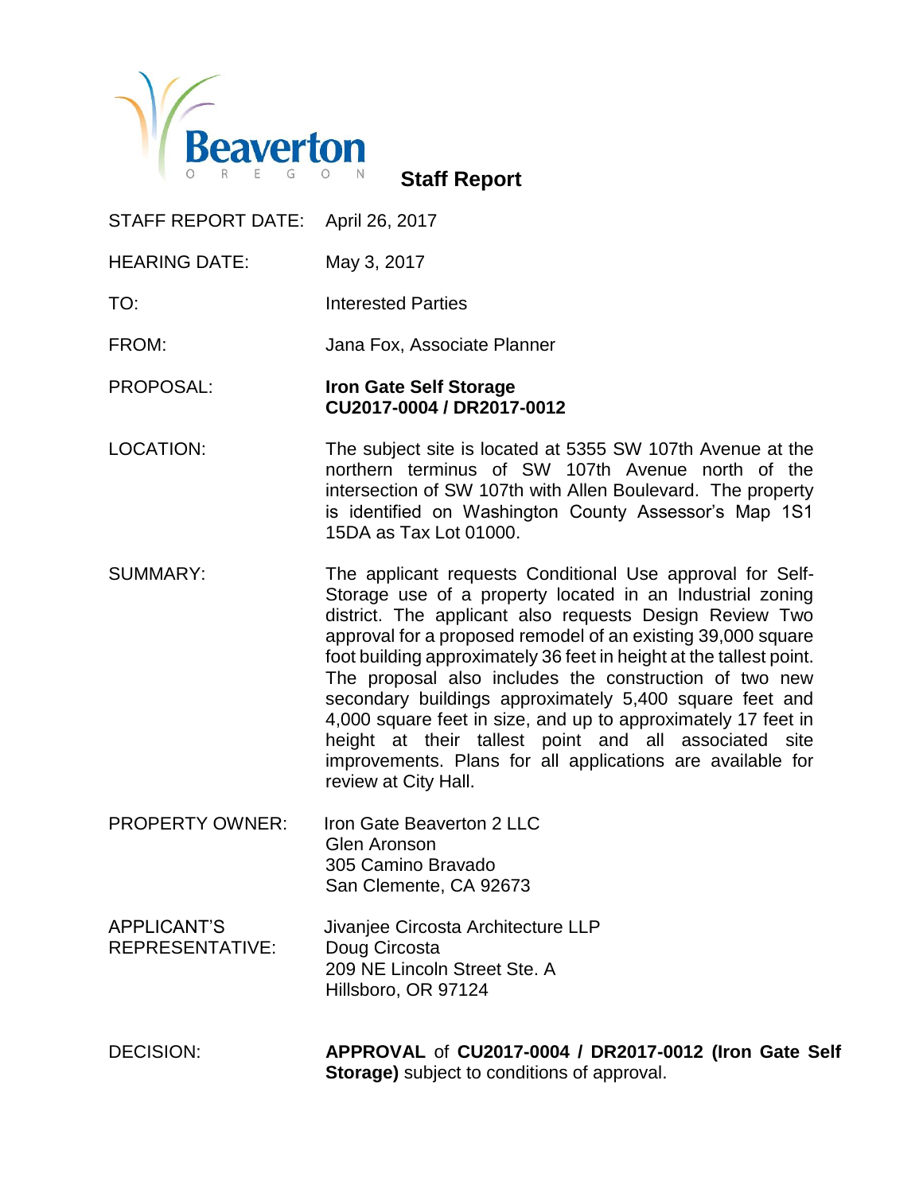Beaverton
OREGON

# Staff Report

| | |
|---|---|
| STAFF REPORT DATE: | April 26, 2017 |
| HEARING DATE: | May 3, 2017 |
| TO: | Interested Parties |
| FROM: | Jana Fox, Associate Planner |
| PROPOSAL: | **Iron Gate Self Storage** **CU2017-0004 / DR2017-0012** |
| LOCATION: | The subject site is located at 5355 SW 107th Avenue at the northern terminus of SW 107th Avenue north of the intersection of SW 107th with Allen Boulevard. The property is identified on Washington County Assessor's Map 1S1 15DA as Tax Lot 01000. |
| SUMMARY: | The applicant requests Conditional Use approval for Self-Storage use of a property located in an Industrial zoning district. The applicant also requests Design Review Two approval for a proposed remodel of an existing 39,000 square foot building approximately 36 feet in height at the tallest point. The proposal also includes the construction of two new secondary buildings approximately 5,400 square feet and 4,000 square feet in size, and up to approximately 17 feet in height at their tallest point and all associated site improvements. Plans for all applications are available for review at City Hall. |
| PROPERTY OWNER: | Iron Gate Beaverton 2 LLC<br>Glen Aronson<br>305 Camino Bravado<br>San Clemente, CA 92673 |
| APPLICANT'S REPRESENTATIVE: | Jivanjee Circosta Architecture LLP<br>Doug Circosta<br>209 NE Lincoln Street Ste. A<br>Hillsboro, OR 97124 |
| DECISION: | **APPROVAL** of **CU2017-0004 / DR2017-0012 (Iron Gate Self Storage)** subject to conditions of approval. |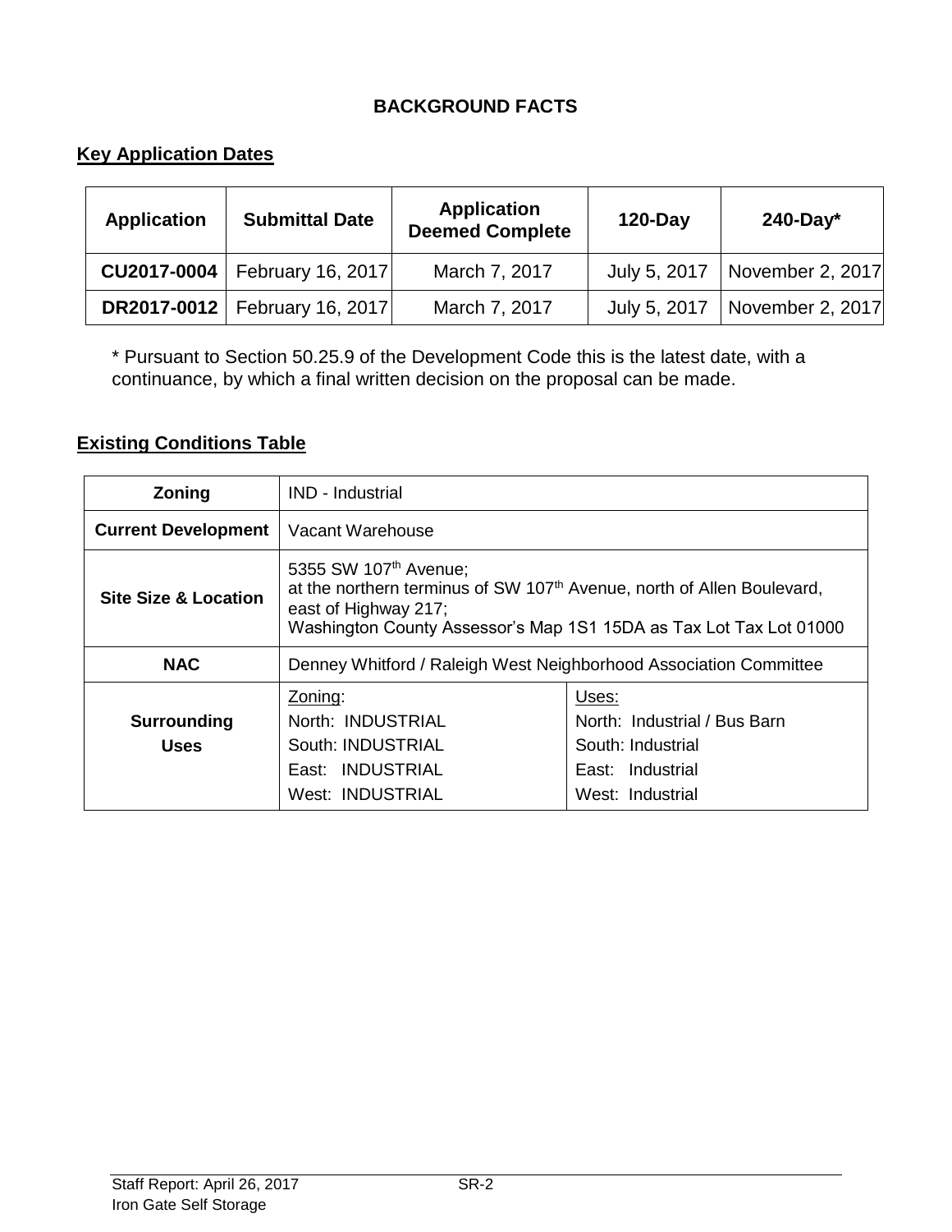# BACKGROUND FACTS

## Key Application Dates

| Application | Submittal Date | Application Deemed Complete | 120-Day | 240-Day* |
|---|---|---|---|---|
| **CU2017-0004** | February 16, 2017 | March 7, 2017 | July 5, 2017 | November 2, 2017 |
| **DR2017-0012** | February 16, 2017 | March 7, 2017 | July 5, 2017 | November 2, 2017 |

* Pursuant to Section 50.25.9 of the Development Code this is the latest date, with a continuance, by which a final written decision on the proposal can be made.

## Existing Conditions Table

| | | |
|---|---|---|
| **Zoning** | IND - Industrial | |
| **Current Development** | Vacant Warehouse | |
| **Site Size & Location** | 5355 SW 107th Avenue; at the northern terminus of SW 107th Avenue, north of Allen Boulevard, east of Highway 217; Washington County Assessor's Map 1S1 15DA as Tax Lot Tax Lot 01000 | |
| **NAC** | Denney Whitford / Raleigh West Neighborhood Association Committee | |
| **Surrounding Uses** | Zoning:<br>North: INDUSTRIAL<br>South: INDUSTRIAL<br>East: INDUSTRIAL<br>West: INDUSTRIAL | Uses:<br>North: Industrial / Bus Barn<br>South: Industrial<br>East: Industrial<br>West: Industrial |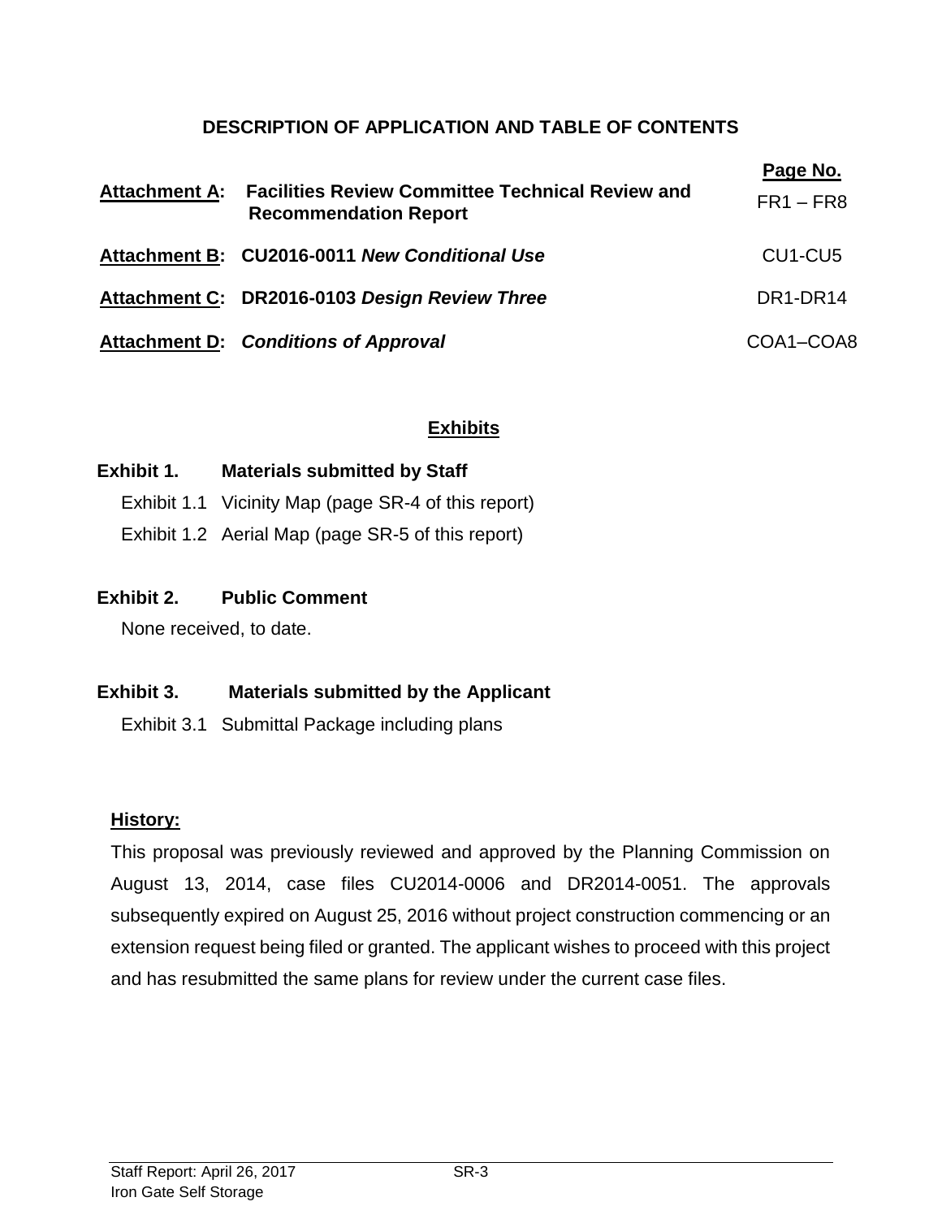## DESCRIPTION OF APPLICATION AND TABLE OF CONTENTS

| | | Page No. |
|---|---|---|
| **Attachment A:** | **Facilities Review Committee Technical Review and Recommendation Report** | FR1 – FR8 |
| **Attachment B:** | **CU2016-0011** ***New Conditional Use*** | CU1-CU5 |
| **Attachment C:** | **DR2016-0103** ***Design Review Three*** | DR1-DR14 |
| **Attachment D:** | ***Conditions of Approval*** | COA1–COA8 |

## Exhibits

**Exhibit 1. Materials submitted by Staff**

- Exhibit 1.1 Vicinity Map (page SR-4 of this report)
- Exhibit 1.2 Aerial Map (page SR-5 of this report)

**Exhibit 2. Public Comment**

None received, to date.

**Exhibit 3. Materials submitted by the Applicant**

- Exhibit 3.1 Submittal Package including plans

### History:

This proposal was previously reviewed and approved by the Planning Commission on August 13, 2014, case files CU2014-0006 and DR2014-0051. The approvals subsequently expired on August 25, 2016 without project construction commencing or an extension request being filed or granted. The applicant wishes to proceed with this project and has resubmitted the same plans for review under the current case files.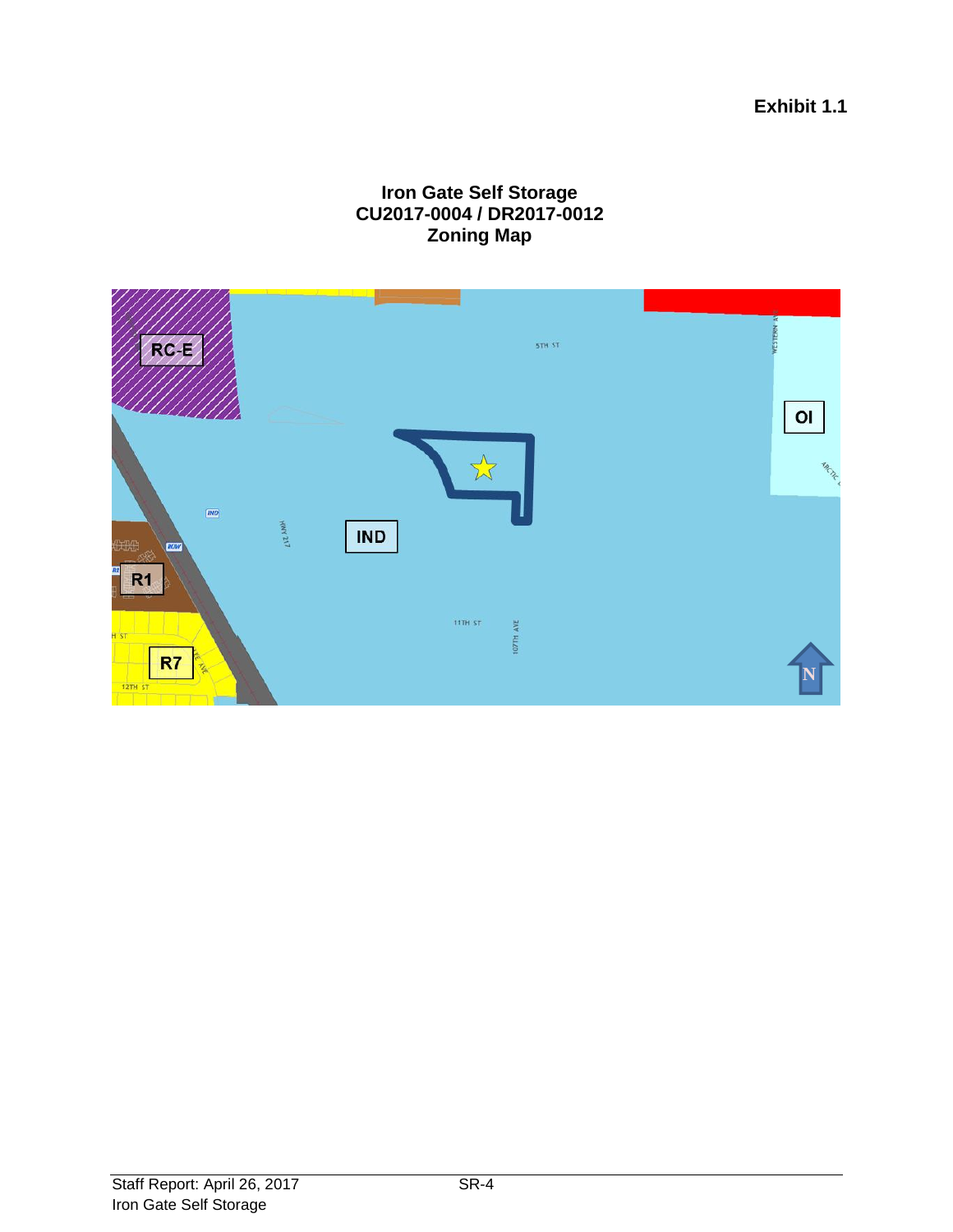**Exhibit 1.1**

**Iron Gate Self Storage**
**CU2017-0004 / DR2017-0012**
**Zoning Map**

RC-E

OI

IND

R1

R7

N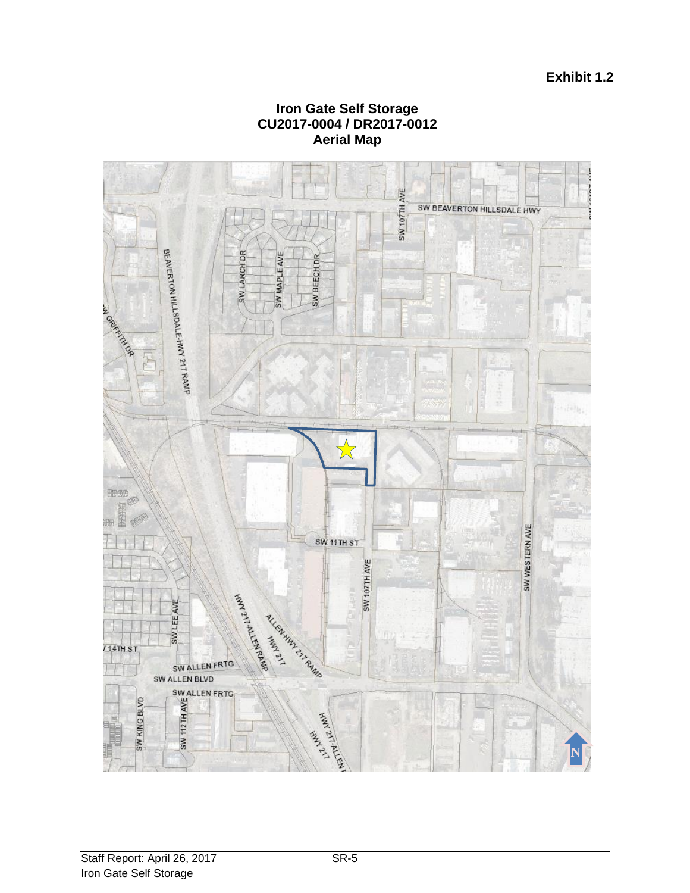**Exhibit 1.2**

**Iron Gate Self Storage**
**CU2017-0004 / DR2017-0012**
**Aerial Map**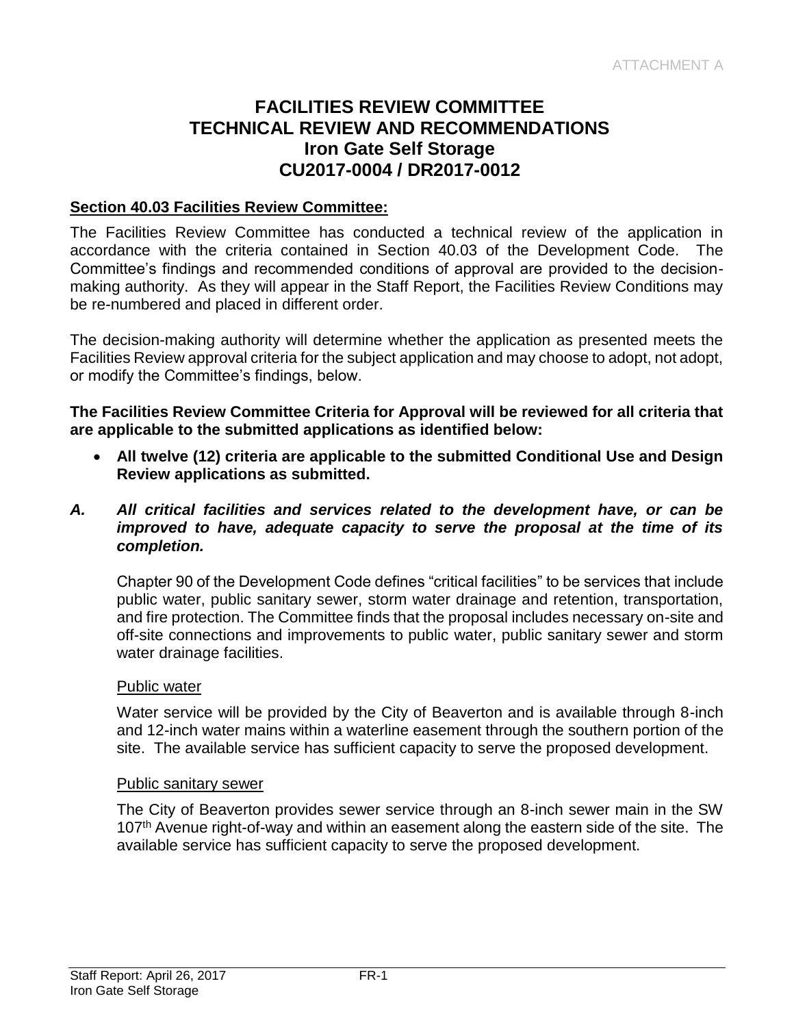ATTACHMENT A

# FACILITIES REVIEW COMMITTEE TECHNICAL REVIEW AND RECOMMENDATIONS Iron Gate Self Storage CU2017-0004 / DR2017-0012

**Section 40.03 Facilities Review Committee:**

The Facilities Review Committee has conducted a technical review of the application in accordance with the criteria contained in Section 40.03 of the Development Code. The Committee's findings and recommended conditions of approval are provided to the decision-making authority. As they will appear in the Staff Report, the Facilities Review Conditions may be re-numbered and placed in different order.

The decision-making authority will determine whether the application as presented meets the Facilities Review approval criteria for the subject application and may choose to adopt, not adopt, or modify the Committee's findings, below.

**The Facilities Review Committee Criteria for Approval will be reviewed for all criteria that are applicable to the submitted applications as identified below:**

- **All twelve (12) criteria are applicable to the submitted Conditional Use and Design Review applications as submitted.**

***A. All critical facilities and services related to the development have, or can be improved to have, adequate capacity to serve the proposal at the time of its completion.***

Chapter 90 of the Development Code defines "critical facilities" to be services that include public water, public sanitary sewer, storm water drainage and retention, transportation, and fire protection. The Committee finds that the proposal includes necessary on-site and off-site connections and improvements to public water, public sanitary sewer and storm water drainage facilities.

Public water

Water service will be provided by the City of Beaverton and is available through 8-inch and 12-inch water mains within a waterline easement through the southern portion of the site. The available service has sufficient capacity to serve the proposed development.

Public sanitary sewer

The City of Beaverton provides sewer service through an 8-inch sewer main in the SW 107th Avenue right-of-way and within an easement along the eastern side of the site. The available service has sufficient capacity to serve the proposed development.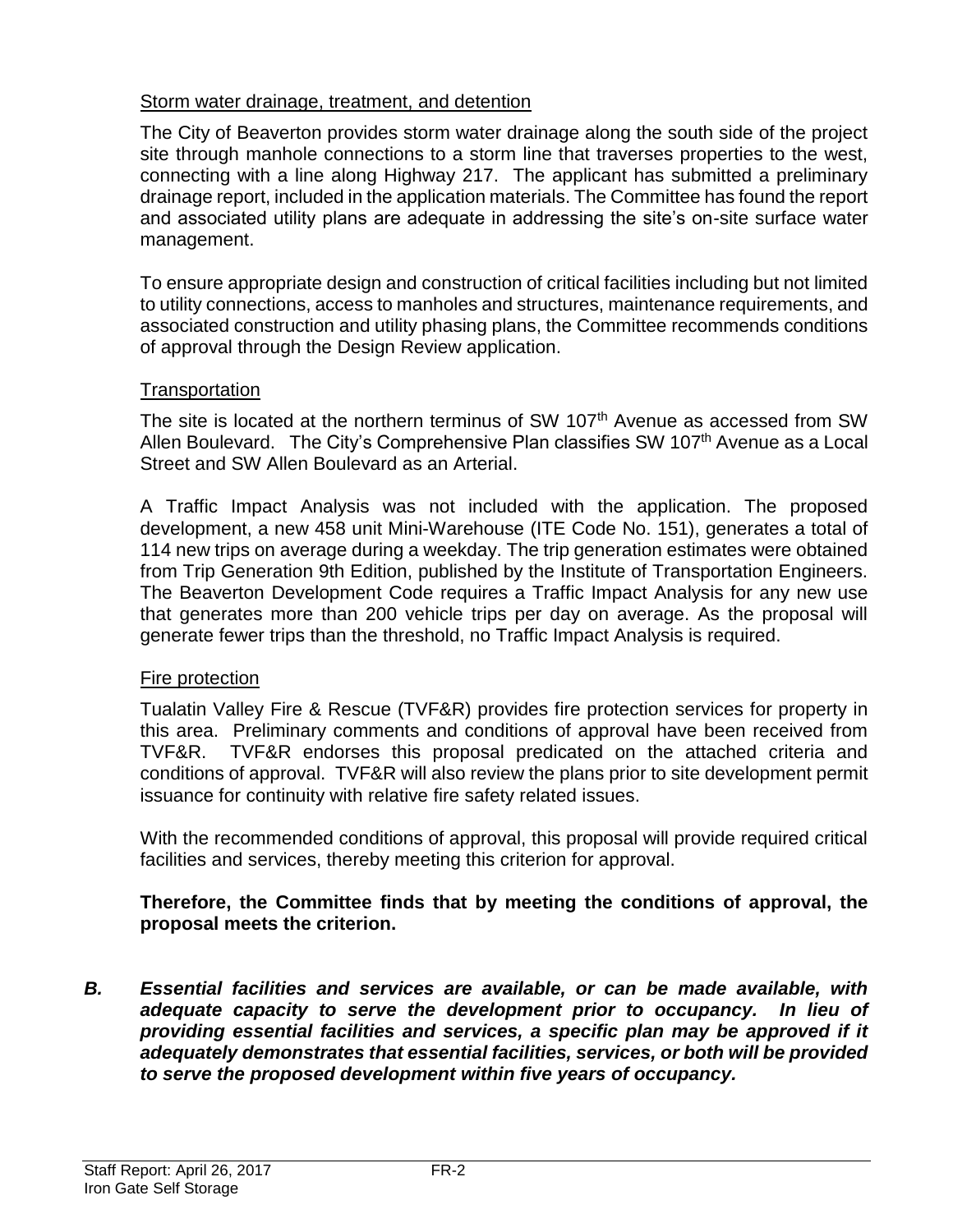Storm water drainage, treatment, and detention

The City of Beaverton provides storm water drainage along the south side of the project site through manhole connections to a storm line that traverses properties to the west, connecting with a line along Highway 217. The applicant has submitted a preliminary drainage report, included in the application materials. The Committee has found the report and associated utility plans are adequate in addressing the site's on-site surface water management.

To ensure appropriate design and construction of critical facilities including but not limited to utility connections, access to manholes and structures, maintenance requirements, and associated construction and utility phasing plans, the Committee recommends conditions of approval through the Design Review application.

Transportation

The site is located at the northern terminus of SW 107th Avenue as accessed from SW Allen Boulevard. The City's Comprehensive Plan classifies SW 107th Avenue as a Local Street and SW Allen Boulevard as an Arterial.

A Traffic Impact Analysis was not included with the application. The proposed development, a new 458 unit Mini-Warehouse (ITE Code No. 151), generates a total of 114 new trips on average during a weekday. The trip generation estimates were obtained from Trip Generation 9th Edition, published by the Institute of Transportation Engineers. The Beaverton Development Code requires a Traffic Impact Analysis for any new use that generates more than 200 vehicle trips per day on average. As the proposal will generate fewer trips than the threshold, no Traffic Impact Analysis is required.

Fire protection

Tualatin Valley Fire & Rescue (TVF&R) provides fire protection services for property in this area. Preliminary comments and conditions of approval have been received from TVF&R. TVF&R endorses this proposal predicated on the attached criteria and conditions of approval. TVF&R will also review the plans prior to site development permit issuance for continuity with relative fire safety related issues.

With the recommended conditions of approval, this proposal will provide required critical facilities and services, thereby meeting this criterion for approval.

**Therefore, the Committee finds that by meeting the conditions of approval, the proposal meets the criterion.**

***B. Essential facilities and services are available, or can be made available, with adequate capacity to serve the development prior to occupancy. In lieu of providing essential facilities and services, a specific plan may be approved if it adequately demonstrates that essential facilities, services, or both will be provided to serve the proposed development within five years of occupancy.***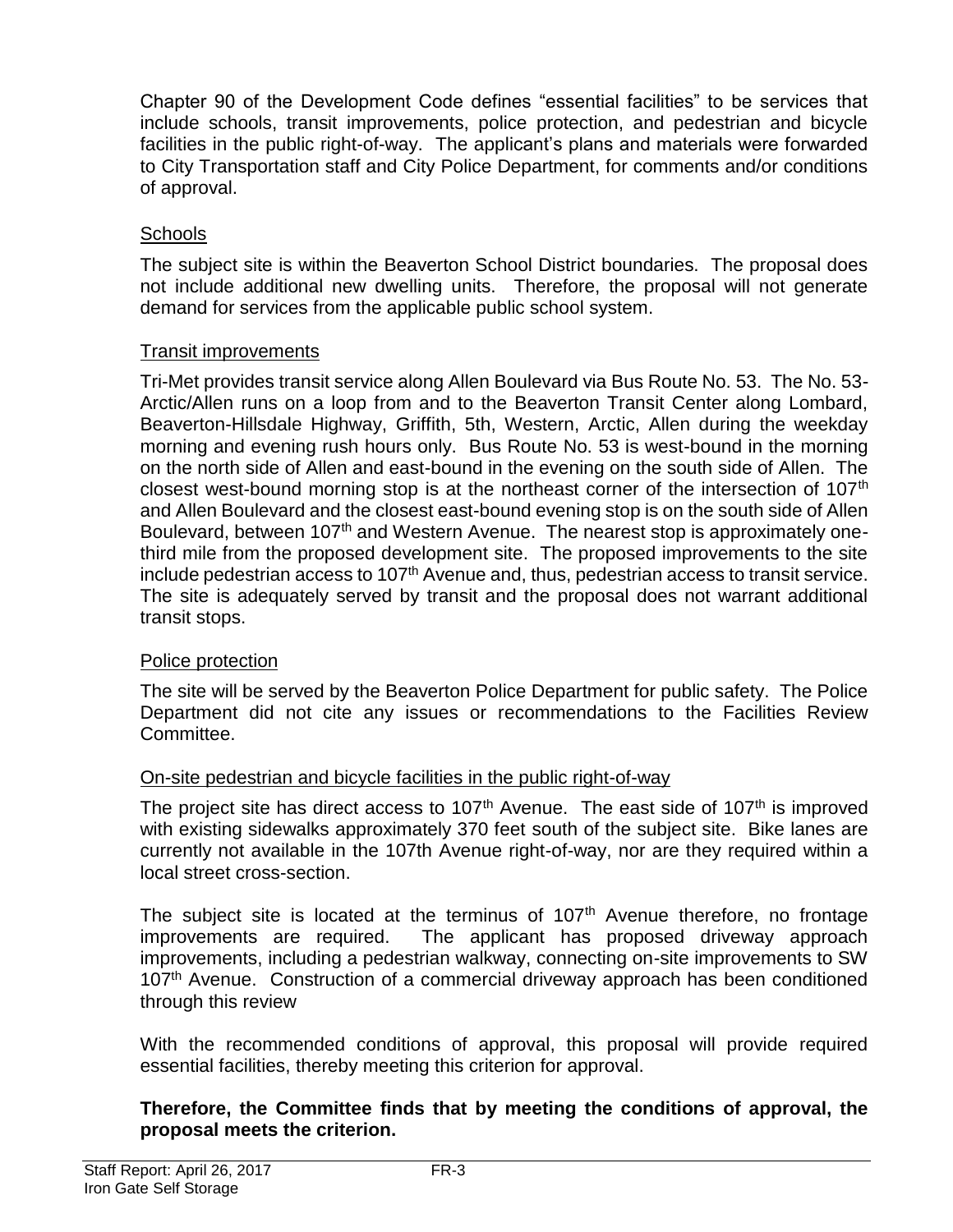Chapter 90 of the Development Code defines "essential facilities" to be services that include schools, transit improvements, police protection, and pedestrian and bicycle facilities in the public right-of-way. The applicant's plans and materials were forwarded to City Transportation staff and City Police Department, for comments and/or conditions of approval.

Schools

The subject site is within the Beaverton School District boundaries. The proposal does not include additional new dwelling units. Therefore, the proposal will not generate demand for services from the applicable public school system.

Transit improvements

Tri-Met provides transit service along Allen Boulevard via Bus Route No. 53. The No. 53-Arctic/Allen runs on a loop from and to the Beaverton Transit Center along Lombard, Beaverton-Hillsdale Highway, Griffith, 5th, Western, Arctic, Allen during the weekday morning and evening rush hours only. Bus Route No. 53 is west-bound in the morning on the north side of Allen and east-bound in the evening on the south side of Allen. The closest west-bound morning stop is at the northeast corner of the intersection of 107th and Allen Boulevard and the closest east-bound evening stop is on the south side of Allen Boulevard, between 107th and Western Avenue. The nearest stop is approximately one-third mile from the proposed development site. The proposed improvements to the site include pedestrian access to 107th Avenue and, thus, pedestrian access to transit service. The site is adequately served by transit and the proposal does not warrant additional transit stops.

Police protection

The site will be served by the Beaverton Police Department for public safety. The Police Department did not cite any issues or recommendations to the Facilities Review Committee.

On-site pedestrian and bicycle facilities in the public right-of-way

The project site has direct access to 107th Avenue. The east side of 107th is improved with existing sidewalks approximately 370 feet south of the subject site. Bike lanes are currently not available in the 107th Avenue right-of-way, nor are they required within a local street cross-section.

The subject site is located at the terminus of 107th Avenue therefore, no frontage improvements are required. The applicant has proposed driveway approach improvements, including a pedestrian walkway, connecting on-site improvements to SW 107th Avenue. Construction of a commercial driveway approach has been conditioned through this review

With the recommended conditions of approval, this proposal will provide required essential facilities, thereby meeting this criterion for approval.

**Therefore, the Committee finds that by meeting the conditions of approval, the proposal meets the criterion.**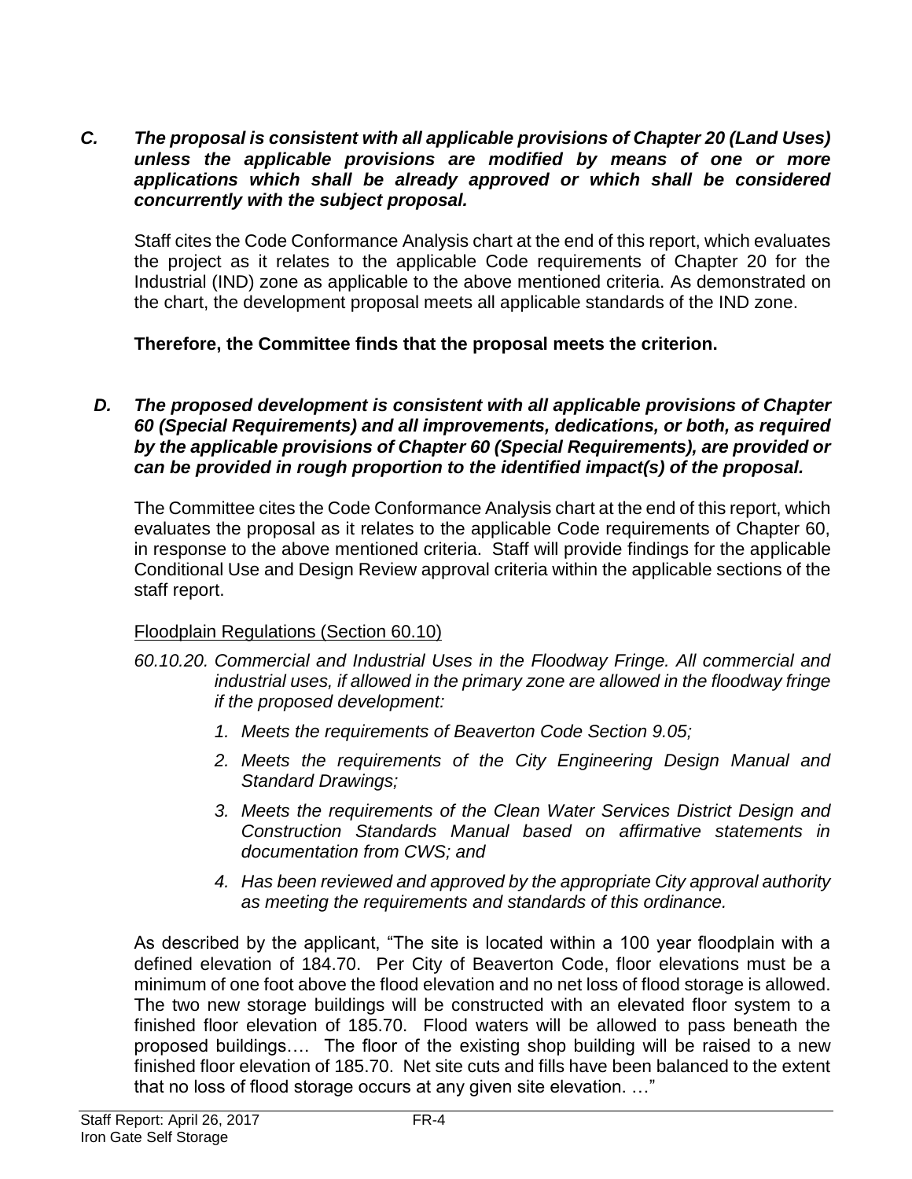***C. The proposal is consistent with all applicable provisions of Chapter 20 (Land Uses) unless the applicable provisions are modified by means of one or more applications which shall be already approved or which shall be considered concurrently with the subject proposal.***

Staff cites the Code Conformance Analysis chart at the end of this report, which evaluates the project as it relates to the applicable Code requirements of Chapter 20 for the Industrial (IND) zone as applicable to the above mentioned criteria. As demonstrated on the chart, the development proposal meets all applicable standards of the IND zone.

**Therefore, the Committee finds that the proposal meets the criterion.**

***D. The proposed development is consistent with all applicable provisions of Chapter 60 (Special Requirements) and all improvements, dedications, or both, as required by the applicable provisions of Chapter 60 (Special Requirements), are provided or can be provided in rough proportion to the identified impact(s) of the proposal.***

The Committee cites the Code Conformance Analysis chart at the end of this report, which evaluates the proposal as it relates to the applicable Code requirements of Chapter 60, in response to the above mentioned criteria. Staff will provide findings for the applicable Conditional Use and Design Review approval criteria within the applicable sections of the staff report.

<u>Floodplain Regulations (Section 60.10)</u>

*60.10.20. Commercial and Industrial Uses in the Floodway Fringe. All commercial and industrial uses, if allowed in the primary zone are allowed in the floodway fringe if the proposed development:*

1. *Meets the requirements of Beaverton Code Section 9.05;*
2. *Meets the requirements of the City Engineering Design Manual and Standard Drawings;*
3. *Meets the requirements of the Clean Water Services District Design and Construction Standards Manual based on affirmative statements in documentation from CWS; and*
4. *Has been reviewed and approved by the appropriate City approval authority as meeting the requirements and standards of this ordinance.*

As described by the applicant, "The site is located within a 100 year floodplain with a defined elevation of 184.70. Per City of Beaverton Code, floor elevations must be a minimum of one foot above the flood elevation and no net loss of flood storage is allowed. The two new storage buildings will be constructed with an elevated floor system to a finished floor elevation of 185.70. Flood waters will be allowed to pass beneath the proposed buildings…. The floor of the existing shop building will be raised to a new finished floor elevation of 185.70. Net site cuts and fills have been balanced to the extent that no loss of flood storage occurs at any given site elevation. …"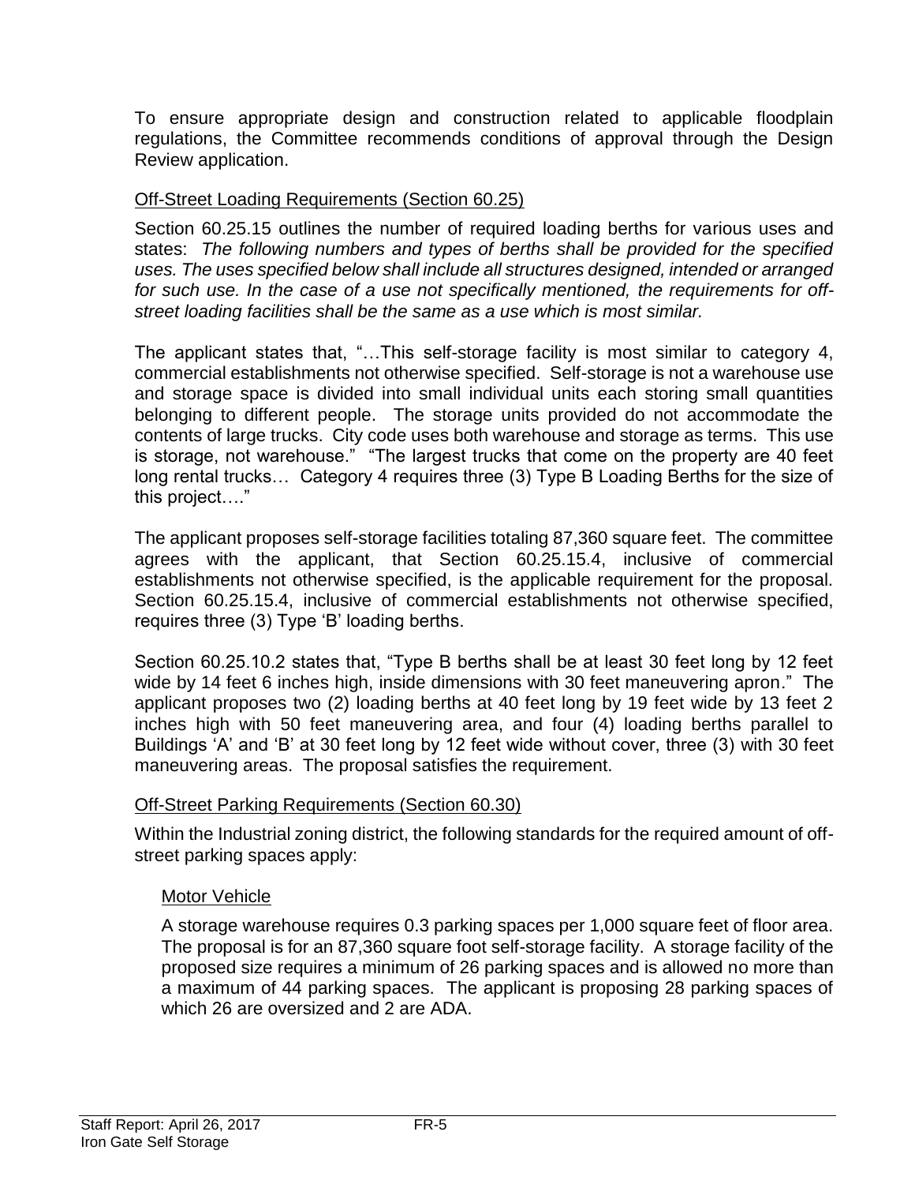To ensure appropriate design and construction related to applicable floodplain regulations, the Committee recommends conditions of approval through the Design Review application.

Off-Street Loading Requirements (Section 60.25)

Section 60.25.15 outlines the number of required loading berths for various uses and states: *The following numbers and types of berths shall be provided for the specified uses. The uses specified below shall include all structures designed, intended or arranged for such use. In the case of a use not specifically mentioned, the requirements for off-street loading facilities shall be the same as a use which is most similar.*

The applicant states that, "…This self-storage facility is most similar to category 4, commercial establishments not otherwise specified. Self-storage is not a warehouse use and storage space is divided into small individual units each storing small quantities belonging to different people. The storage units provided do not accommodate the contents of large trucks. City code uses both warehouse and storage as terms. This use is storage, not warehouse." "The largest trucks that come on the property are 40 feet long rental trucks… Category 4 requires three (3) Type B Loading Berths for the size of this project…."

The applicant proposes self-storage facilities totaling 87,360 square feet. The committee agrees with the applicant, that Section 60.25.15.4, inclusive of commercial establishments not otherwise specified, is the applicable requirement for the proposal. Section 60.25.15.4, inclusive of commercial establishments not otherwise specified, requires three (3) Type 'B' loading berths.

Section 60.25.10.2 states that, "Type B berths shall be at least 30 feet long by 12 feet wide by 14 feet 6 inches high, inside dimensions with 30 feet maneuvering apron." The applicant proposes two (2) loading berths at 40 feet long by 19 feet wide by 13 feet 2 inches high with 50 feet maneuvering area, and four (4) loading berths parallel to Buildings 'A' and 'B' at 30 feet long by 12 feet wide without cover, three (3) with 30 feet maneuvering areas. The proposal satisfies the requirement.

Off-Street Parking Requirements (Section 60.30)

Within the Industrial zoning district, the following standards for the required amount of off-street parking spaces apply:

Motor Vehicle

A storage warehouse requires 0.3 parking spaces per 1,000 square feet of floor area. The proposal is for an 87,360 square foot self-storage facility. A storage facility of the proposed size requires a minimum of 26 parking spaces and is allowed no more than a maximum of 44 parking spaces. The applicant is proposing 28 parking spaces of which 26 are oversized and 2 are ADA.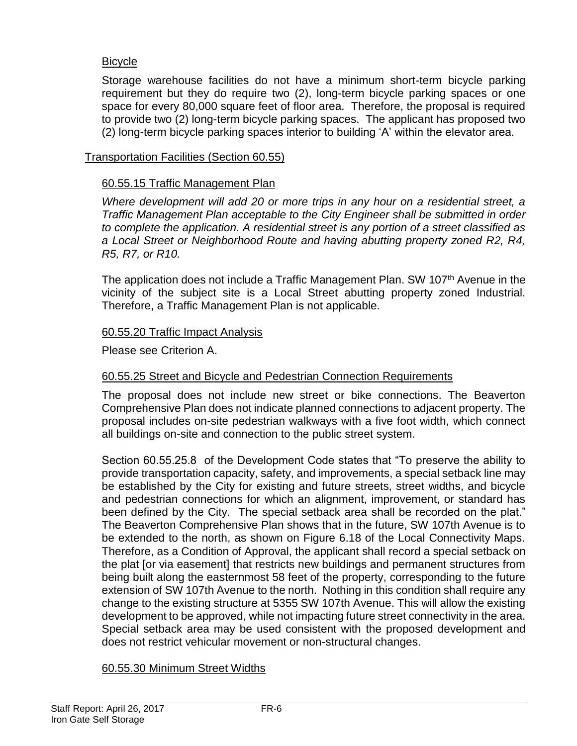Bicycle

Storage warehouse facilities do not have a minimum short-term bicycle parking requirement but they do require two (2), long-term bicycle parking spaces or one space for every 80,000 square feet of floor area. Therefore, the proposal is required to provide two (2) long-term bicycle parking spaces. The applicant has proposed two (2) long-term bicycle parking spaces interior to building 'A' within the elevator area.

Transportation Facilities (Section 60.55)

60.55.15 Traffic Management Plan

*Where development will add 20 or more trips in any hour on a residential street, a Traffic Management Plan acceptable to the City Engineer shall be submitted in order to complete the application. A residential street is any portion of a street classified as a Local Street or Neighborhood Route and having abutting property zoned R2, R4, R5, R7, or R10.*

The application does not include a Traffic Management Plan. SW 107th Avenue in the vicinity of the subject site is a Local Street abutting property zoned Industrial. Therefore, a Traffic Management Plan is not applicable.

60.55.20 Traffic Impact Analysis

Please see Criterion A.

60.55.25 Street and Bicycle and Pedestrian Connection Requirements

The proposal does not include new street or bike connections. The Beaverton Comprehensive Plan does not indicate planned connections to adjacent property. The proposal includes on-site pedestrian walkways with a five foot width, which connect all buildings on-site and connection to the public street system.

Section 60.55.25.8 of the Development Code states that "To preserve the ability to provide transportation capacity, safety, and improvements, a special setback line may be established by the City for existing and future streets, street widths, and bicycle and pedestrian connections for which an alignment, improvement, or standard has been defined by the City. The special setback area shall be recorded on the plat." The Beaverton Comprehensive Plan shows that in the future, SW 107th Avenue is to be extended to the north, as shown on Figure 6.18 of the Local Connectivity Maps. Therefore, as a Condition of Approval, the applicant shall record a special setback on the plat [or via easement] that restricts new buildings and permanent structures from being built along the easternmost 58 feet of the property, corresponding to the future extension of SW 107th Avenue to the north. Nothing in this condition shall require any change to the existing structure at 5355 SW 107th Avenue. This will allow the existing development to be approved, while not impacting future street connectivity in the area. Special setback area may be used consistent with the proposed development and does not restrict vehicular movement or non-structural changes.

60.55.30 Minimum Street Widths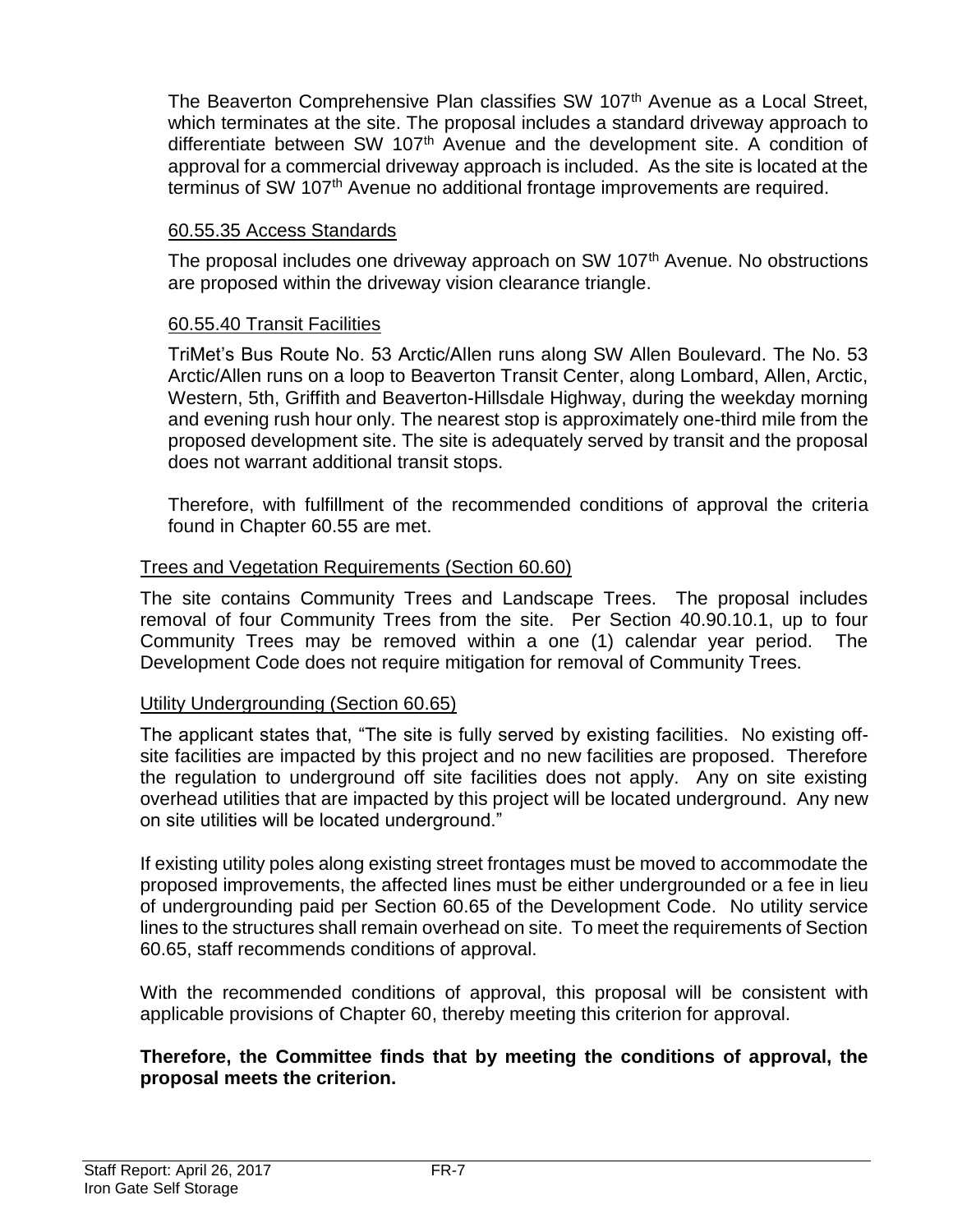The Beaverton Comprehensive Plan classifies SW 107th Avenue as a Local Street, which terminates at the site. The proposal includes a standard driveway approach to differentiate between SW 107th Avenue and the development site. A condition of approval for a commercial driveway approach is included. As the site is located at the terminus of SW 107th Avenue no additional frontage improvements are required.

60.55.35 Access Standards

The proposal includes one driveway approach on SW 107th Avenue. No obstructions are proposed within the driveway vision clearance triangle.

60.55.40 Transit Facilities

TriMet's Bus Route No. 53 Arctic/Allen runs along SW Allen Boulevard. The No. 53 Arctic/Allen runs on a loop to Beaverton Transit Center, along Lombard, Allen, Arctic, Western, 5th, Griffith and Beaverton-Hillsdale Highway, during the weekday morning and evening rush hour only. The nearest stop is approximately one-third mile from the proposed development site. The site is adequately served by transit and the proposal does not warrant additional transit stops.

Therefore, with fulfillment of the recommended conditions of approval the criteria found in Chapter 60.55 are met.

Trees and Vegetation Requirements (Section 60.60)

The site contains Community Trees and Landscape Trees. The proposal includes removal of four Community Trees from the site. Per Section 40.90.10.1, up to four Community Trees may be removed within a one (1) calendar year period. The Development Code does not require mitigation for removal of Community Trees.

Utility Undergrounding (Section 60.65)

The applicant states that, "The site is fully served by existing facilities. No existing off-site facilities are impacted by this project and no new facilities are proposed. Therefore the regulation to underground off site facilities does not apply. Any on site existing overhead utilities that are impacted by this project will be located underground. Any new on site utilities will be located underground."

If existing utility poles along existing street frontages must be moved to accommodate the proposed improvements, the affected lines must be either undergrounded or a fee in lieu of undergrounding paid per Section 60.65 of the Development Code. No utility service lines to the structures shall remain overhead on site. To meet the requirements of Section 60.65, staff recommends conditions of approval.

With the recommended conditions of approval, this proposal will be consistent with applicable provisions of Chapter 60, thereby meeting this criterion for approval.

**Therefore, the Committee finds that by meeting the conditions of approval, the proposal meets the criterion.**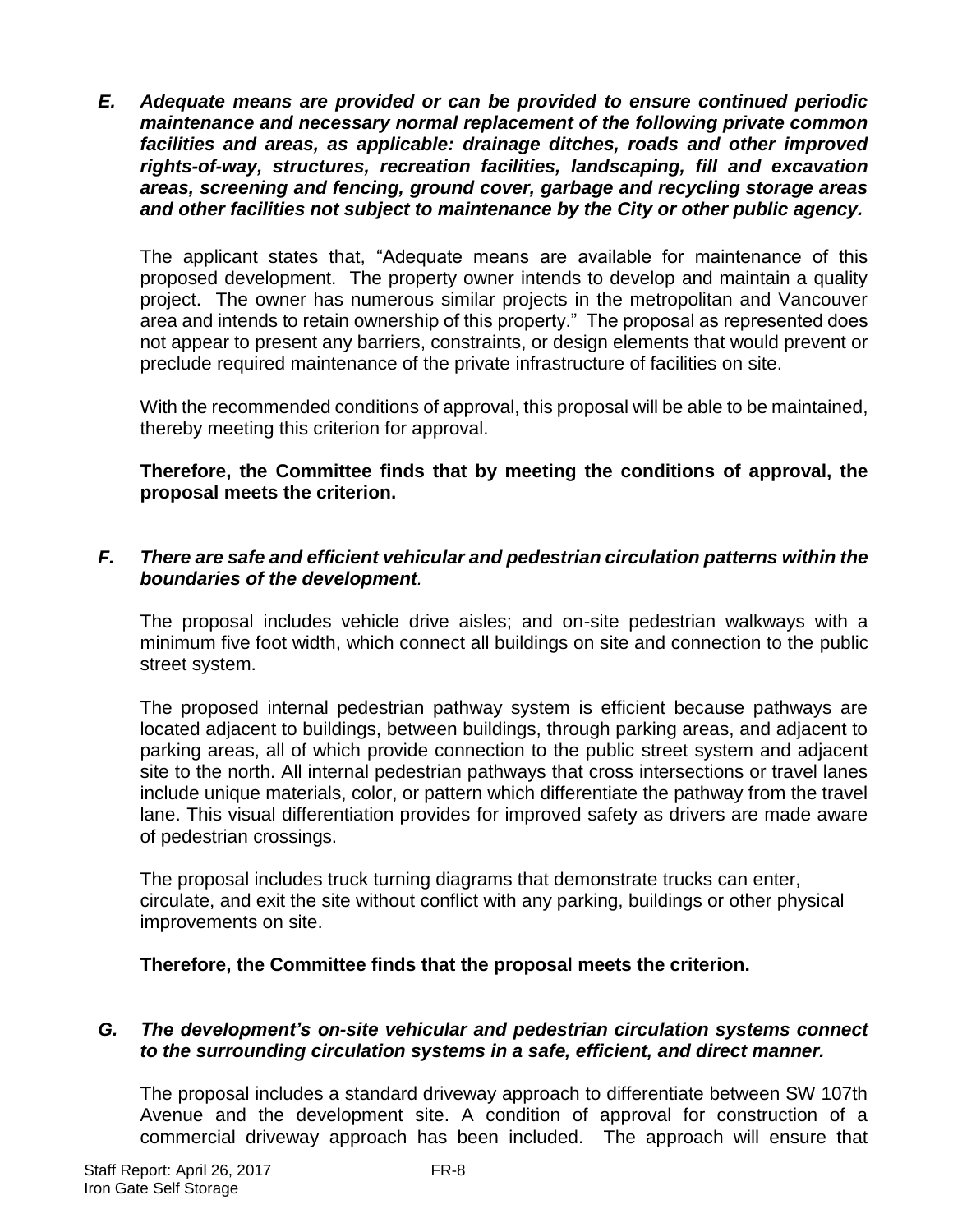***E. Adequate means are provided or can be provided to ensure continued periodic maintenance and necessary normal replacement of the following private common facilities and areas, as applicable: drainage ditches, roads and other improved rights-of-way, structures, recreation facilities, landscaping, fill and excavation areas, screening and fencing, ground cover, garbage and recycling storage areas and other facilities not subject to maintenance by the City or other public agency.***

The applicant states that, "Adequate means are available for maintenance of this proposed development. The property owner intends to develop and maintain a quality project. The owner has numerous similar projects in the metropolitan and Vancouver area and intends to retain ownership of this property." The proposal as represented does not appear to present any barriers, constraints, or design elements that would prevent or preclude required maintenance of the private infrastructure of facilities on site.

With the recommended conditions of approval, this proposal will be able to be maintained, thereby meeting this criterion for approval.

**Therefore, the Committee finds that by meeting the conditions of approval, the proposal meets the criterion.**

***F. There are safe and efficient vehicular and pedestrian circulation patterns within the boundaries of the development.***

The proposal includes vehicle drive aisles; and on-site pedestrian walkways with a minimum five foot width, which connect all buildings on site and connection to the public street system.

The proposed internal pedestrian pathway system is efficient because pathways are located adjacent to buildings, between buildings, through parking areas, and adjacent to parking areas, all of which provide connection to the public street system and adjacent site to the north. All internal pedestrian pathways that cross intersections or travel lanes include unique materials, color, or pattern which differentiate the pathway from the travel lane. This visual differentiation provides for improved safety as drivers are made aware of pedestrian crossings.

The proposal includes truck turning diagrams that demonstrate trucks can enter, circulate, and exit the site without conflict with any parking, buildings or other physical improvements on site.

**Therefore, the Committee finds that the proposal meets the criterion.**

***G. The development's on-site vehicular and pedestrian circulation systems connect to the surrounding circulation systems in a safe, efficient, and direct manner.***

The proposal includes a standard driveway approach to differentiate between SW 107th Avenue and the development site. A condition of approval for construction of a commercial driveway approach has been included. The approach will ensure that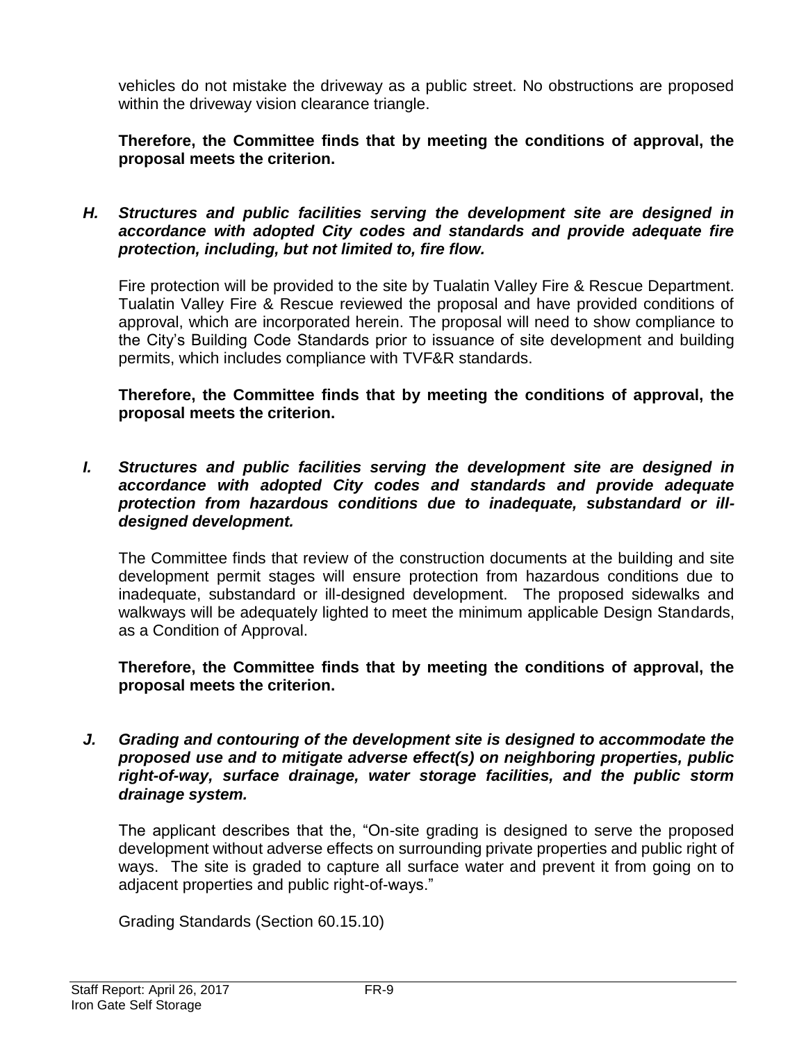vehicles do not mistake the driveway as a public street. No obstructions are proposed within the driveway vision clearance triangle.

**Therefore, the Committee finds that by meeting the conditions of approval, the proposal meets the criterion.**

***H. Structures and public facilities serving the development site are designed in accordance with adopted City codes and standards and provide adequate fire protection, including, but not limited to, fire flow.***

Fire protection will be provided to the site by Tualatin Valley Fire & Rescue Department. Tualatin Valley Fire & Rescue reviewed the proposal and have provided conditions of approval, which are incorporated herein. The proposal will need to show compliance to the City's Building Code Standards prior to issuance of site development and building permits, which includes compliance with TVF&R standards.

**Therefore, the Committee finds that by meeting the conditions of approval, the proposal meets the criterion.**

***I. Structures and public facilities serving the development site are designed in accordance with adopted City codes and standards and provide adequate protection from hazardous conditions due to inadequate, substandard or ill-designed development.***

The Committee finds that review of the construction documents at the building and site development permit stages will ensure protection from hazardous conditions due to inadequate, substandard or ill-designed development. The proposed sidewalks and walkways will be adequately lighted to meet the minimum applicable Design Standards, as a Condition of Approval.

**Therefore, the Committee finds that by meeting the conditions of approval, the proposal meets the criterion.**

***J. Grading and contouring of the development site is designed to accommodate the proposed use and to mitigate adverse effect(s) on neighboring properties, public right-of-way, surface drainage, water storage facilities, and the public storm drainage system.***

The applicant describes that the, "On-site grading is designed to serve the proposed development without adverse effects on surrounding private properties and public right of ways. The site is graded to capture all surface water and prevent it from going on to adjacent properties and public right-of-ways."

Grading Standards (Section 60.15.10)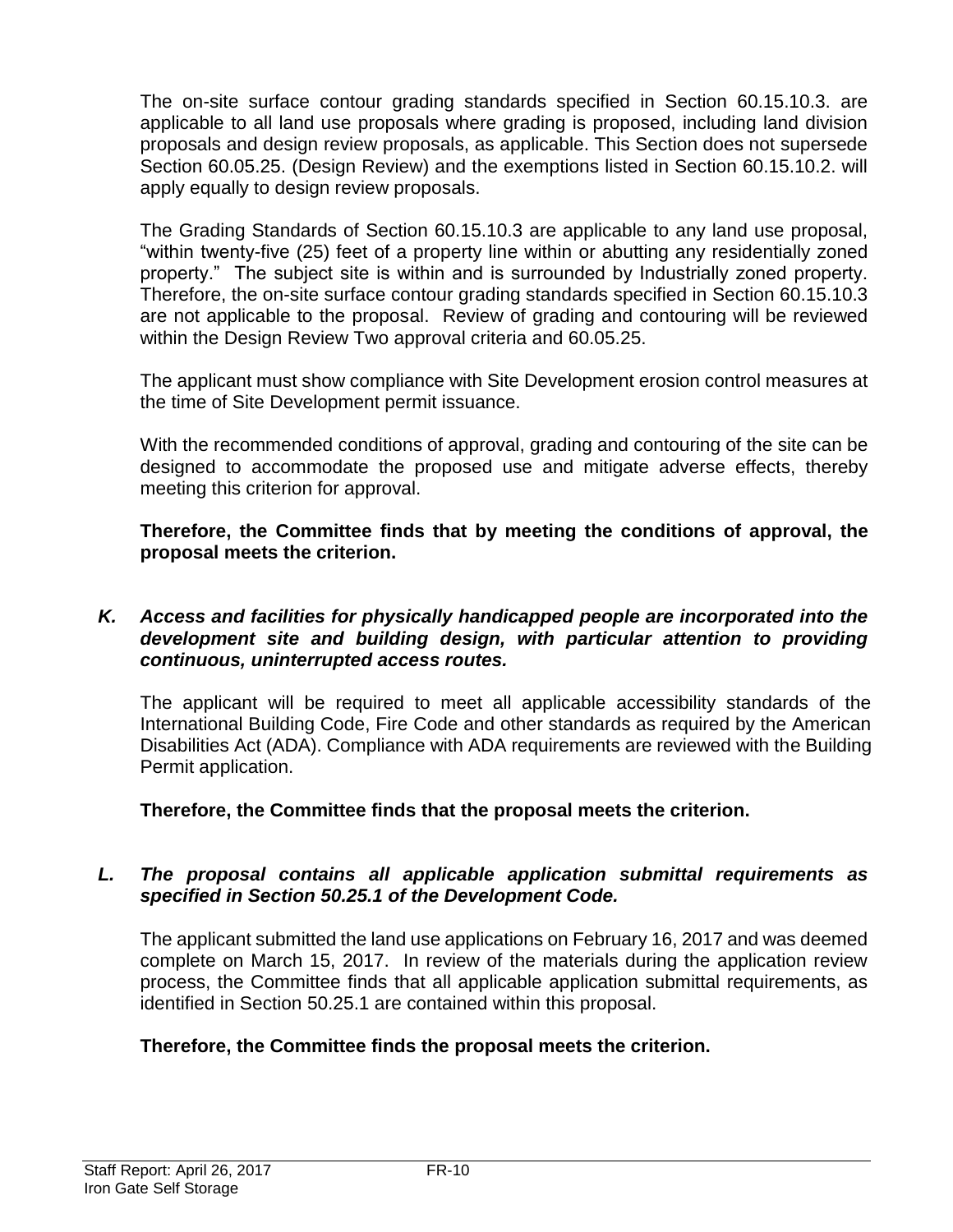The on-site surface contour grading standards specified in Section 60.15.10.3. are applicable to all land use proposals where grading is proposed, including land division proposals and design review proposals, as applicable. This Section does not supersede Section 60.05.25. (Design Review) and the exemptions listed in Section 60.15.10.2. will apply equally to design review proposals.

The Grading Standards of Section 60.15.10.3 are applicable to any land use proposal, "within twenty-five (25) feet of a property line within or abutting any residentially zoned property." The subject site is within and is surrounded by Industrially zoned property. Therefore, the on-site surface contour grading standards specified in Section 60.15.10.3 are not applicable to the proposal. Review of grading and contouring will be reviewed within the Design Review Two approval criteria and 60.05.25.

The applicant must show compliance with Site Development erosion control measures at the time of Site Development permit issuance.

With the recommended conditions of approval, grading and contouring of the site can be designed to accommodate the proposed use and mitigate adverse effects, thereby meeting this criterion for approval.

**Therefore, the Committee finds that by meeting the conditions of approval, the proposal meets the criterion.**

***K. Access and facilities for physically handicapped people are incorporated into the development site and building design, with particular attention to providing continuous, uninterrupted access routes.***

The applicant will be required to meet all applicable accessibility standards of the International Building Code, Fire Code and other standards as required by the American Disabilities Act (ADA). Compliance with ADA requirements are reviewed with the Building Permit application.

**Therefore, the Committee finds that the proposal meets the criterion.**

***L. The proposal contains all applicable application submittal requirements as specified in Section 50.25.1 of the Development Code.***

The applicant submitted the land use applications on February 16, 2017 and was deemed complete on March 15, 2017. In review of the materials during the application review process, the Committee finds that all applicable application submittal requirements, as identified in Section 50.25.1 are contained within this proposal.

**Therefore, the Committee finds the proposal meets the criterion.**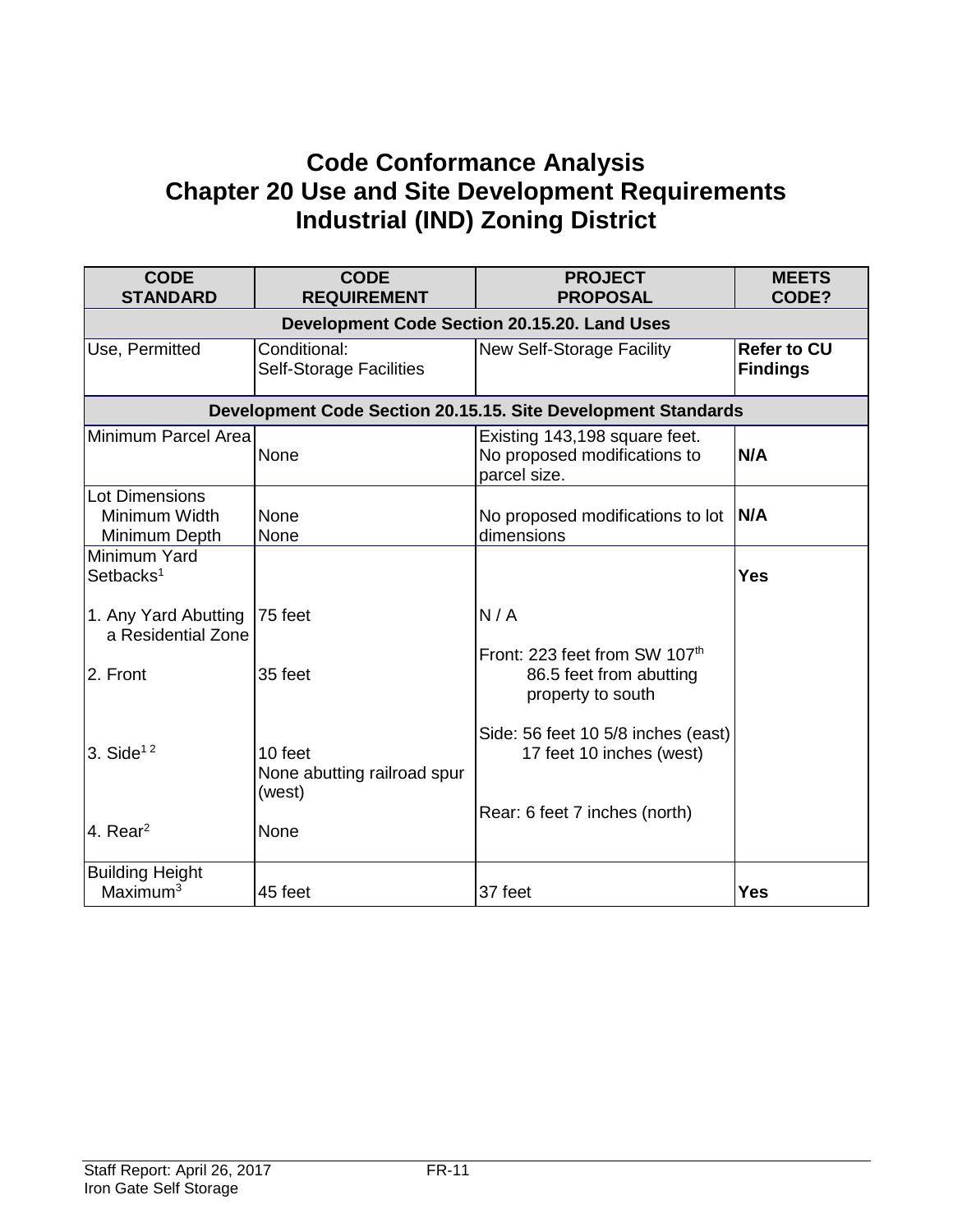# Code Conformance Analysis
# Chapter 20 Use and Site Development Requirements
# Industrial (IND) Zoning District

| CODE STANDARD | CODE REQUIREMENT | PROJECT PROPOSAL | MEETS CODE? |
|---|---|---|---|
| **Development Code Section 20.15.20. Land Uses** | | | |
| Use, Permitted | Conditional: Self-Storage Facilities | New Self-Storage Facility | **Refer to CU Findings** |
| **Development Code Section 20.15.15. Site Development Standards** | | | |
| Minimum Parcel Area | None | Existing 143,198 square feet. No proposed modifications to parcel size. | **N/A** |
| Lot Dimensions<br>Minimum Width<br>Minimum Depth | None<br>None | No proposed modifications to lot dimensions | **N/A** |
| Minimum Yard Setbacks[1]<br><br>1. Any Yard Abutting a Residential Zone<br><br>2. Front<br><br>3. Side[1 2]<br><br>4. Rear[2] | <br><br>75 feet<br><br>35 feet<br><br>10 feet<br>None abutting railroad spur (west)<br><br>None | <br><br>N / A<br><br>Front: 223 feet from SW 107th<br>86.5 feet from abutting property to south<br><br>Side: 56 feet 10 5/8 inches (east)<br>17 feet 10 inches (west)<br><br>Rear: 6 feet 7 inches (north) | **Yes** |
| Building Height Maximum[3] | 45 feet | 37 feet | **Yes** |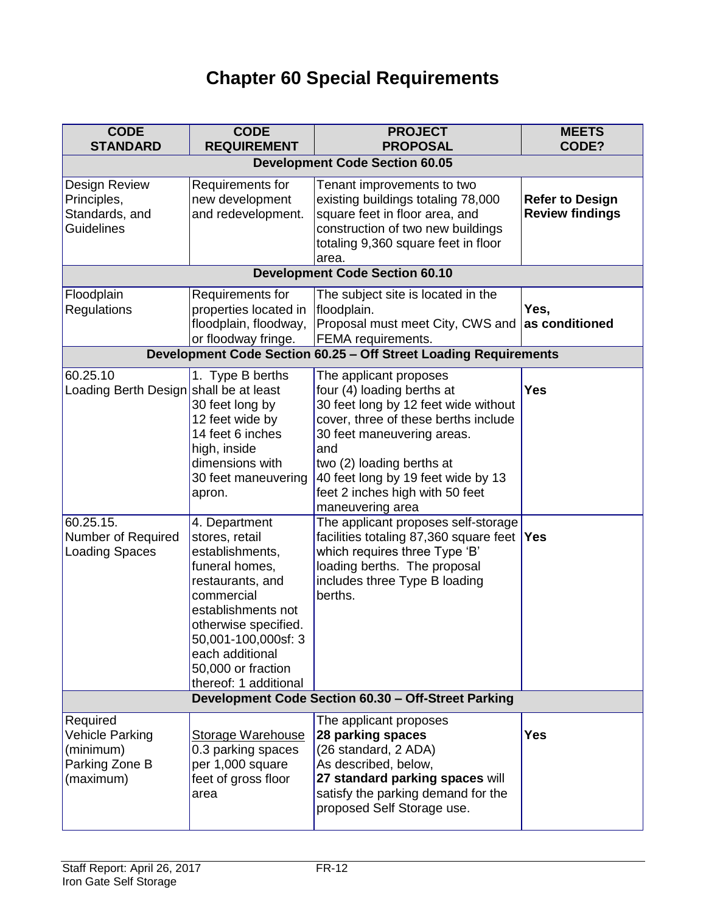# Chapter 60 Special Requirements

| CODE STANDARD | CODE REQUIREMENT | PROJECT PROPOSAL | MEETS CODE? |
|---|---|---|---|
| **Development Code Section 60.05** | | | |
| Design Review Principles, Standards, and Guidelines | Requirements for new development and redevelopment. | Tenant improvements to two existing buildings totaling 78,000 square feet in floor area, and construction of two new buildings totaling 9,360 square feet in floor area. | **Refer to Design Review findings** |
| **Development Code Section 60.10** | | | |
| Floodplain Regulations | Requirements for properties located in floodplain, floodway, or floodway fringe. | The subject site is located in the floodplain. Proposal must meet City, CWS and FEMA requirements. | **Yes, as conditioned** |
| **Development Code Section 60.25 – Off Street Loading Requirements** | | | |
| 60.25.10 Loading Berth Design | 1. Type B berths shall be at least 30 feet long by 12 feet wide by 14 feet 6 inches high, inside dimensions with 30 feet maneuvering apron. | The applicant proposes four (4) loading berths at 30 feet long by 12 feet wide without cover, three of these berths include 30 feet maneuvering areas. and two (2) loading berths at 40 feet long by 19 feet wide by 13 feet 2 inches high with 50 feet maneuvering area | **Yes** |
| 60.25.15. Number of Required Loading Spaces | 4. Department stores, retail establishments, funeral homes, restaurants, and commercial establishments not otherwise specified. 50,001-100,000sf: 3 each additional 50,000 or fraction thereof: 1 additional | The applicant proposes self-storage facilities totaling 87,360 square feet which requires three Type 'B' loading berths. The proposal includes three Type B loading berths. | **Yes** |
| **Development Code Section 60.30 – Off-Street Parking** | | | |
| Required Vehicle Parking (minimum) Parking Zone B (maximum) | <u>Storage Warehouse</u> 0.3 parking spaces per 1,000 square feet of gross floor area | The applicant proposes **28 parking spaces** (26 standard, 2 ADA) As described, below, **27 standard parking spaces** will satisfy the parking demand for the proposed Self Storage use. | **Yes** |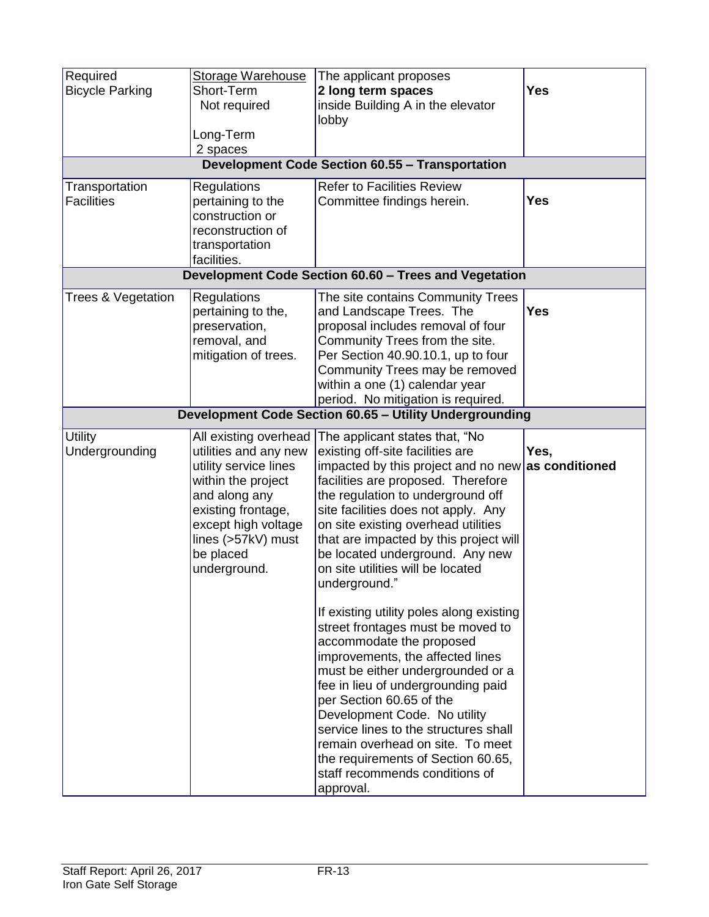| | | | |
|---|---|---|---|
| Required Bicycle Parking | Storage Warehouse<br>Short-Term<br>Not required<br><br>Long-Term<br>2 spaces | The applicant proposes **2 long term spaces** inside Building A in the elevator lobby | **Yes** |
| **Development Code Section 60.55 – Transportation** | | | |
| Transportation Facilities | Regulations pertaining to the construction or reconstruction of transportation facilities. | Refer to Facilities Review Committee findings herein. | **Yes** |
| **Development Code Section 60.60 – Trees and Vegetation** | | | |
| Trees & Vegetation | Regulations pertaining to the, preservation, removal, and mitigation of trees. | The site contains Community Trees and Landscape Trees. The proposal includes removal of four Community Trees from the site. Per Section 40.90.10.1, up to four Community Trees may be removed within a one (1) calendar year period. No mitigation is required. | **Yes** |
| **Development Code Section 60.65 – Utility Undergrounding** | | | |
| Utility Undergrounding | All existing overhead utilities and any new utility service lines within the project and along any existing frontage, except high voltage lines (>57kV) must be placed underground. | The applicant states that, "No existing off-site facilities are impacted by this project and no new facilities are proposed. Therefore the regulation to underground off site facilities does not apply. Any on site existing overhead utilities that are impacted by this project will be located underground. Any new on site utilities will be located underground."<br><br>If existing utility poles along existing street frontages must be moved to accommodate the proposed improvements, the affected lines must be either undergrounded or a fee in lieu of undergrounding paid per Section 60.65 of the Development Code. No utility service lines to the structures shall remain overhead on site. To meet the requirements of Section 60.65, staff recommends conditions of approval. | **Yes, as conditioned** |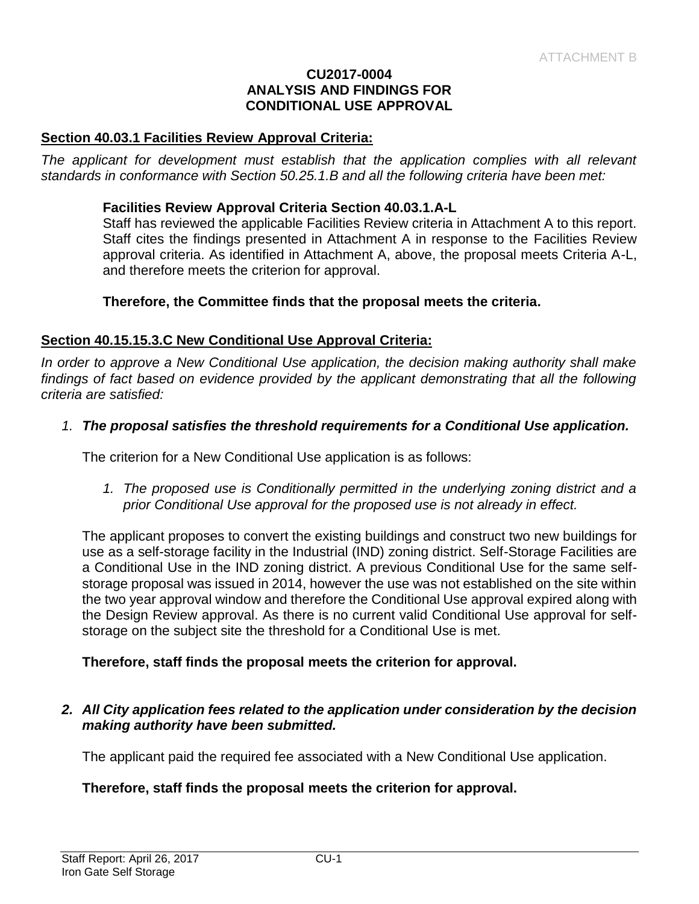ATTACHMENT B

**CU2017-0004**
**ANALYSIS AND FINDINGS FOR**
**CONDITIONAL USE APPROVAL**

**Section 40.03.1 Facilities Review Approval Criteria:**

*The applicant for development must establish that the application complies with all relevant standards in conformance with Section 50.25.1.B and all the following criteria have been met:*

**Facilities Review Approval Criteria Section 40.03.1.A-L**
Staff has reviewed the applicable Facilities Review criteria in Attachment A to this report. Staff cites the findings presented in Attachment A in response to the Facilities Review approval criteria. As identified in Attachment A, above, the proposal meets Criteria A-L, and therefore meets the criterion for approval.

**Therefore, the Committee finds that the proposal meets the criteria.**

**Section 40.15.15.3.C New Conditional Use Approval Criteria:**

*In order to approve a New Conditional Use application, the decision making authority shall make findings of fact based on evidence provided by the applicant demonstrating that all the following criteria are satisfied:*

1. ***The proposal satisfies the threshold requirements for a Conditional Use application.***

   The criterion for a New Conditional Use application is as follows:

   1. *The proposed use is Conditionally permitted in the underlying zoning district and a prior Conditional Use approval for the proposed use is not already in effect.*

   The applicant proposes to convert the existing buildings and construct two new buildings for use as a self-storage facility in the Industrial (IND) zoning district. Self-Storage Facilities are a Conditional Use in the IND zoning district. A previous Conditional Use for the same self-storage proposal was issued in 2014, however the use was not established on the site within the two year approval window and therefore the Conditional Use approval expired along with the Design Review approval. As there is no current valid Conditional Use approval for self-storage on the subject site the threshold for a Conditional Use is met.

   **Therefore, staff finds the proposal meets the criterion for approval.**

2. ***All City application fees related to the application under consideration by the decision making authority have been submitted.***

   The applicant paid the required fee associated with a New Conditional Use application.

   **Therefore, staff finds the proposal meets the criterion for approval.**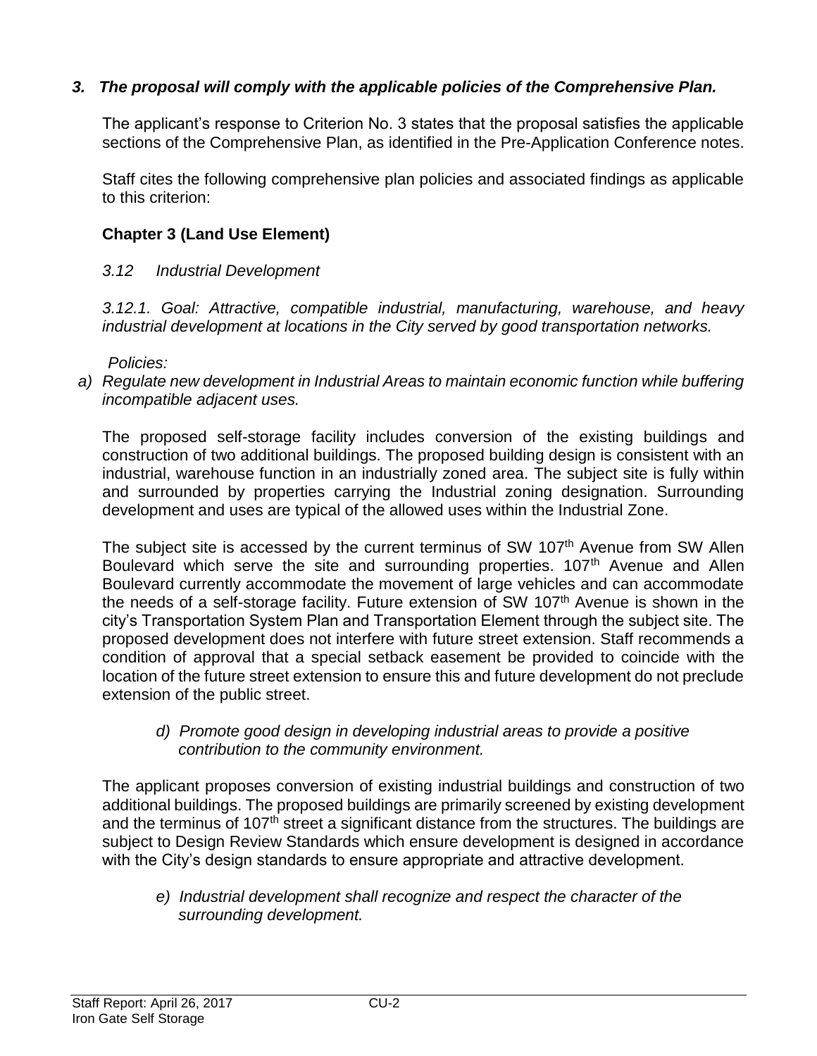***3. The proposal will comply with the applicable policies of the Comprehensive Plan.***

The applicant's response to Criterion No. 3 states that the proposal satisfies the applicable sections of the Comprehensive Plan, as identified in the Pre-Application Conference notes.

Staff cites the following comprehensive plan policies and associated findings as applicable to this criterion:

**Chapter 3 (Land Use Element)**

*3.12 Industrial Development*

*3.12.1. Goal: Attractive, compatible industrial, manufacturing, warehouse, and heavy industrial development at locations in the City served by good transportation networks.*

*Policies:*

*a) Regulate new development in Industrial Areas to maintain economic function while buffering incompatible adjacent uses.*

The proposed self-storage facility includes conversion of the existing buildings and construction of two additional buildings. The proposed building design is consistent with an industrial, warehouse function in an industrially zoned area. The subject site is fully within and surrounded by properties carrying the Industrial zoning designation. Surrounding development and uses are typical of the allowed uses within the Industrial Zone.

The subject site is accessed by the current terminus of SW 107th Avenue from SW Allen Boulevard which serve the site and surrounding properties. 107th Avenue and Allen Boulevard currently accommodate the movement of large vehicles and can accommodate the needs of a self-storage facility. Future extension of SW 107th Avenue is shown in the city's Transportation System Plan and Transportation Element through the subject site. The proposed development does not interfere with future street extension. Staff recommends a condition of approval that a special setback easement be provided to coincide with the location of the future street extension to ensure this and future development do not preclude extension of the public street.

*d) Promote good design in developing industrial areas to provide a positive contribution to the community environment.*

The applicant proposes conversion of existing industrial buildings and construction of two additional buildings. The proposed buildings are primarily screened by existing development and the terminus of 107th street a significant distance from the structures. The buildings are subject to Design Review Standards which ensure development is designed in accordance with the City's design standards to ensure appropriate and attractive development.

*e) Industrial development shall recognize and respect the character of the surrounding development.*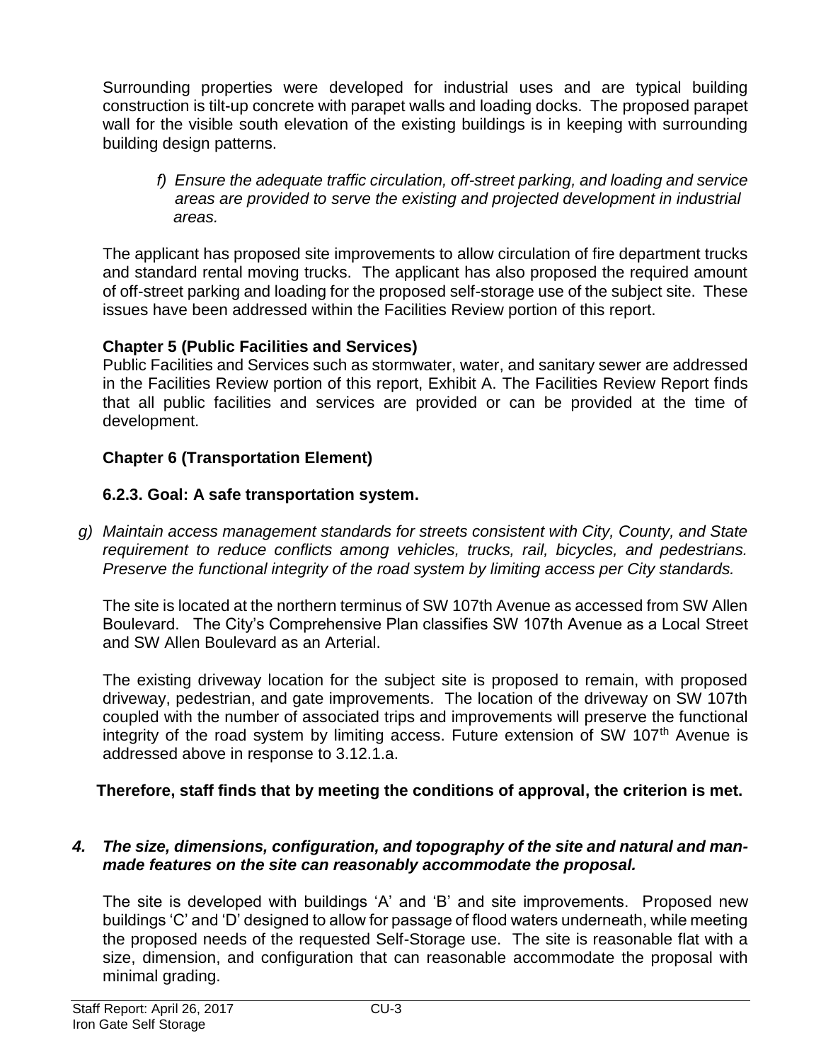Surrounding properties were developed for industrial uses and are typical building construction is tilt-up concrete with parapet walls and loading docks. The proposed parapet wall for the visible south elevation of the existing buildings is in keeping with surrounding building design patterns.

*f) Ensure the adequate traffic circulation, off-street parking, and loading and service areas are provided to serve the existing and projected development in industrial areas.*

The applicant has proposed site improvements to allow circulation of fire department trucks and standard rental moving trucks. The applicant has also proposed the required amount of off-street parking and loading for the proposed self-storage use of the subject site. These issues have been addressed within the Facilities Review portion of this report.

**Chapter 5 (Public Facilities and Services)**
Public Facilities and Services such as stormwater, water, and sanitary sewer are addressed in the Facilities Review portion of this report, Exhibit A. The Facilities Review Report finds that all public facilities and services are provided or can be provided at the time of development.

**Chapter 6 (Transportation Element)**

**6.2.3. Goal: A safe transportation system.**

*g) Maintain access management standards for streets consistent with City, County, and State requirement to reduce conflicts among vehicles, trucks, rail, bicycles, and pedestrians. Preserve the functional integrity of the road system by limiting access per City standards.*

The site is located at the northern terminus of SW 107th Avenue as accessed from SW Allen Boulevard. The City's Comprehensive Plan classifies SW 107th Avenue as a Local Street and SW Allen Boulevard as an Arterial.

The existing driveway location for the subject site is proposed to remain, with proposed driveway, pedestrian, and gate improvements. The location of the driveway on SW 107th coupled with the number of associated trips and improvements will preserve the functional integrity of the road system by limiting access. Future extension of SW 107th Avenue is addressed above in response to 3.12.1.a.

**Therefore, staff finds that by meeting the conditions of approval, the criterion is met.**

***4. The size, dimensions, configuration, and topography of the site and natural and man-made features on the site can reasonably accommodate the proposal.***

The site is developed with buildings 'A' and 'B' and site improvements. Proposed new buildings 'C' and 'D' designed to allow for passage of flood waters underneath, while meeting the proposed needs of the requested Self-Storage use. The site is reasonable flat with a size, dimension, and configuration that can reasonable accommodate the proposal with minimal grading.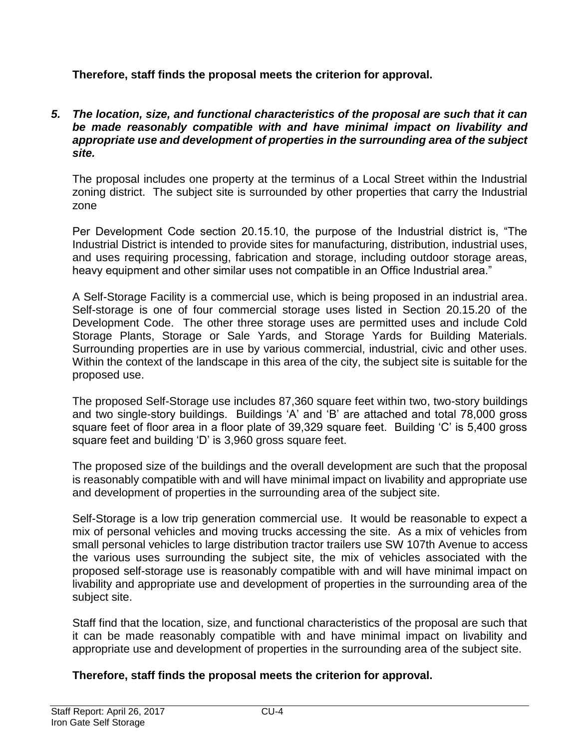**Therefore, staff finds the proposal meets the criterion for approval.**

5. ***The location, size, and functional characteristics of the proposal are such that it can be made reasonably compatible with and have minimal impact on livability and appropriate use and development of properties in the surrounding area of the subject site.***

   The proposal includes one property at the terminus of a Local Street within the Industrial zoning district. The subject site is surrounded by other properties that carry the Industrial zone

   Per Development Code section 20.15.10, the purpose of the Industrial district is, "The Industrial District is intended to provide sites for manufacturing, distribution, industrial uses, and uses requiring processing, fabrication and storage, including outdoor storage areas, heavy equipment and other similar uses not compatible in an Office Industrial area."

   A Self-Storage Facility is a commercial use, which is being proposed in an industrial area. Self-storage is one of four commercial storage uses listed in Section 20.15.20 of the Development Code. The other three storage uses are permitted uses and include Cold Storage Plants, Storage or Sale Yards, and Storage Yards for Building Materials. Surrounding properties are in use by various commercial, industrial, civic and other uses. Within the context of the landscape in this area of the city, the subject site is suitable for the proposed use.

   The proposed Self-Storage use includes 87,360 square feet within two, two-story buildings and two single-story buildings. Buildings 'A' and 'B' are attached and total 78,000 gross square feet of floor area in a floor plate of 39,329 square feet. Building 'C' is 5,400 gross square feet and building 'D' is 3,960 gross square feet.

   The proposed size of the buildings and the overall development are such that the proposal is reasonably compatible with and will have minimal impact on livability and appropriate use and development of properties in the surrounding area of the subject site.

   Self-Storage is a low trip generation commercial use. It would be reasonable to expect a mix of personal vehicles and moving trucks accessing the site. As a mix of vehicles from small personal vehicles to large distribution tractor trailers use SW 107th Avenue to access the various uses surrounding the subject site, the mix of vehicles associated with the proposed self-storage use is reasonably compatible with and will have minimal impact on livability and appropriate use and development of properties in the surrounding area of the subject site.

   Staff find that the location, size, and functional characteristics of the proposal are such that it can be made reasonably compatible with and have minimal impact on livability and appropriate use and development of properties in the surrounding area of the subject site.

   **Therefore, staff finds the proposal meets the criterion for approval.**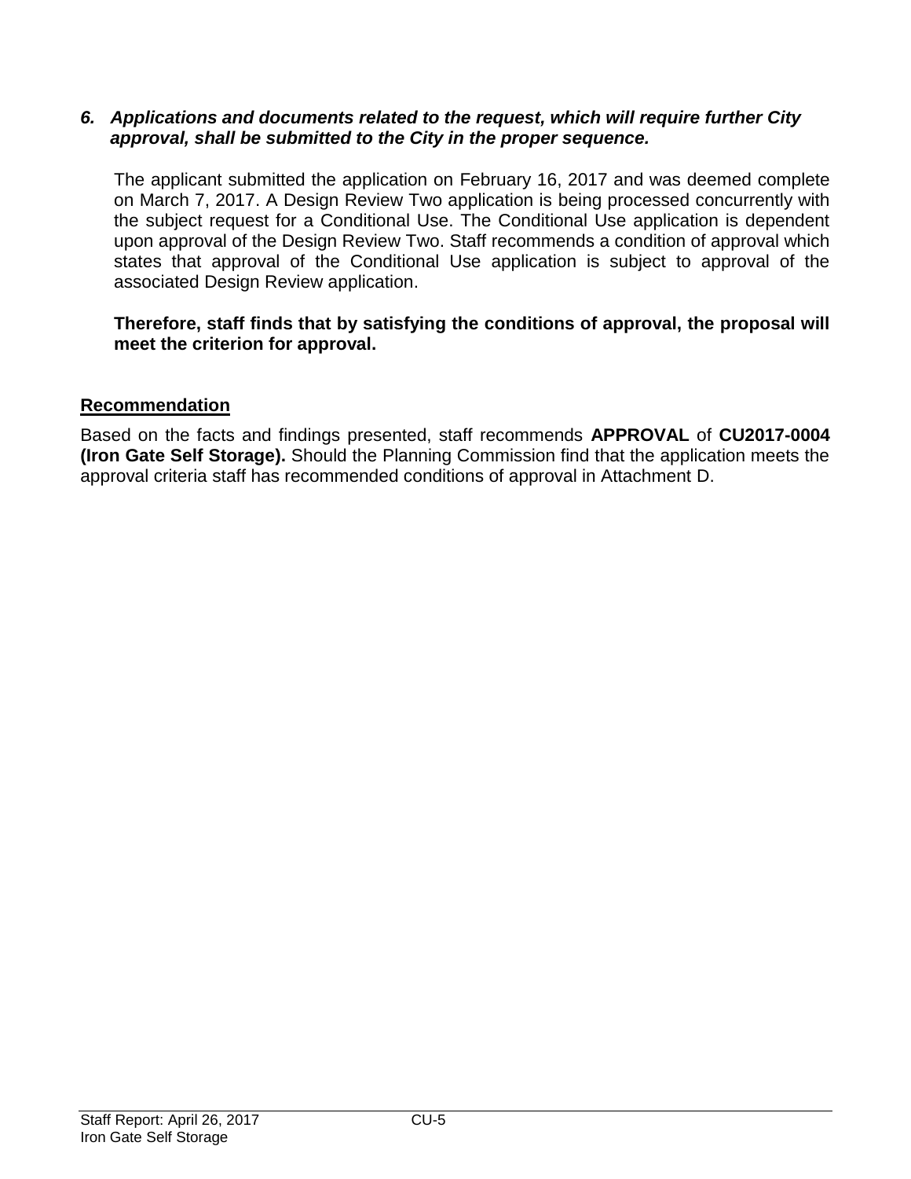***6. Applications and documents related to the request, which will require further City approval, shall be submitted to the City in the proper sequence.***

The applicant submitted the application on February 16, 2017 and was deemed complete on March 7, 2017. A Design Review Two application is being processed concurrently with the subject request for a Conditional Use. The Conditional Use application is dependent upon approval of the Design Review Two. Staff recommends a condition of approval which states that approval of the Conditional Use application is subject to approval of the associated Design Review application.

**Therefore, staff finds that by satisfying the conditions of approval, the proposal will meet the criterion for approval.**

## Recommendation

Based on the facts and findings presented, staff recommends **APPROVAL** of **CU2017-0004 (Iron Gate Self Storage).** Should the Planning Commission find that the application meets the approval criteria staff has recommended conditions of approval in Attachment D.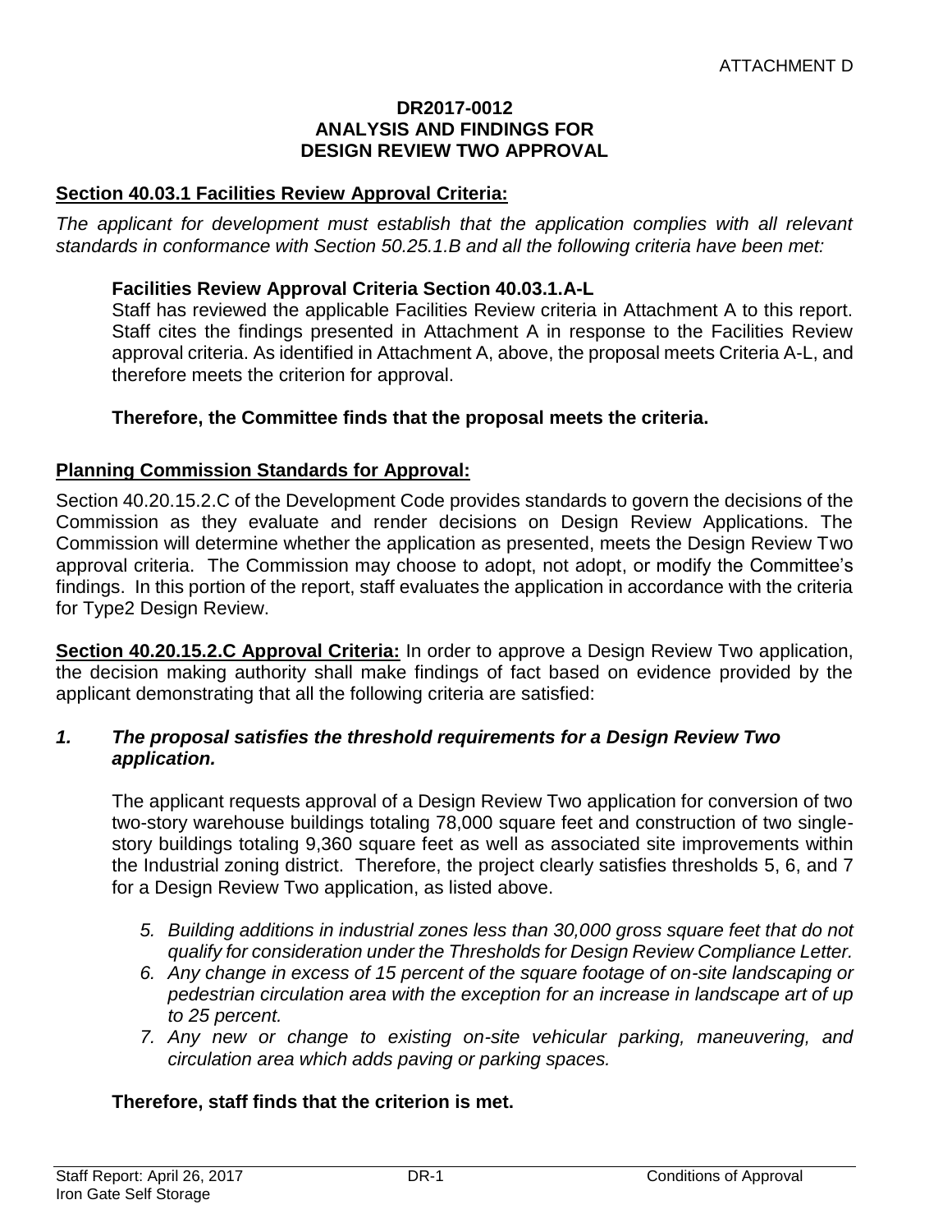ATTACHMENT D

**DR2017-0012**
**ANALYSIS AND FINDINGS FOR**
**DESIGN REVIEW TWO APPROVAL**

## Section 40.03.1 Facilities Review Approval Criteria:

*The applicant for development must establish that the application complies with all relevant standards in conformance with Section 50.25.1.B and all the following criteria have been met:*

**Facilities Review Approval Criteria Section 40.03.1.A-L**

Staff has reviewed the applicable Facilities Review criteria in Attachment A to this report. Staff cites the findings presented in Attachment A in response to the Facilities Review approval criteria. As identified in Attachment A, above, the proposal meets Criteria A-L, and therefore meets the criterion for approval.

**Therefore, the Committee finds that the proposal meets the criteria.**

## Planning Commission Standards for Approval:

Section 40.20.15.2.C of the Development Code provides standards to govern the decisions of the Commission as they evaluate and render decisions on Design Review Applications. The Commission will determine whether the application as presented, meets the Design Review Two approval criteria. The Commission may choose to adopt, not adopt, or modify the Committee's findings. In this portion of the report, staff evaluates the application in accordance with the criteria for Type2 Design Review.

**Section 40.20.15.2.C Approval Criteria:** In order to approve a Design Review Two application, the decision making authority shall make findings of fact based on evidence provided by the applicant demonstrating that all the following criteria are satisfied:

***1. The proposal satisfies the threshold requirements for a Design Review Two application.***

The applicant requests approval of a Design Review Two application for conversion of two two-story warehouse buildings totaling 78,000 square feet and construction of two single-story buildings totaling 9,360 square feet as well as associated site improvements within the Industrial zoning district. Therefore, the project clearly satisfies thresholds 5, 6, and 7 for a Design Review Two application, as listed above.

*5. Building additions in industrial zones less than 30,000 gross square feet that do not qualify for consideration under the Thresholds for Design Review Compliance Letter.*

*6. Any change in excess of 15 percent of the square footage of on-site landscaping or pedestrian circulation area with the exception for an increase in landscape art of up to 25 percent.*

*7. Any new or change to existing on-site vehicular parking, maneuvering, and circulation area which adds paving or parking spaces.*

**Therefore, staff finds that the criterion is met.**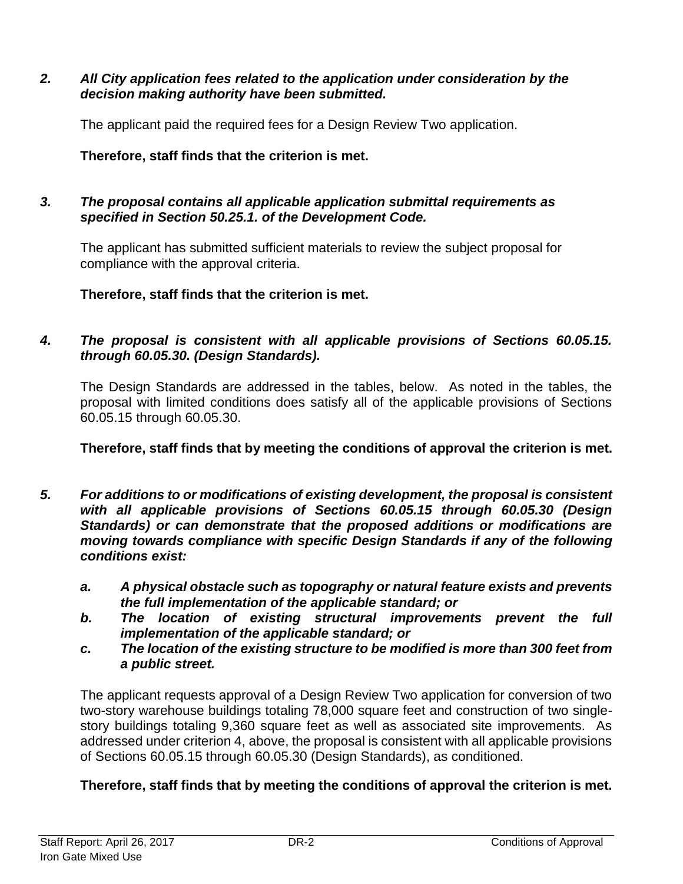*2. All City application fees related to the application under consideration by the decision making authority have been submitted.*

The applicant paid the required fees for a Design Review Two application.

**Therefore, staff finds that the criterion is met.**

*3. The proposal contains all applicable application submittal requirements as specified in Section 50.25.1. of the Development Code.*

The applicant has submitted sufficient materials to review the subject proposal for compliance with the approval criteria.

**Therefore, staff finds that the criterion is met.**

*4. The proposal is consistent with all applicable provisions of Sections 60.05.15. through 60.05.30. (Design Standards).*

The Design Standards are addressed in the tables, below. As noted in the tables, the proposal with limited conditions does satisfy all of the applicable provisions of Sections 60.05.15 through 60.05.30.

**Therefore, staff finds that by meeting the conditions of approval the criterion is met.**

*5. For additions to or modifications of existing development, the proposal is consistent with all applicable provisions of Sections 60.05.15 through 60.05.30 (Design Standards) or can demonstrate that the proposed additions or modifications are moving towards compliance with specific Design Standards if any of the following conditions exist:*

*a. A physical obstacle such as topography or natural feature exists and prevents the full implementation of the applicable standard; or*

*b. The location of existing structural improvements prevent the full implementation of the applicable standard; or*

*c. The location of the existing structure to be modified is more than 300 feet from a public street.*

The applicant requests approval of a Design Review Two application for conversion of two two-story warehouse buildings totaling 78,000 square feet and construction of two single-story buildings totaling 9,360 square feet as well as associated site improvements. As addressed under criterion 4, above, the proposal is consistent with all applicable provisions of Sections 60.05.15 through 60.05.30 (Design Standards), as conditioned.

**Therefore, staff finds that by meeting the conditions of approval the criterion is met.**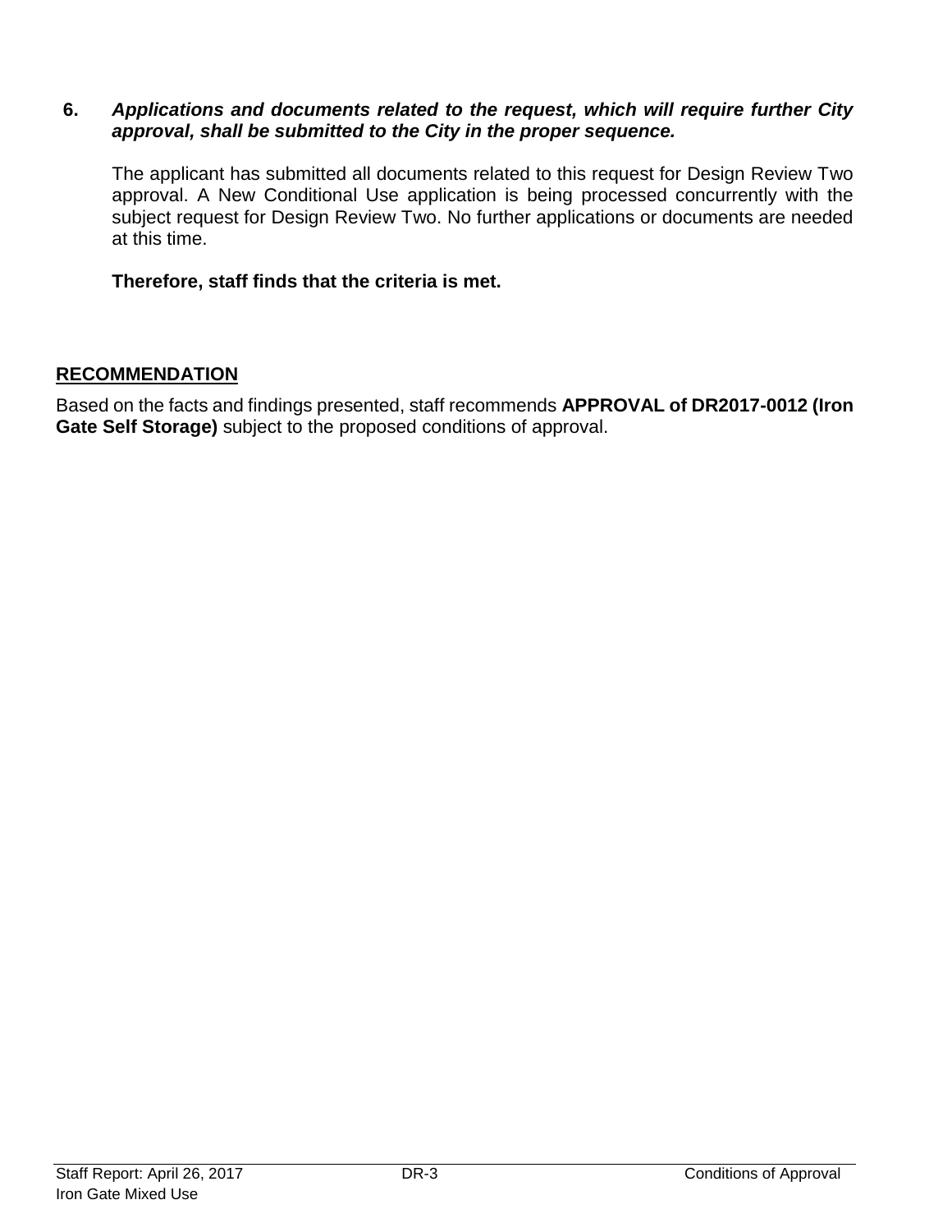**6.** ***Applications and documents related to the request, which will require further City approval, shall be submitted to the City in the proper sequence.***

The applicant has submitted all documents related to this request for Design Review Two approval. A New Conditional Use application is being processed concurrently with the subject request for Design Review Two. No further applications or documents are needed at this time.

**Therefore, staff finds that the criteria is met.**

## RECOMMENDATION

Based on the facts and findings presented, staff recommends **APPROVAL of DR2017-0012 (Iron Gate Self Storage)** subject to the proposed conditions of approval.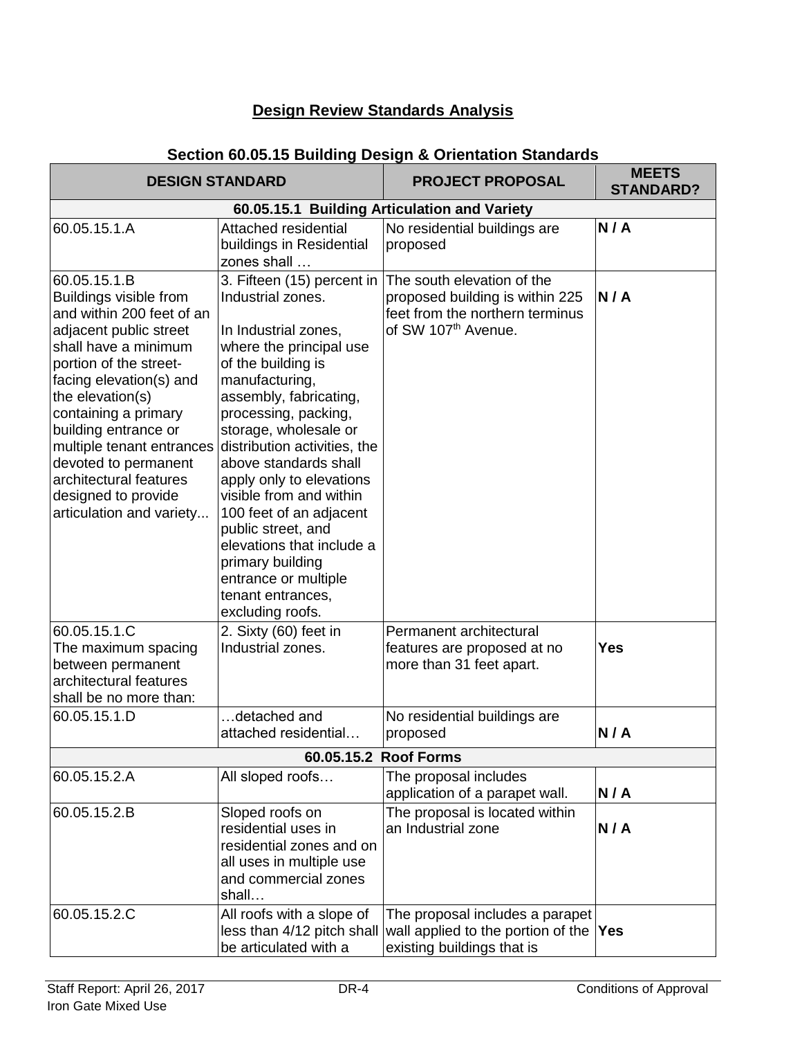## Design Review Standards Analysis

### Section 60.05.15 Building Design & Orientation Standards

| DESIGN STANDARD | | PROJECT PROPOSAL | MEETS STANDARD? |
|---|---|---|---|
| **60.05.15.1 Building Articulation and Variety** | | | |
| 60.05.15.1.A | Attached residential buildings in Residential zones shall … | No residential buildings are proposed | **N / A** |
| 60.05.15.1.B Buildings visible from and within 200 feet of an adjacent public street shall have a minimum portion of the street-facing elevation(s) and the elevation(s) containing a primary building entrance or multiple tenant entrances devoted to permanent architectural features designed to provide articulation and variety... | 3. Fifteen (15) percent in Industrial zones.<br><br>In Industrial zones, where the principal use of the building is manufacturing, assembly, fabricating, processing, packing, storage, wholesale or distribution activities, the above standards shall apply only to elevations visible from and within 100 feet of an adjacent public street, and elevations that include a primary building entrance or multiple tenant entrances, excluding roofs. | The south elevation of the proposed building is within 225 feet from the northern terminus of SW 107th Avenue. | **N / A** |
| 60.05.15.1.C The maximum spacing between permanent architectural features shall be no more than: | 2. Sixty (60) feet in Industrial zones. | Permanent architectural features are proposed at no more than 31 feet apart. | **Yes** |
| 60.05.15.1.D | …detached and attached residential… | No residential buildings are proposed | **N / A** |
| **60.05.15.2 Roof Forms** | | | |
| 60.05.15.2.A | All sloped roofs… | The proposal includes application of a parapet wall. | **N / A** |
| 60.05.15.2.B | Sloped roofs on residential uses in residential zones and on all uses in multiple use and commercial zones shall… | The proposal is located within an Industrial zone | **N / A** |
| 60.05.15.2.C | All roofs with a slope of less than 4/12 pitch shall be articulated with a | The proposal includes a parapet wall applied to the portion of the existing buildings that is | **Yes** |

Staff Report: April 26, 2017
Iron Gate Mixed Use

DR-4

Conditions of Approval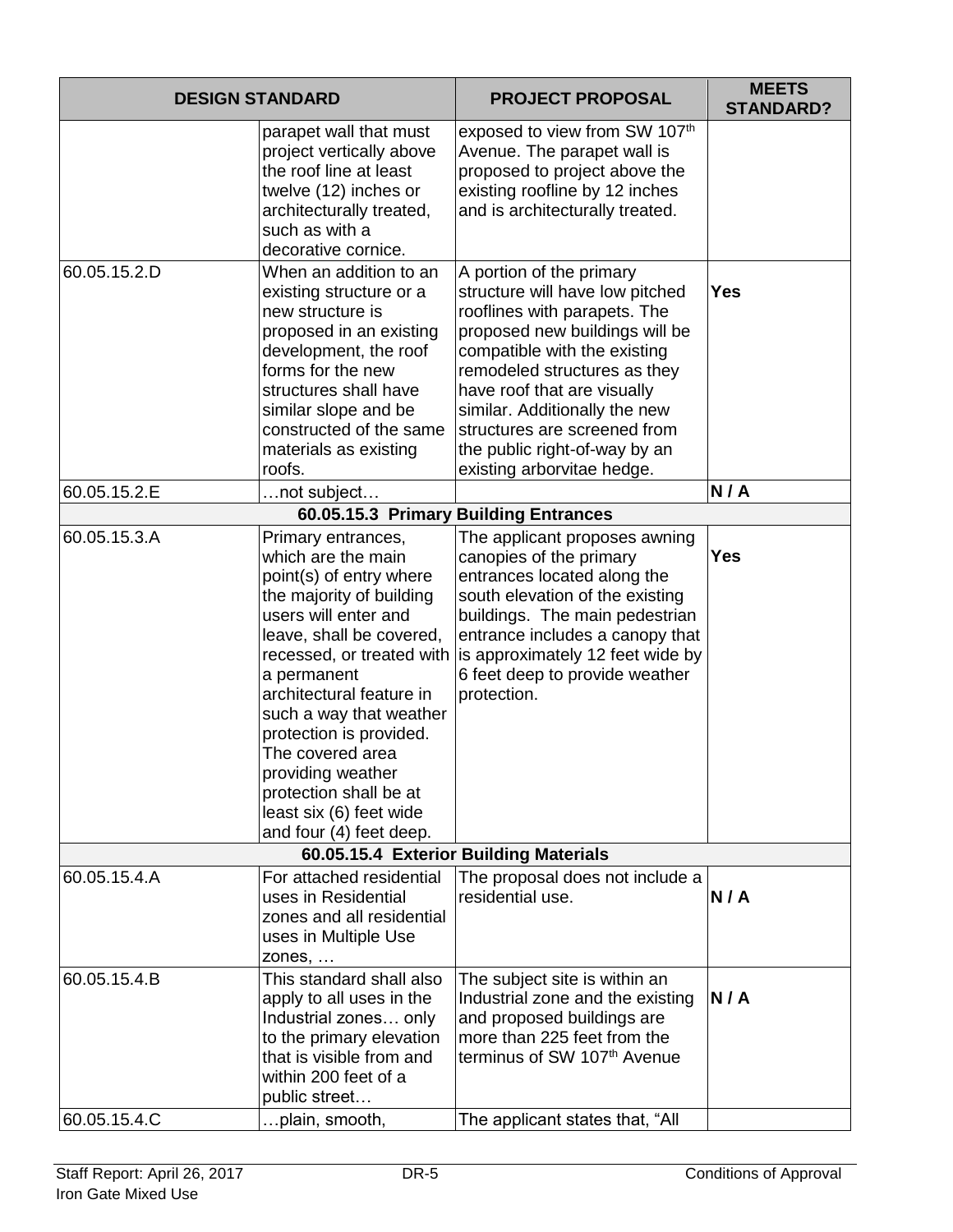| DESIGN STANDARD | | PROJECT PROPOSAL | MEETS STANDARD? |
|---|---|---|---|
| | parapet wall that must project vertically above the roof line at least twelve (12) inches or architecturally treated, such as with a decorative cornice. | exposed to view from SW 107th Avenue. The parapet wall is proposed to project above the existing roofline by 12 inches and is architecturally treated. | |
| 60.05.15.2.D | When an addition to an existing structure or a new structure is proposed in an existing development, the roof forms for the new structures shall have similar slope and be constructed of the same materials as existing roofs. | A portion of the primary structure will have low pitched rooflines with parapets. The proposed new buildings will be compatible with the existing remodeled structures as they have roof that are visually similar. Additionally the new structures are screened from the public right-of-way by an existing arborvitae hedge. | **Yes** |
| 60.05.15.2.E | …not subject… | | **N / A** |
| | **60.05.15.3 Primary Building Entrances** | | |
| 60.05.15.3.A | Primary entrances, which are the main point(s) of entry where the majority of building users will enter and leave, shall be covered, recessed, or treated with a permanent architectural feature in such a way that weather protection is provided. The covered area providing weather protection shall be at least six (6) feet wide and four (4) feet deep. | The applicant proposes awning canopies of the primary entrances located along the south elevation of the existing buildings. The main pedestrian entrance includes a canopy that is approximately 12 feet wide by 6 feet deep to provide weather protection. | **Yes** |
| | **60.05.15.4 Exterior Building Materials** | | |
| 60.05.15.4.A | For attached residential uses in Residential zones and all residential uses in Multiple Use zones, … | The proposal does not include a residential use. | **N / A** |
| 60.05.15.4.B | This standard shall also apply to all uses in the Industrial zones… only to the primary elevation that is visible from and within 200 feet of a public street… | The subject site is within an Industrial zone and the existing and proposed buildings are more than 225 feet from the terminus of SW 107th Avenue | **N / A** |
| 60.05.15.4.C | …plain, smooth, | The applicant states that, "All | |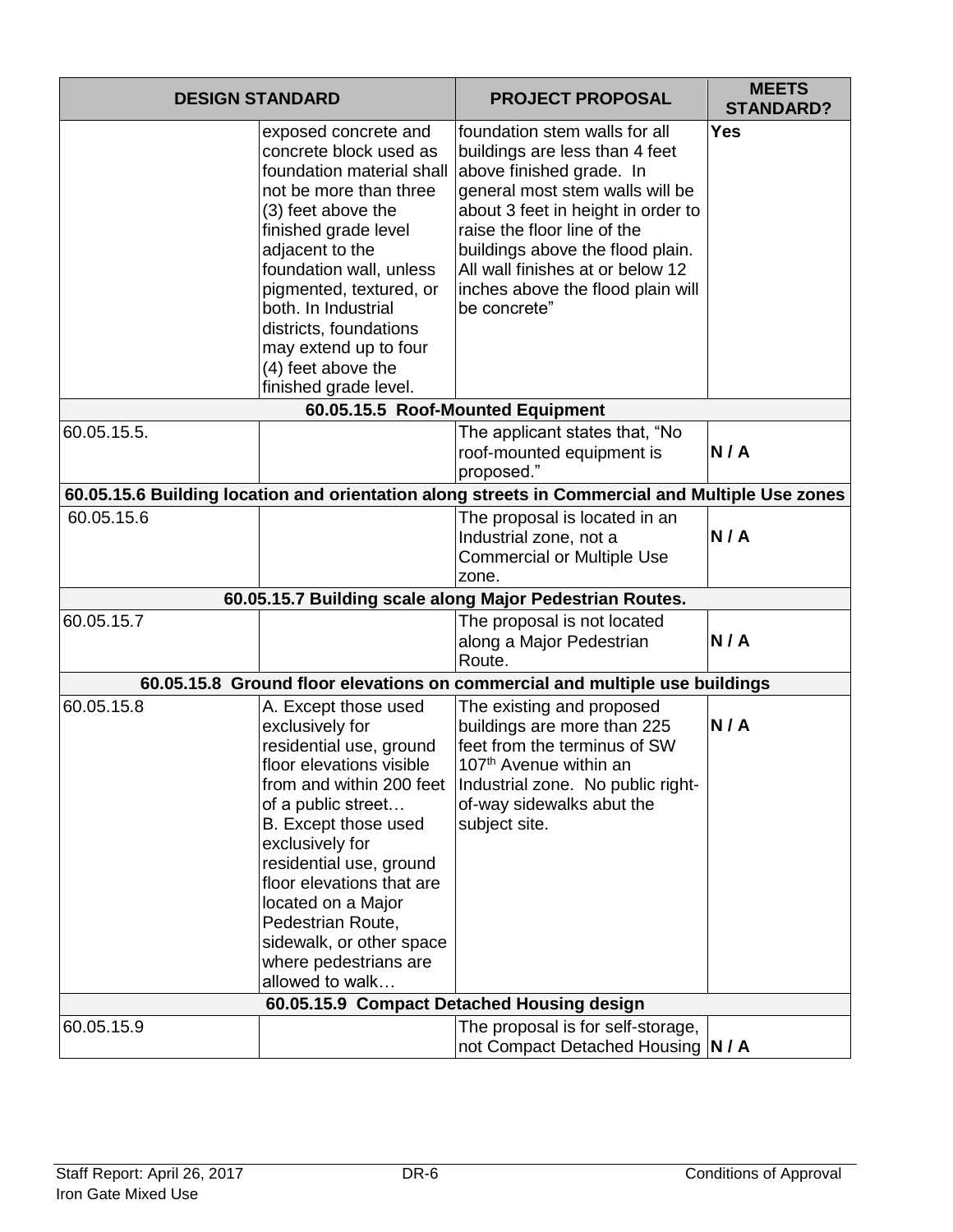| DESIGN STANDARD | | PROJECT PROPOSAL | MEETS STANDARD? |
|---|---|---|---|
| | exposed concrete and concrete block used as foundation material shall not be more than three (3) feet above the finished grade level adjacent to the foundation wall, unless pigmented, textured, or both. In Industrial districts, foundations may extend up to four (4) feet above the finished grade level. | foundation stem walls for all buildings are less than 4 feet above finished grade. In general most stem walls will be about 3 feet in height in order to raise the floor line of the buildings above the flood plain. All wall finishes at or below 12 inches above the flood plain will be concrete" | **Yes** |
| **60.05.15.5 Roof-Mounted Equipment** | | | |
| 60.05.15.5. | | The applicant states that, "No roof-mounted equipment is proposed." | **N / A** |
| **60.05.15.6 Building location and orientation along streets in Commercial and Multiple Use zones** | | | |
| 60.05.15.6 | | The proposal is located in an Industrial zone, not a Commercial or Multiple Use zone. | **N / A** |
| **60.05.15.7 Building scale along Major Pedestrian Routes.** | | | |
| 60.05.15.7 | | The proposal is not located along a Major Pedestrian Route. | **N / A** |
| **60.05.15.8 Ground floor elevations on commercial and multiple use buildings** | | | |
| 60.05.15.8 | A. Except those used exclusively for residential use, ground floor elevations visible from and within 200 feet of a public street… B. Except those used exclusively for residential use, ground floor elevations that are located on a Major Pedestrian Route, sidewalk, or other space where pedestrians are allowed to walk… | The existing and proposed buildings are more than 225 feet from the terminus of SW 107th Avenue within an Industrial zone. No public right-of-way sidewalks abut the subject site. | **N / A** |
| **60.05.15.9 Compact Detached Housing design** | | | |
| 60.05.15.9 | | The proposal is for self-storage, not Compact Detached Housing | **N / A** |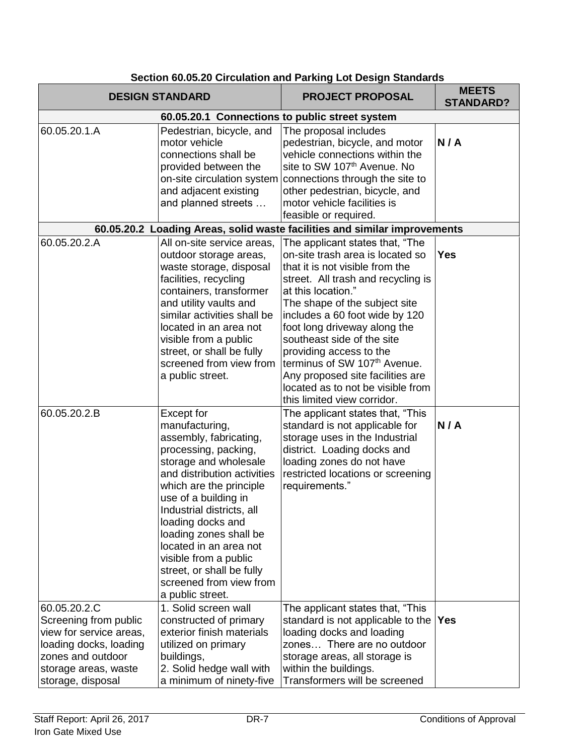**Section 60.05.20 Circulation and Parking Lot Design Standards**

| DESIGN STANDARD | | PROJECT PROPOSAL | MEETS STANDARD? |
|---|---|---|---|
| **60.05.20.1 Connections to public street system** | | | |
| 60.05.20.1.A | Pedestrian, bicycle, and motor vehicle connections shall be provided between the on-site circulation system and adjacent existing and planned streets … | The proposal includes pedestrian, bicycle, and motor vehicle connections within the site to SW 107th Avenue. No connections through the site to other pedestrian, bicycle, and motor vehicle facilities is feasible or required. | **N / A** |
| **60.05.20.2 Loading Areas, solid waste facilities and similar improvements** | | | |
| 60.05.20.2.A | All on-site service areas, outdoor storage areas, waste storage, disposal facilities, recycling containers, transformer and utility vaults and similar activities shall be located in an area not visible from a public street, or shall be fully screened from view from a public street. | The applicant states that, "The on-site trash area is located so that it is not visible from the street. All trash and recycling is at this location." The shape of the subject site includes a 60 foot wide by 120 foot long driveway along the southeast side of the site providing access to the terminus of SW 107th Avenue. Any proposed site facilities are located as to not be visible from this limited view corridor. | **Yes** |
| 60.05.20.2.B | Except for manufacturing, assembly, fabricating, processing, packing, storage and wholesale and distribution activities which are the principle use of a building in Industrial districts, all loading docks and loading zones shall be located in an area not visible from a public street, or shall be fully screened from view from a public street. | The applicant states that, "This standard is not applicable for storage uses in the Industrial district. Loading docks and loading zones do not have restricted locations or screening requirements." | **N / A** |
| 60.05.20.2.C Screening from public view for service areas, loading docks, loading zones and outdoor storage areas, waste storage, disposal | 1. Solid screen wall constructed of primary exterior finish materials utilized on primary buildings,<br>2. Solid hedge wall with a minimum of ninety-five | The applicant states that, "This standard is not applicable to the loading docks and loading zones… There are no outdoor storage areas, all storage is within the buildings. Transformers will be screened | **Yes** |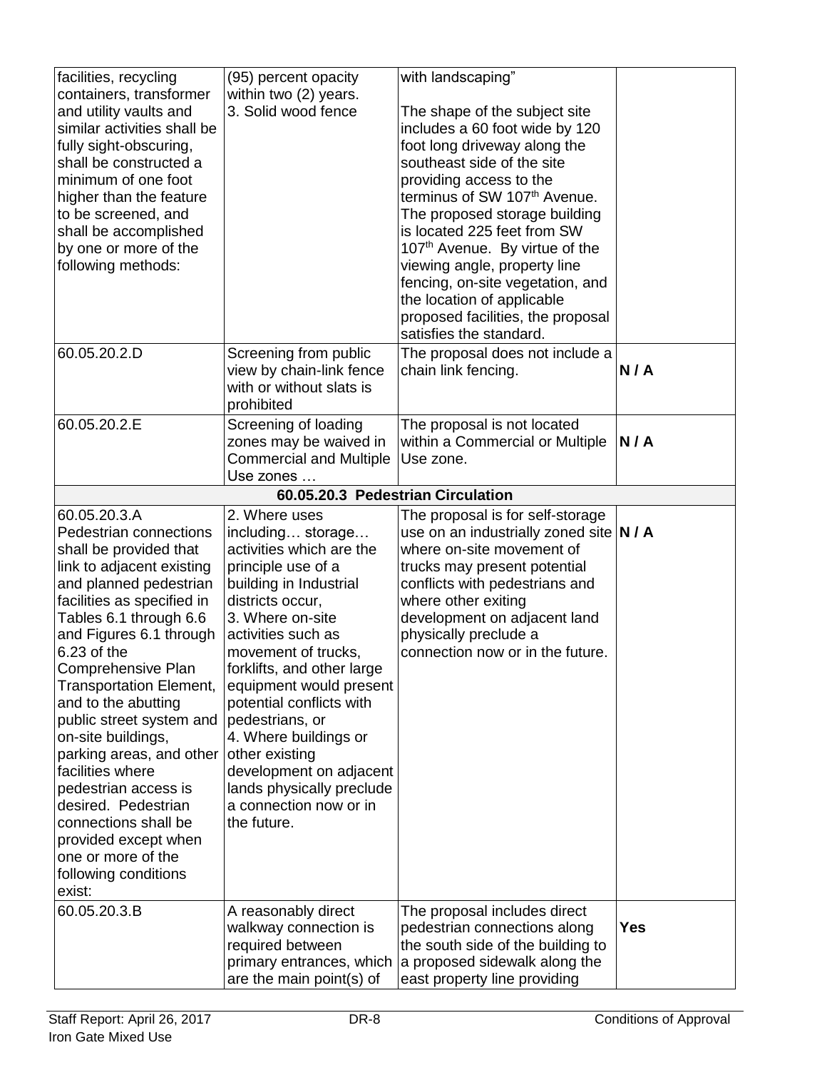| | | | |
|---|---|---|---|
| facilities, recycling containers, transformer and utility vaults and similar activities shall be fully sight-obscuring, shall be constructed a minimum of one foot higher than the feature to be screened, and shall be accomplished by one or more of the following methods: | (95) percent opacity within two (2) years. 3. Solid wood fence | with landscaping" The shape of the subject site includes a 60 foot wide by 120 foot long driveway along the southeast side of the site providing access to the terminus of SW 107th Avenue. The proposed storage building is located 225 feet from SW 107th Avenue. By virtue of the viewing angle, property line fencing, on-site vegetation, and the location of applicable proposed facilities, the proposal satisfies the standard. | |
| 60.05.20.2.D | Screening from public view by chain-link fence with or without slats is prohibited | The proposal does not include a chain link fencing. | **N / A** |
| 60.05.20.2.E | Screening of loading zones may be waived in Commercial and Multiple Use zones … | The proposal is not located within a Commercial or Multiple Use zone. | **N / A** |
| **60.05.20.3 Pedestrian Circulation** | | | |
| 60.05.20.3.A Pedestrian connections shall be provided that link to adjacent existing and planned pedestrian facilities as specified in Tables 6.1 through 6.6 and Figures 6.1 through 6.23 of the Comprehensive Plan Transportation Element, and to the abutting public street system and on-site buildings, parking areas, and other facilities where pedestrian access is desired. Pedestrian connections shall be provided except when one or more of the following conditions exist: | 2. Where uses including… storage… activities which are the principle use of a building in Industrial districts occur, 3. Where on-site activities such as movement of trucks, forklifts, and other large equipment would present potential conflicts with pedestrians, or 4. Where buildings or other existing development on adjacent lands physically preclude a connection now or in the future. | The proposal is for self-storage use on an industrially zoned site where on-site movement of trucks may present potential conflicts with pedestrians and where other exiting development on adjacent land physically preclude a connection now or in the future. | **N / A** |
| 60.05.20.3.B | A reasonably direct walkway connection is required between primary entrances, which are the main point(s) of | The proposal includes direct pedestrian connections along the south side of the building to a proposed sidewalk along the east property line providing | **Yes** |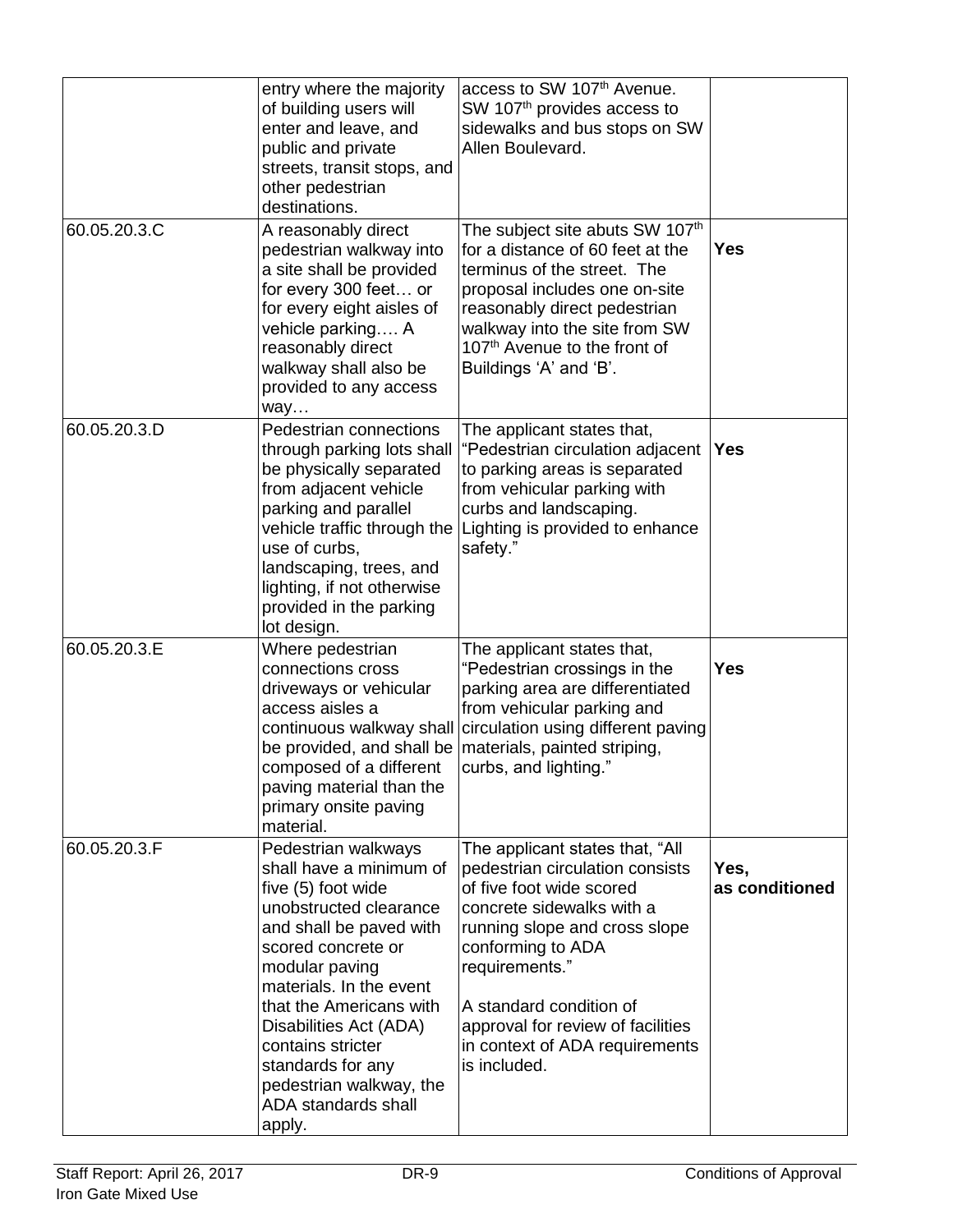| | | | |
|---|---|---|---|
| | entry where the majority of building users will enter and leave, and public and private streets, transit stops, and other pedestrian destinations. | access to SW 107th Avenue. SW 107th provides access to sidewalks and bus stops on SW Allen Boulevard. | |
| 60.05.20.3.C | A reasonably direct pedestrian walkway into a site shall be provided for every 300 feet… or for every eight aisles of vehicle parking…. A reasonably direct walkway shall also be provided to any access way… | The subject site abuts SW 107th for a distance of 60 feet at the terminus of the street. The proposal includes one on-site reasonably direct pedestrian walkway into the site from SW 107th Avenue to the front of Buildings 'A' and 'B'. | **Yes** |
| 60.05.20.3.D | Pedestrian connections through parking lots shall be physically separated from adjacent vehicle parking and parallel vehicle traffic through the use of curbs, landscaping, trees, and lighting, if not otherwise provided in the parking lot design. | The applicant states that, "Pedestrian circulation adjacent to parking areas is separated from vehicular parking with curbs and landscaping. Lighting is provided to enhance safety." | **Yes** |
| 60.05.20.3.E | Where pedestrian connections cross driveways or vehicular access aisles a continuous walkway shall be provided, and shall be composed of a different paving material than the primary onsite paving material. | The applicant states that, "Pedestrian crossings in the parking area are differentiated from vehicular parking and circulation using different paving materials, painted striping, curbs, and lighting." | **Yes** |
| 60.05.20.3.F | Pedestrian walkways shall have a minimum of five (5) foot wide unobstructed clearance and shall be paved with scored concrete or modular paving materials. In the event that the Americans with Disabilities Act (ADA) contains stricter standards for any pedestrian walkway, the ADA standards shall apply. | The applicant states that, "All pedestrian circulation consists of five foot wide scored concrete sidewalks with a running slope and cross slope conforming to ADA requirements."<br><br>A standard condition of approval for review of facilities in context of ADA requirements is included. | **Yes, as conditioned** |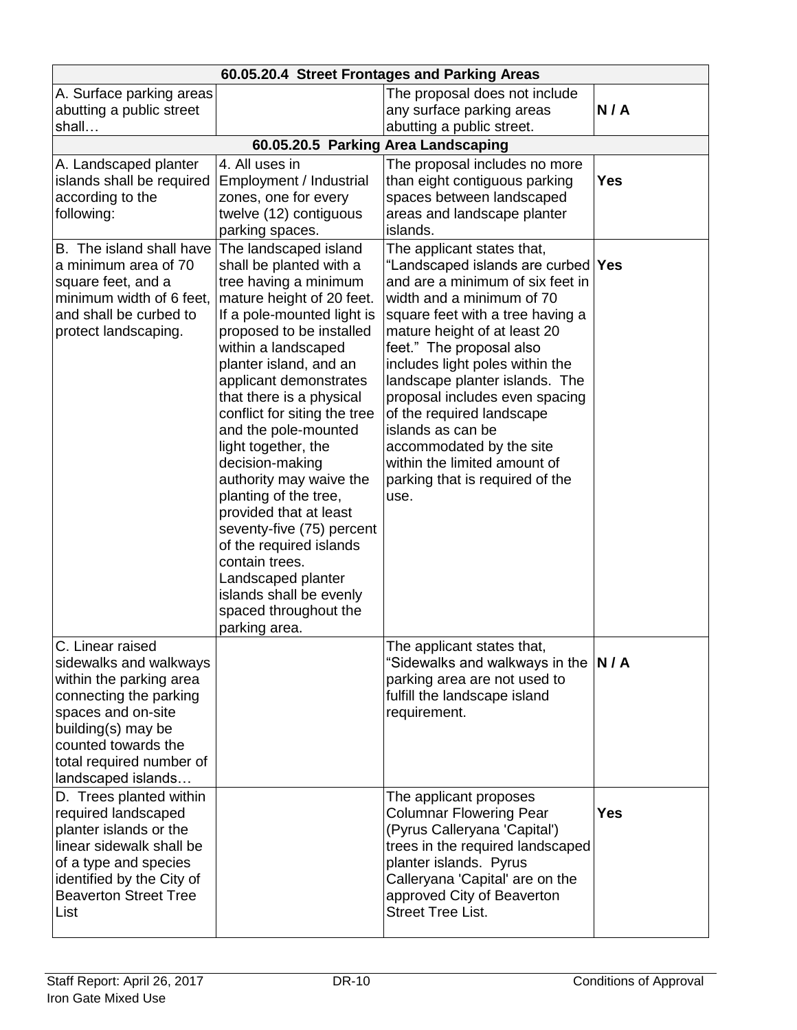| 60.05.20.4 Street Frontages and Parking Areas | | | |
|---|---|---|---|
| A. Surface parking areas abutting a public street shall… | | The proposal does not include any surface parking areas abutting a public street. | **N / A** |
| **60.05.20.5 Parking Area Landscaping** | | | |
| A. Landscaped planter islands shall be required according to the following: | 4. All uses in Employment / Industrial zones, one for every twelve (12) contiguous parking spaces. | The proposal includes no more than eight contiguous parking spaces between landscaped areas and landscape planter islands. | **Yes** |
| B. The island shall have a minimum area of 70 square feet, and a minimum width of 6 feet, and shall be curbed to protect landscaping. | The landscaped island shall be planted with a tree having a minimum mature height of 20 feet. If a pole-mounted light is proposed to be installed within a landscaped planter island, and an applicant demonstrates that there is a physical conflict for siting the tree and the pole-mounted light together, the decision-making authority may waive the planting of the tree, provided that at least seventy-five (75) percent of the required islands contain trees. Landscaped planter islands shall be evenly spaced throughout the parking area. | The applicant states that, "Landscaped islands are curbed and are a minimum of six feet in width and a minimum of 70 square feet with a tree having a mature height of at least 20 feet." The proposal also includes light poles within the landscape planter islands. The proposal includes even spacing of the required landscape islands as can be accommodated by the site within the limited amount of parking that is required of the use. | **Yes** |
| C. Linear raised sidewalks and walkways within the parking area connecting the parking spaces and on-site building(s) may be counted towards the total required number of landscaped islands… | | The applicant states that, "Sidewalks and walkways in the parking area are not used to fulfill the landscape island requirement. | **N / A** |
| D. Trees planted within required landscaped planter islands or the linear sidewalk shall be of a type and species identified by the City of Beaverton Street Tree List | | The applicant proposes Columnar Flowering Pear (Pyrus Calleryana 'Capital') trees in the required landscaped planter islands. Pyrus Calleryana 'Capital' are on the approved City of Beaverton Street Tree List. | **Yes** |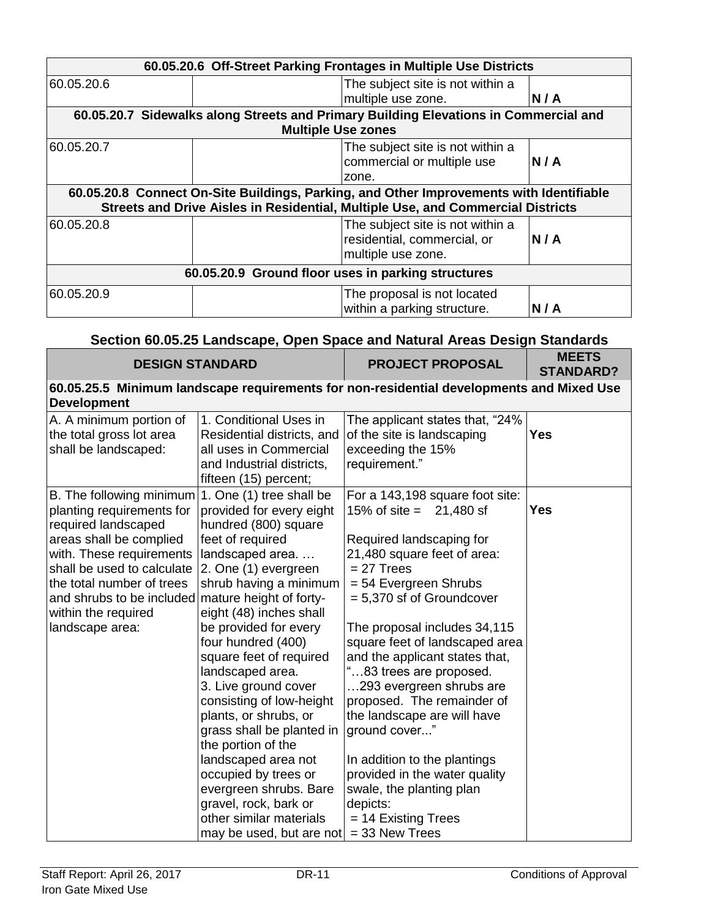| 60.05.20.6 Off-Street Parking Frontages in Multiple Use Districts | | | |
|---|---|---|---|
| 60.05.20.6 | | The subject site is not within a multiple use zone. | **N / A** |
| **60.05.20.7 Sidewalks along Streets and Primary Building Elevations in Commercial and Multiple Use zones** | | | |
| 60.05.20.7 | | The subject site is not within a commercial or multiple use zone. | **N / A** |
| **60.05.20.8 Connect On-Site Buildings, Parking, and Other Improvements with Identifiable Streets and Drive Aisles in Residential, Multiple Use, and Commercial Districts** | | | |
| 60.05.20.8 | | The subject site is not within a residential, commercial, or multiple use zone. | **N / A** |
| **60.05.20.9 Ground floor uses in parking structures** | | | |
| 60.05.20.9 | | The proposal is not located within a parking structure. | **N / A** |

## Section 60.05.25 Landscape, Open Space and Natural Areas Design Standards

| DESIGN STANDARD | | PROJECT PROPOSAL | MEETS STANDARD? |
|---|---|---|---|
| **60.05.25.5 Minimum landscape requirements for non-residential developments and Mixed Use Development** | | | |
| A. A minimum portion of the total gross lot area shall be landscaped: | 1. Conditional Uses in Residential districts, and all uses in Commercial and Industrial districts, fifteen (15) percent; | The applicant states that, "24% of the site is landscaping exceeding the 15% requirement." | **Yes** |
| B. The following minimum planting requirements for required landscaped areas shall be complied with. These requirements shall be used to calculate the total number of trees and shrubs to be included within the required landscape area: | 1. One (1) tree shall be provided for every eight hundred (800) square feet of required landscaped area. … 2. One (1) evergreen shrub having a minimum mature height of forty-eight (48) inches shall be provided for every four hundred (400) square feet of required landscaped area. 3. Live ground cover consisting of low-height plants, or shrubs, or grass shall be planted in the portion of the landscaped area not occupied by trees or evergreen shrubs. Bare gravel, rock, bark or other similar materials may be used, but are not | For a 143,198 square foot site: 15% of site = 21,480 sf<br><br>Required landscaping for 21,480 square feet of area:<br>= 27 Trees<br>= 54 Evergreen Shrubs<br>= 5,370 sf of Groundcover<br><br>The proposal includes 34,115 square feet of landscaped area and the applicant states that, "…83 trees are proposed. …293 evergreen shrubs are proposed. The remainder of the landscape are will have ground cover..."<br><br>In addition to the plantings provided in the water quality swale, the planting plan depicts:<br>= 14 Existing Trees<br>= 33 New Trees | **Yes** |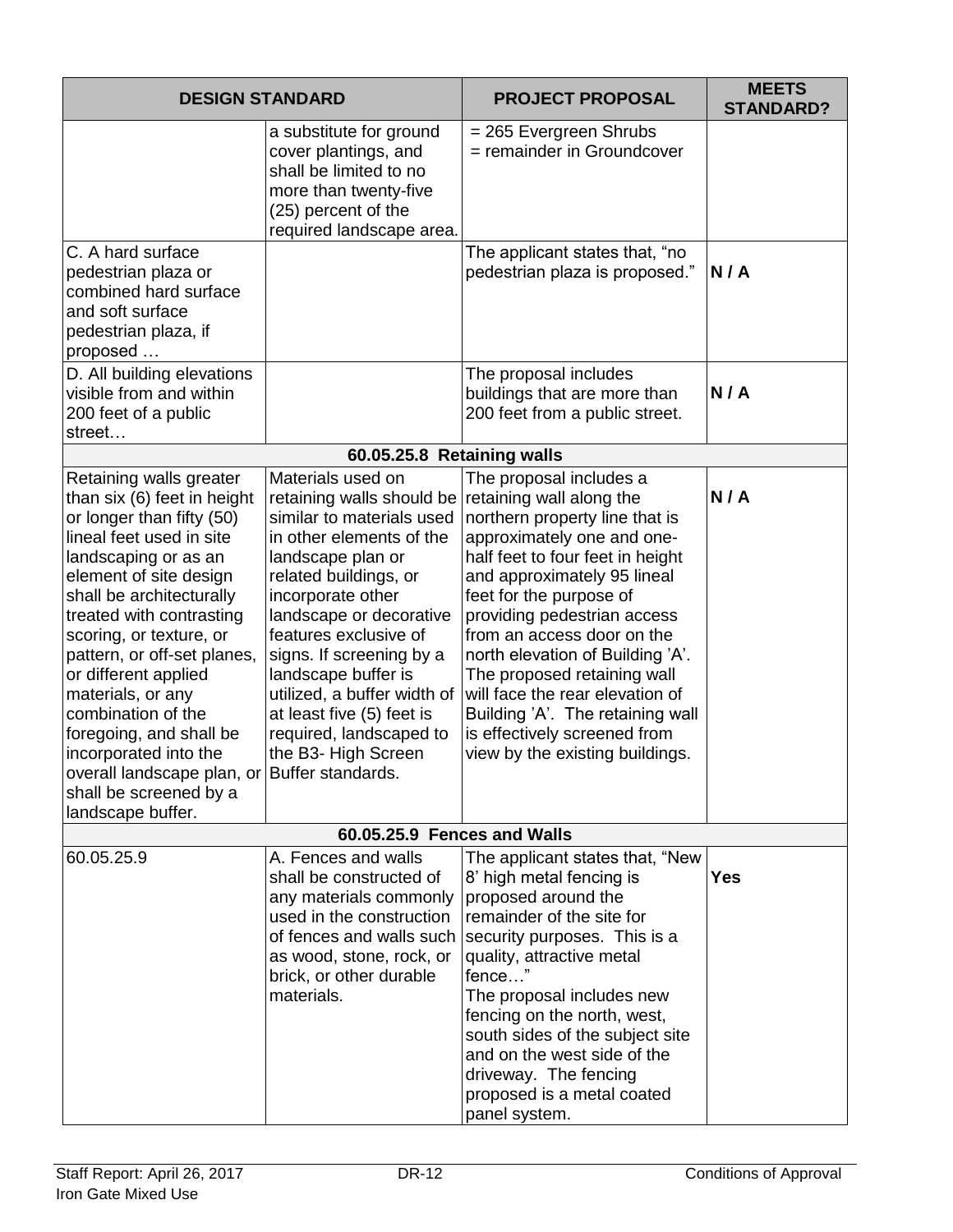| DESIGN STANDARD | | PROJECT PROPOSAL | MEETS STANDARD? |
|---|---|---|---|
| | a substitute for ground cover plantings, and shall be limited to no more than twenty-five (25) percent of the required landscape area. | = 265 Evergreen Shrubs<br>= remainder in Groundcover | |
| C. A hard surface pedestrian plaza or combined hard surface and soft surface pedestrian plaza, if proposed … | | The applicant states that, "no pedestrian plaza is proposed." | **N / A** |
| D. All building elevations visible from and within 200 feet of a public street… | | The proposal includes buildings that are more than 200 feet from a public street. | **N / A** |
| **60.05.25.8 Retaining walls** | | | |
| Retaining walls greater than six (6) feet in height or longer than fifty (50) lineal feet used in site landscaping or as an element of site design shall be architecturally treated with contrasting scoring, or texture, or pattern, or off-set planes, or different applied materials, or any combination of the foregoing, and shall be incorporated into the overall landscape plan, or shall be screened by a landscape buffer. | Materials used on retaining walls should be similar to materials used in other elements of the landscape plan or related buildings, or incorporate other landscape or decorative features exclusive of signs. If screening by a landscape buffer is utilized, a buffer width of at least five (5) feet is required, landscaped to the B3- High Screen Buffer standards. | The proposal includes a retaining wall along the northern property line that is approximately one and one-half feet to four feet in height and approximately 95 lineal feet for the purpose of providing pedestrian access from an access door on the north elevation of Building 'A'. The proposed retaining wall will face the rear elevation of Building 'A'. The retaining wall is effectively screened from view by the existing buildings. | **N / A** |
| **60.05.25.9 Fences and Walls** | | | |
| 60.05.25.9 | A. Fences and walls shall be constructed of any materials commonly used in the construction of fences and walls such as wood, stone, rock, or brick, or other durable materials. | The applicant states that, "New 8' high metal fencing is proposed around the remainder of the site for security purposes. This is a quality, attractive metal fence…"<br>The proposal includes new fencing on the north, west, south sides of the subject site and on the west side of the driveway. The fencing proposed is a metal coated panel system. | **Yes** |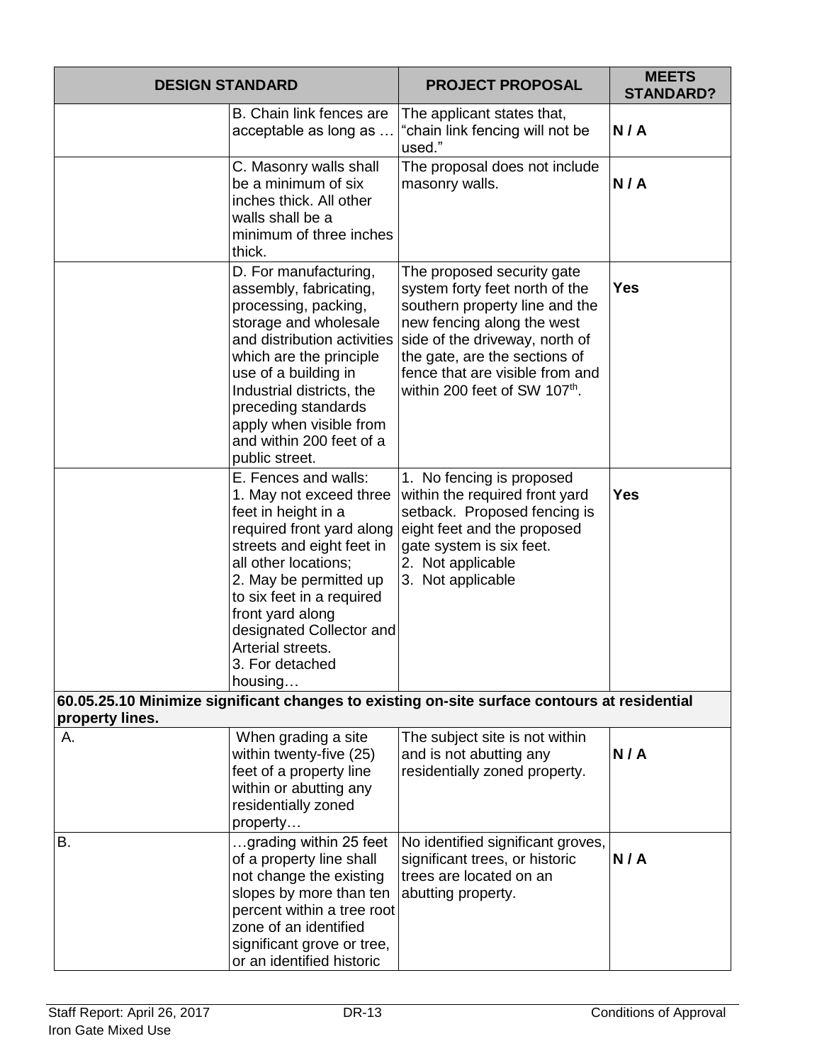| DESIGN STANDARD | | PROJECT PROPOSAL | MEETS STANDARD? |
|---|---|---|---|
| | B. Chain link fences are acceptable as long as … | The applicant states that, "chain link fencing will not be used." | **N / A** |
| | C. Masonry walls shall be a minimum of six inches thick. All other walls shall be a minimum of three inches thick. | The proposal does not include masonry walls. | **N / A** |
| | D. For manufacturing, assembly, fabricating, processing, packing, storage and wholesale and distribution activities which are the principle use of a building in Industrial districts, the preceding standards apply when visible from and within 200 feet of a public street. | The proposed security gate system forty feet north of the southern property line and the new fencing along the west side of the driveway, north of the gate, are the sections of fence that are visible from and within 200 feet of SW 107th. | **Yes** |
| | E. Fences and walls: 1. May not exceed three feet in height in a required front yard along streets and eight feet in all other locations; 2. May be permitted up to six feet in a required front yard along designated Collector and Arterial streets. 3. For detached housing… | 1. No fencing is proposed within the required front yard setback. Proposed fencing is eight feet and the proposed gate system is six feet. 2. Not applicable 3. Not applicable | **Yes** |
| **60.05.25.10 Minimize significant changes to existing on-site surface contours at residential property lines.** | | | |
| A. | When grading a site within twenty-five (25) feet of a property line within or abutting any residentially zoned property… | The subject site is not within and is not abutting any residentially zoned property. | **N / A** |
| B. | …grading within 25 feet of a property line shall not change the existing slopes by more than ten percent within a tree root zone of an identified significant grove or tree, or an identified historic | No identified significant groves, significant trees, or historic trees are located on an abutting property. | **N / A** |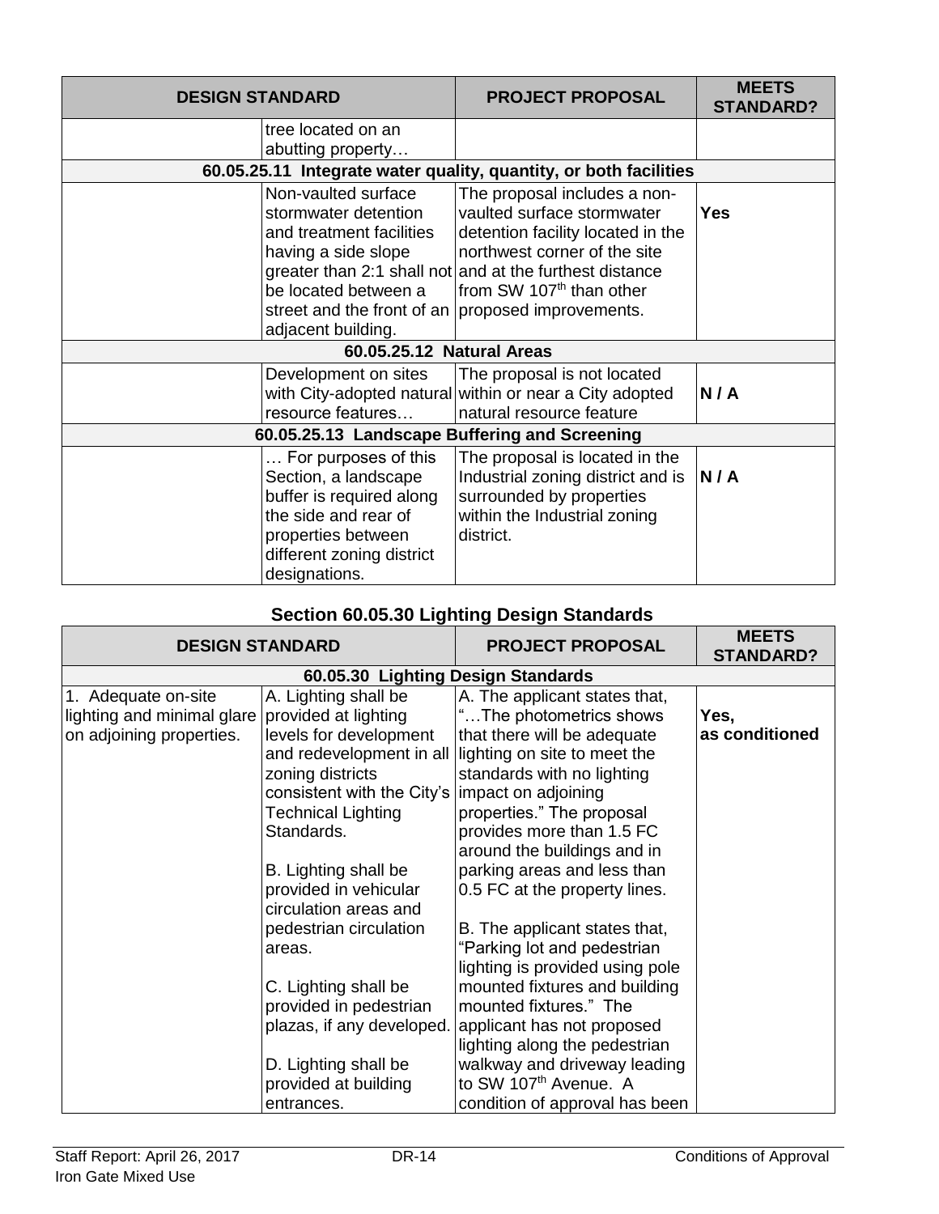| DESIGN STANDARD | | PROJECT PROPOSAL | MEETS STANDARD? |
|---|---|---|---|
| | tree located on an abutting property… | | |
| **60.05.25.11 Integrate water quality, quantity, or both facilities** | | | |
| | Non-vaulted surface stormwater detention and treatment facilities having a side slope greater than 2:1 shall not be located between a street and the front of an adjacent building. | The proposal includes a non-vaulted surface stormwater detention facility located in the northwest corner of the site and at the furthest distance from SW 107th than other proposed improvements. | **Yes** |
| **60.05.25.12 Natural Areas** | | | |
| | Development on sites with City-adopted natural resource features… | The proposal is not located within or near a City adopted natural resource feature | **N / A** |
| **60.05.25.13 Landscape Buffering and Screening** | | | |
| | … For purposes of this Section, a landscape buffer is required along the side and rear of properties between different zoning district designations. | The proposal is located in the Industrial zoning district and is surrounded by properties within the Industrial zoning district. | **N / A** |

## Section 60.05.30 Lighting Design Standards

| DESIGN STANDARD | | PROJECT PROPOSAL | MEETS STANDARD? |
|---|---|---|---|
| **60.05.30 Lighting Design Standards** | | | |
| 1. Adequate on-site lighting and minimal glare on adjoining properties. | A. Lighting shall be provided at lighting levels for development and redevelopment in all zoning districts consistent with the City's Technical Lighting Standards.<br><br>B. Lighting shall be provided in vehicular circulation areas and pedestrian circulation areas.<br><br>C. Lighting shall be provided in pedestrian plazas, if any developed.<br><br>D. Lighting shall be provided at building entrances. | A. The applicant states that, "…The photometrics shows that there will be adequate lighting on site to meet the standards with no lighting impact on adjoining properties." The proposal provides more than 1.5 FC around the buildings and in parking areas and less than 0.5 FC at the property lines.<br><br>B. The applicant states that, "Parking lot and pedestrian lighting is provided using pole mounted fixtures and building mounted fixtures." The applicant has not proposed lighting along the pedestrian walkway and driveway leading to SW 107th Avenue. A condition of approval has been | **Yes, as conditioned** |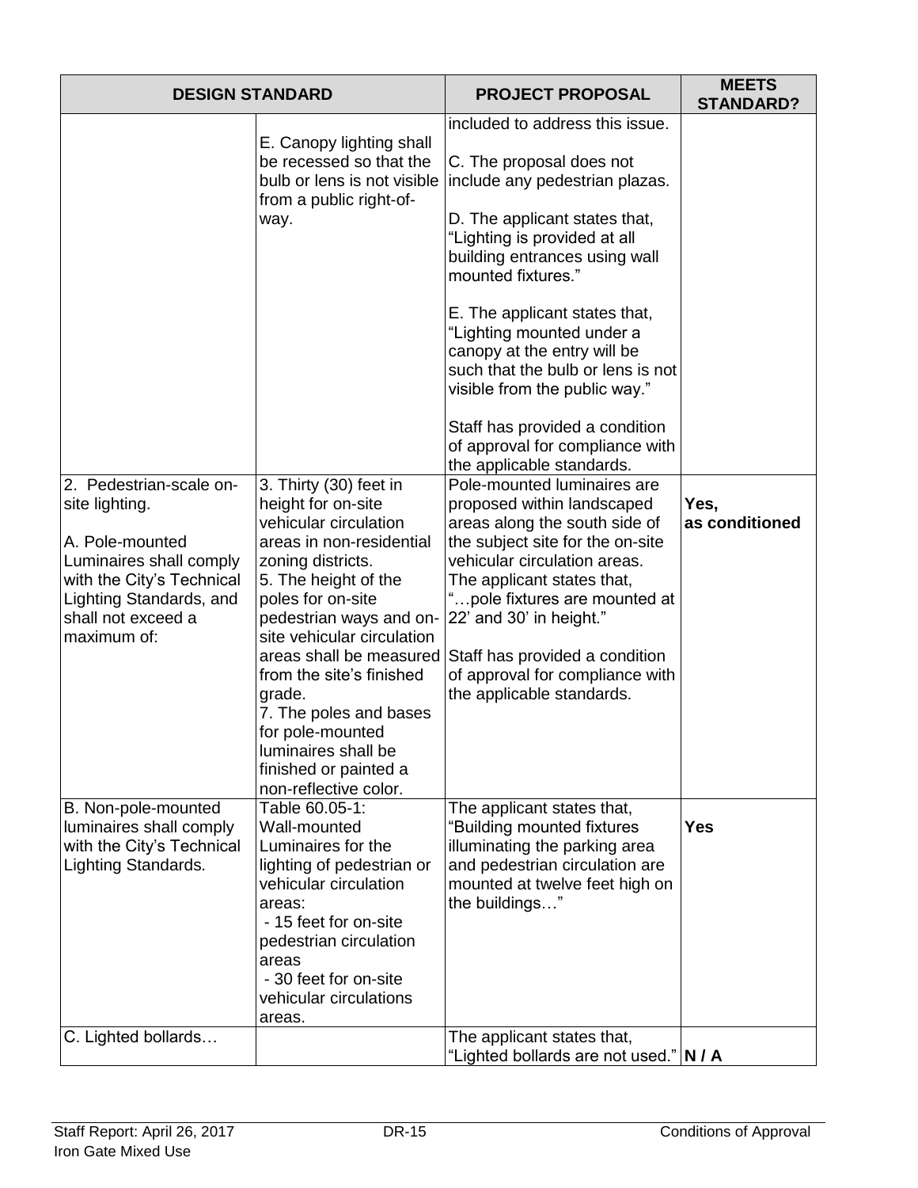| DESIGN STANDARD | | PROJECT PROPOSAL | MEETS STANDARD? |
|---|---|---|---|
| | E. Canopy lighting shall be recessed so that the bulb or lens is not visible from a public right-of-way. | included to address this issue.<br><br>C. The proposal does not include any pedestrian plazas.<br><br>D. The applicant states that, "Lighting is provided at all building entrances using wall mounted fixtures."<br><br>E. The applicant states that, "Lighting mounted under a canopy at the entry will be such that the bulb or lens is not visible from the public way."<br><br>Staff has provided a condition of approval for compliance with the applicable standards. | |
| 2. Pedestrian-scale on-site lighting.<br><br>A. Pole-mounted Luminaires shall comply with the City's Technical Lighting Standards, and shall not exceed a maximum of: | 3. Thirty (30) feet in height for on-site vehicular circulation areas in non-residential zoning districts.<br>5. The height of the poles for on-site pedestrian ways and on-site vehicular circulation areas shall be measured from the site's finished grade.<br>7. The poles and bases for pole-mounted luminaires shall be finished or painted a non-reflective color. | Pole-mounted luminaires are proposed within landscaped areas along the south side of the subject site for the on-site vehicular circulation areas. The applicant states that, "…pole fixtures are mounted at 22' and 30' in height."<br><br>Staff has provided a condition of approval for compliance with the applicable standards. | **Yes, as conditioned** |
| B. Non-pole-mounted luminaires shall comply with the City's Technical Lighting Standards. | Table 60.05-1: Wall-mounted Luminaires for the lighting of pedestrian or vehicular circulation areas:<br>- 15 feet for on-site pedestrian circulation areas<br>- 30 feet for on-site vehicular circulations areas. | The applicant states that, "Building mounted fixtures illuminating the parking area and pedestrian circulation are mounted at twelve feet high on the buildings…" | **Yes** |
| C. Lighted bollards… | | The applicant states that, "Lighted bollards are not used." | **N / A** |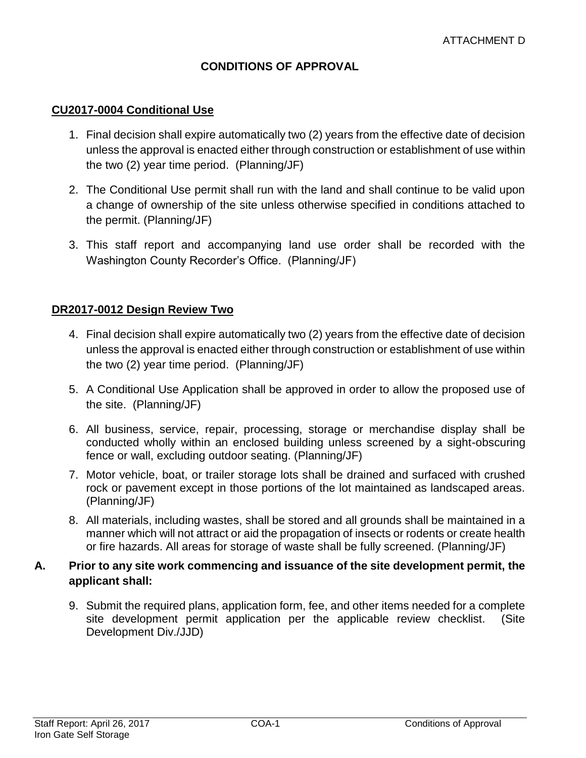ATTACHMENT D

# CONDITIONS OF APPROVAL

## CU2017-0004 Conditional Use

1. Final decision shall expire automatically two (2) years from the effective date of decision unless the approval is enacted either through construction or establishment of use within the two (2) year time period. (Planning/JF)
2. The Conditional Use permit shall run with the land and shall continue to be valid upon a change of ownership of the site unless otherwise specified in conditions attached to the permit. (Planning/JF)
3. This staff report and accompanying land use order shall be recorded with the Washington County Recorder's Office. (Planning/JF)

## DR2017-0012 Design Review Two

4. Final decision shall expire automatically two (2) years from the effective date of decision unless the approval is enacted either through construction or establishment of use within the two (2) year time period. (Planning/JF)
5. A Conditional Use Application shall be approved in order to allow the proposed use of the site. (Planning/JF)
6. All business, service, repair, processing, storage or merchandise display shall be conducted wholly within an enclosed building unless screened by a sight-obscuring fence or wall, excluding outdoor seating. (Planning/JF)
7. Motor vehicle, boat, or trailer storage lots shall be drained and surfaced with crushed rock or pavement except in those portions of the lot maintained as landscaped areas. (Planning/JF)
8. All materials, including wastes, shall be stored and all grounds shall be maintained in a manner which will not attract or aid the propagation of insects or rodents or create health or fire hazards. All areas for storage of waste shall be fully screened. (Planning/JF)

### A. Prior to any site work commencing and issuance of the site development permit, the applicant shall:

9. Submit the required plans, application form, fee, and other items needed for a complete site development permit application per the applicable review checklist. (Site Development Div./JJD)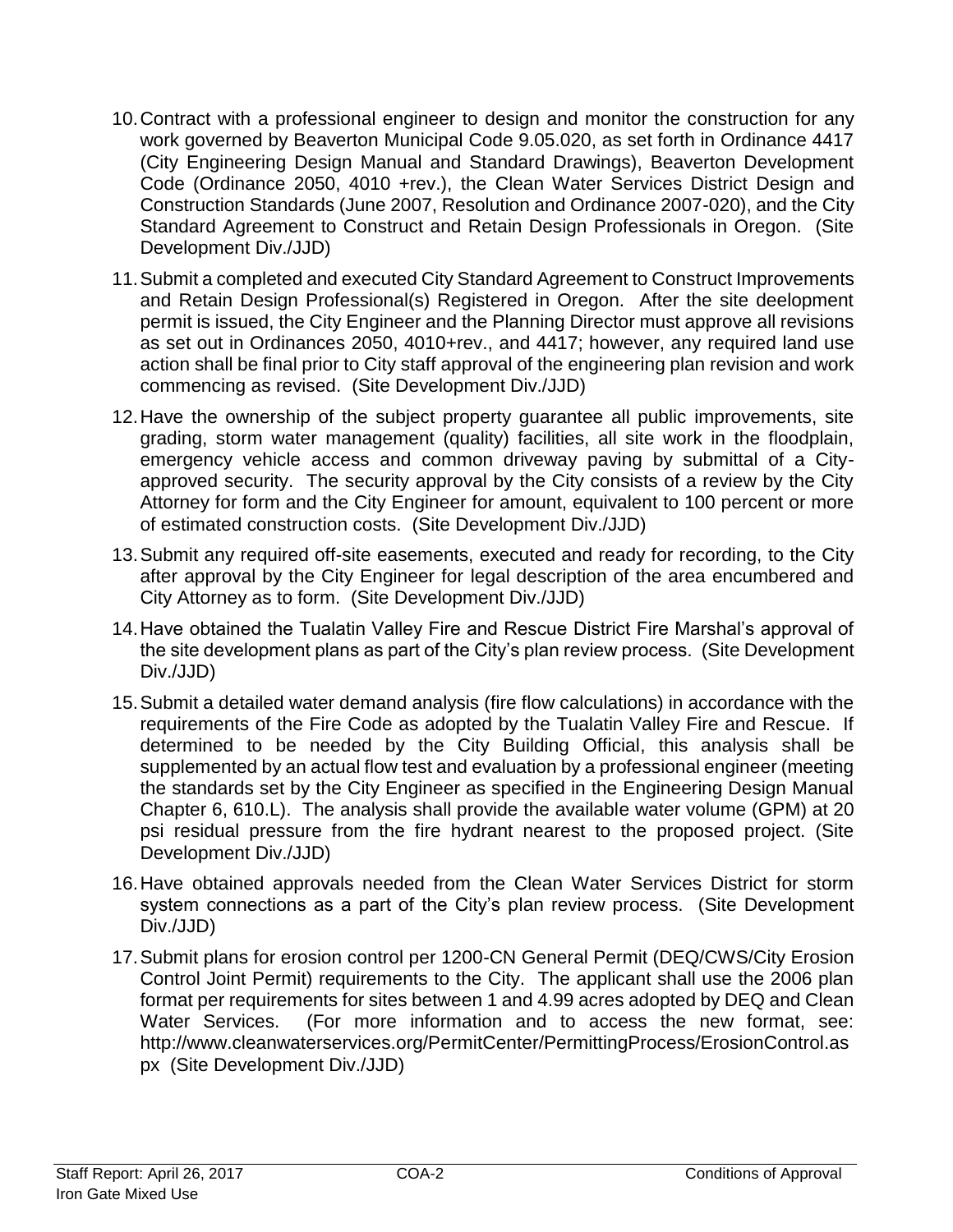10. Contract with a professional engineer to design and monitor the construction for any work governed by Beaverton Municipal Code 9.05.020, as set forth in Ordinance 4417 (City Engineering Design Manual and Standard Drawings), Beaverton Development Code (Ordinance 2050, 4010 +rev.), the Clean Water Services District Design and Construction Standards (June 2007, Resolution and Ordinance 2007-020), and the City Standard Agreement to Construct and Retain Design Professionals in Oregon. (Site Development Div./JJD)

11. Submit a completed and executed City Standard Agreement to Construct Improvements and Retain Design Professional(s) Registered in Oregon. After the site deelopment permit is issued, the City Engineer and the Planning Director must approve all revisions as set out in Ordinances 2050, 4010+rev., and 4417; however, any required land use action shall be final prior to City staff approval of the engineering plan revision and work commencing as revised. (Site Development Div./JJD)

12. Have the ownership of the subject property guarantee all public improvements, site grading, storm water management (quality) facilities, all site work in the floodplain, emergency vehicle access and common driveway paving by submittal of a City-approved security. The security approval by the City consists of a review by the City Attorney for form and the City Engineer for amount, equivalent to 100 percent or more of estimated construction costs. (Site Development Div./JJD)

13. Submit any required off-site easements, executed and ready for recording, to the City after approval by the City Engineer for legal description of the area encumbered and City Attorney as to form. (Site Development Div./JJD)

14. Have obtained the Tualatin Valley Fire and Rescue District Fire Marshal's approval of the site development plans as part of the City's plan review process. (Site Development Div./JJD)

15. Submit a detailed water demand analysis (fire flow calculations) in accordance with the requirements of the Fire Code as adopted by the Tualatin Valley Fire and Rescue. If determined to be needed by the City Building Official, this analysis shall be supplemented by an actual flow test and evaluation by a professional engineer (meeting the standards set by the City Engineer as specified in the Engineering Design Manual Chapter 6, 610.L). The analysis shall provide the available water volume (GPM) at 20 psi residual pressure from the fire hydrant nearest to the proposed project. (Site Development Div./JJD)

16. Have obtained approvals needed from the Clean Water Services District for storm system connections as a part of the City's plan review process. (Site Development Div./JJD)

17. Submit plans for erosion control per 1200-CN General Permit (DEQ/CWS/City Erosion Control Joint Permit) requirements to the City. The applicant shall use the 2006 plan format per requirements for sites between 1 and 4.99 acres adopted by DEQ and Clean Water Services. (For more information and to access the new format, see: http://www.cleanwaterservices.org/PermitCenter/PermittingProcess/ErosionControl.aspx (Site Development Div./JJD)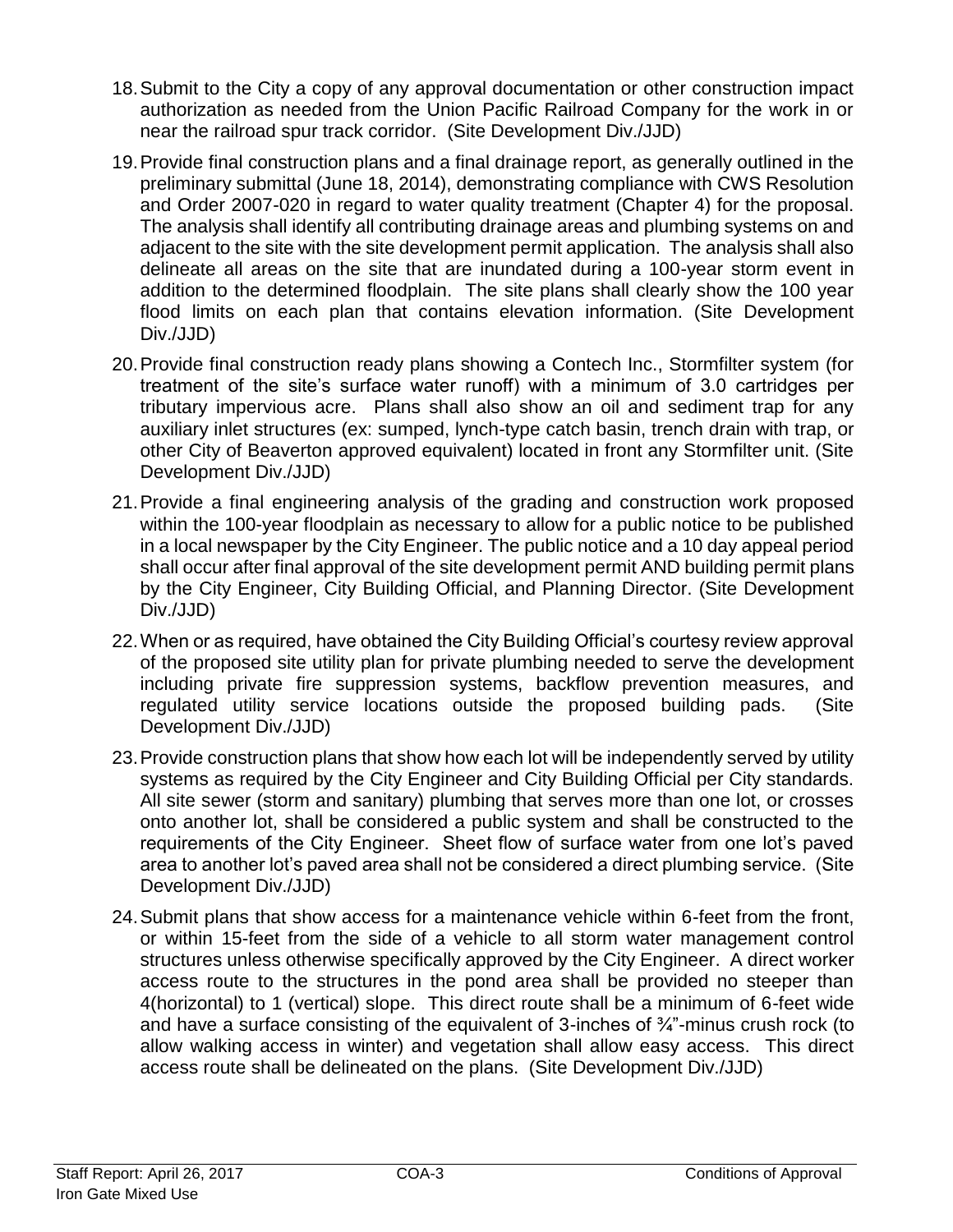18. Submit to the City a copy of any approval documentation or other construction impact authorization as needed from the Union Pacific Railroad Company for the work in or near the railroad spur track corridor. (Site Development Div./JJD)

19. Provide final construction plans and a final drainage report, as generally outlined in the preliminary submittal (June 18, 2014), demonstrating compliance with CWS Resolution and Order 2007-020 in regard to water quality treatment (Chapter 4) for the proposal. The analysis shall identify all contributing drainage areas and plumbing systems on and adjacent to the site with the site development permit application. The analysis shall also delineate all areas on the site that are inundated during a 100-year storm event in addition to the determined floodplain. The site plans shall clearly show the 100 year flood limits on each plan that contains elevation information. (Site Development Div./JJD)

20. Provide final construction ready plans showing a Contech Inc., Stormfilter system (for treatment of the site's surface water runoff) with a minimum of 3.0 cartridges per tributary impervious acre. Plans shall also show an oil and sediment trap for any auxiliary inlet structures (ex: sumped, lynch-type catch basin, trench drain with trap, or other City of Beaverton approved equivalent) located in front any Stormfilter unit. (Site Development Div./JJD)

21. Provide a final engineering analysis of the grading and construction work proposed within the 100-year floodplain as necessary to allow for a public notice to be published in a local newspaper by the City Engineer. The public notice and a 10 day appeal period shall occur after final approval of the site development permit AND building permit plans by the City Engineer, City Building Official, and Planning Director. (Site Development Div./JJD)

22. When or as required, have obtained the City Building Official's courtesy review approval of the proposed site utility plan for private plumbing needed to serve the development including private fire suppression systems, backflow prevention measures, and regulated utility service locations outside the proposed building pads. (Site Development Div./JJD)

23. Provide construction plans that show how each lot will be independently served by utility systems as required by the City Engineer and City Building Official per City standards. All site sewer (storm and sanitary) plumbing that serves more than one lot, or crosses onto another lot, shall be considered a public system and shall be constructed to the requirements of the City Engineer. Sheet flow of surface water from one lot's paved area to another lot's paved area shall not be considered a direct plumbing service. (Site Development Div./JJD)

24. Submit plans that show access for a maintenance vehicle within 6-feet from the front, or within 15-feet from the side of a vehicle to all storm water management control structures unless otherwise specifically approved by the City Engineer. A direct worker access route to the structures in the pond area shall be provided no steeper than 4(horizontal) to 1 (vertical) slope. This direct route shall be a minimum of 6-feet wide and have a surface consisting of the equivalent of 3-inches of ¾"-minus crush rock (to allow walking access in winter) and vegetation shall allow easy access. This direct access route shall be delineated on the plans. (Site Development Div./JJD)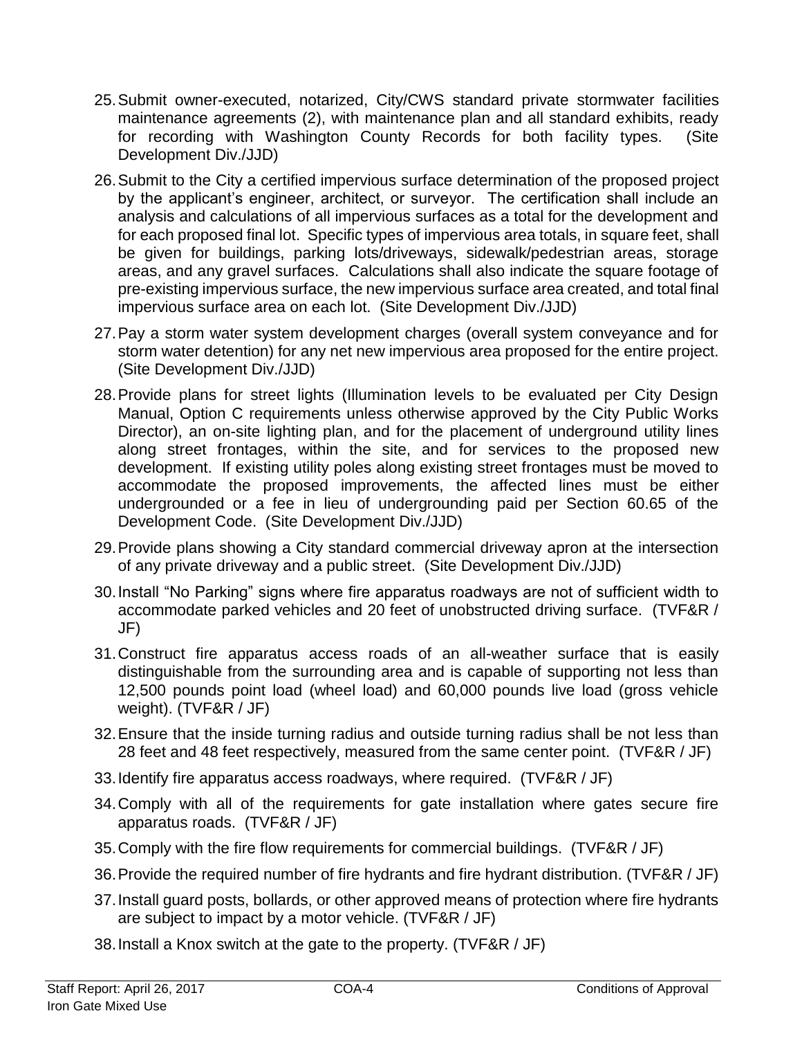25. Submit owner-executed, notarized, City/CWS standard private stormwater facilities maintenance agreements (2), with maintenance plan and all standard exhibits, ready for recording with Washington County Records for both facility types. (Site Development Div./JJD)

26. Submit to the City a certified impervious surface determination of the proposed project by the applicant's engineer, architect, or surveyor. The certification shall include an analysis and calculations of all impervious surfaces as a total for the development and for each proposed final lot. Specific types of impervious area totals, in square feet, shall be given for buildings, parking lots/driveways, sidewalk/pedestrian areas, storage areas, and any gravel surfaces. Calculations shall also indicate the square footage of pre-existing impervious surface, the new impervious surface area created, and total final impervious surface area on each lot. (Site Development Div./JJD)

27. Pay a storm water system development charges (overall system conveyance and for storm water detention) for any net new impervious area proposed for the entire project. (Site Development Div./JJD)

28. Provide plans for street lights (Illumination levels to be evaluated per City Design Manual, Option C requirements unless otherwise approved by the City Public Works Director), an on-site lighting plan, and for the placement of underground utility lines along street frontages, within the site, and for services to the proposed new development. If existing utility poles along existing street frontages must be moved to accommodate the proposed improvements, the affected lines must be either undergrounded or a fee in lieu of undergrounding paid per Section 60.65 of the Development Code. (Site Development Div./JJD)

29. Provide plans showing a City standard commercial driveway apron at the intersection of any private driveway and a public street. (Site Development Div./JJD)

30. Install "No Parking" signs where fire apparatus roadways are not of sufficient width to accommodate parked vehicles and 20 feet of unobstructed driving surface. (TVF&R / JF)

31. Construct fire apparatus access roads of an all-weather surface that is easily distinguishable from the surrounding area and is capable of supporting not less than 12,500 pounds point load (wheel load) and 60,000 pounds live load (gross vehicle weight). (TVF&R / JF)

32. Ensure that the inside turning radius and outside turning radius shall be not less than 28 feet and 48 feet respectively, measured from the same center point. (TVF&R / JF)

33. Identify fire apparatus access roadways, where required. (TVF&R / JF)

34. Comply with all of the requirements for gate installation where gates secure fire apparatus roads. (TVF&R / JF)

35. Comply with the fire flow requirements for commercial buildings. (TVF&R / JF)

36. Provide the required number of fire hydrants and fire hydrant distribution. (TVF&R / JF)

37. Install guard posts, bollards, or other approved means of protection where fire hydrants are subject to impact by a motor vehicle. (TVF&R / JF)

38. Install a Knox switch at the gate to the property. (TVF&R / JF)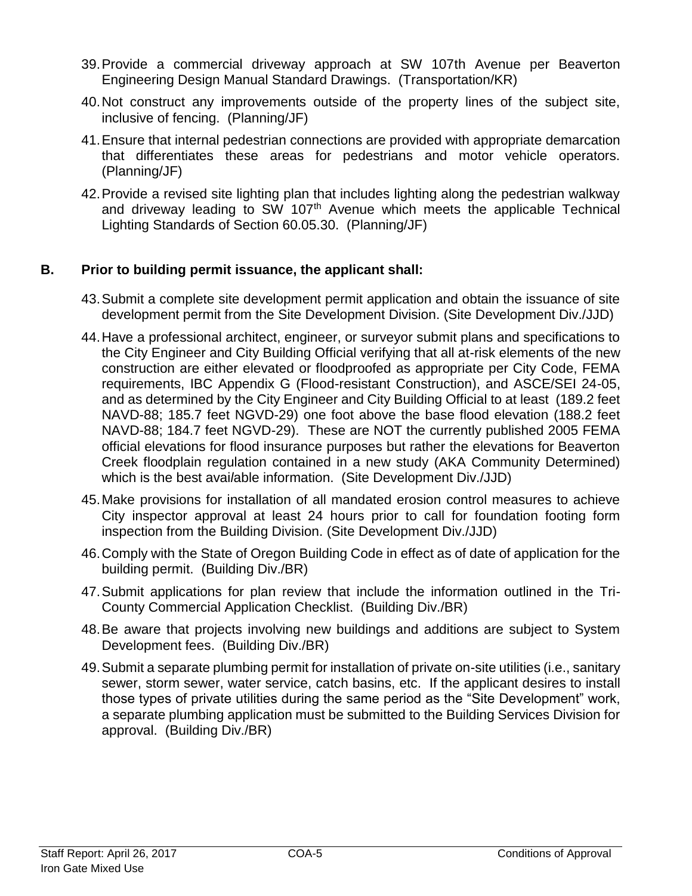39. Provide a commercial driveway approach at SW 107th Avenue per Beaverton Engineering Design Manual Standard Drawings. (Transportation/KR)

40. Not construct any improvements outside of the property lines of the subject site, inclusive of fencing. (Planning/JF)

41. Ensure that internal pedestrian connections are provided with appropriate demarcation that differentiates these areas for pedestrians and motor vehicle operators. (Planning/JF)

42. Provide a revised site lighting plan that includes lighting along the pedestrian walkway and driveway leading to SW 107th Avenue which meets the applicable Technical Lighting Standards of Section 60.05.30. (Planning/JF)

**B. Prior to building permit issuance, the applicant shall:**

43. Submit a complete site development permit application and obtain the issuance of site development permit from the Site Development Division. (Site Development Div./JJD)

44. Have a professional architect, engineer, or surveyor submit plans and specifications to the City Engineer and City Building Official verifying that all at-risk elements of the new construction are either elevated or floodproofed as appropriate per City Code, FEMA requirements, IBC Appendix G (Flood-resistant Construction), and ASCE/SEI 24-05, and as determined by the City Engineer and City Building Official to at least (189.2 feet NAVD-88; 185.7 feet NGVD-29) one foot above the base flood elevation (188.2 feet NAVD-88; 184.7 feet NGVD-29). These are NOT the currently published 2005 FEMA official elevations for flood insurance purposes but rather the elevations for Beaverton Creek floodplain regulation contained in a new study (AKA Community Determined) which is the best available information. (Site Development Div./JJD)

45. Make provisions for installation of all mandated erosion control measures to achieve City inspector approval at least 24 hours prior to call for foundation footing form inspection from the Building Division. (Site Development Div./JJD)

46. Comply with the State of Oregon Building Code in effect as of date of application for the building permit. (Building Div./BR)

47. Submit applications for plan review that include the information outlined in the Tri-County Commercial Application Checklist. (Building Div./BR)

48. Be aware that projects involving new buildings and additions are subject to System Development fees. (Building Div./BR)

49. Submit a separate plumbing permit for installation of private on-site utilities (i.e., sanitary sewer, storm sewer, water service, catch basins, etc. If the applicant desires to install those types of private utilities during the same period as the "Site Development" work, a separate plumbing application must be submitted to the Building Services Division for approval. (Building Div./BR)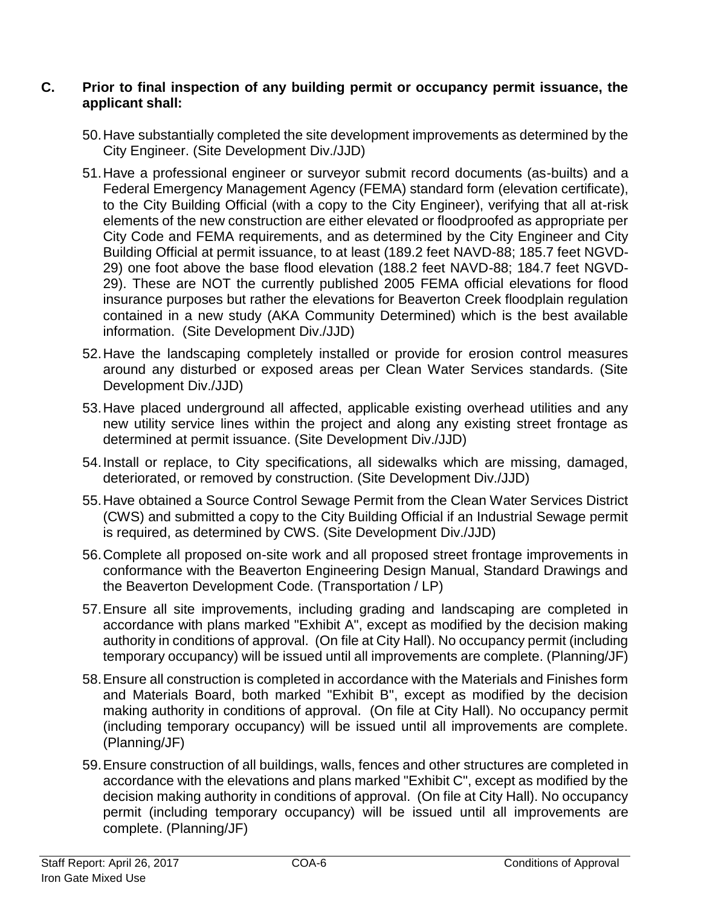**C. Prior to final inspection of any building permit or occupancy permit issuance, the applicant shall:**

50. Have substantially completed the site development improvements as determined by the City Engineer. (Site Development Div./JJD)

51. Have a professional engineer or surveyor submit record documents (as-builts) and a Federal Emergency Management Agency (FEMA) standard form (elevation certificate), to the City Building Official (with a copy to the City Engineer), verifying that all at-risk elements of the new construction are either elevated or floodproofed as appropriate per City Code and FEMA requirements, and as determined by the City Engineer and City Building Official at permit issuance, to at least (189.2 feet NAVD-88; 185.7 feet NGVD-29) one foot above the base flood elevation (188.2 feet NAVD-88; 184.7 feet NGVD-29). These are NOT the currently published 2005 FEMA official elevations for flood insurance purposes but rather the elevations for Beaverton Creek floodplain regulation contained in a new study (AKA Community Determined) which is the best available information. (Site Development Div./JJD)

52. Have the landscaping completely installed or provide for erosion control measures around any disturbed or exposed areas per Clean Water Services standards. (Site Development Div./JJD)

53. Have placed underground all affected, applicable existing overhead utilities and any new utility service lines within the project and along any existing street frontage as determined at permit issuance. (Site Development Div./JJD)

54. Install or replace, to City specifications, all sidewalks which are missing, damaged, deteriorated, or removed by construction. (Site Development Div./JJD)

55. Have obtained a Source Control Sewage Permit from the Clean Water Services District (CWS) and submitted a copy to the City Building Official if an Industrial Sewage permit is required, as determined by CWS. (Site Development Div./JJD)

56. Complete all proposed on-site work and all proposed street frontage improvements in conformance with the Beaverton Engineering Design Manual, Standard Drawings and the Beaverton Development Code. (Transportation / LP)

57. Ensure all site improvements, including grading and landscaping are completed in accordance with plans marked "Exhibit A", except as modified by the decision making authority in conditions of approval. (On file at City Hall). No occupancy permit (including temporary occupancy) will be issued until all improvements are complete. (Planning/JF)

58. Ensure all construction is completed in accordance with the Materials and Finishes form and Materials Board, both marked "Exhibit B", except as modified by the decision making authority in conditions of approval. (On file at City Hall). No occupancy permit (including temporary occupancy) will be issued until all improvements are complete. (Planning/JF)

59. Ensure construction of all buildings, walls, fences and other structures are completed in accordance with the elevations and plans marked "Exhibit C", except as modified by the decision making authority in conditions of approval. (On file at City Hall). No occupancy permit (including temporary occupancy) will be issued until all improvements are complete. (Planning/JF)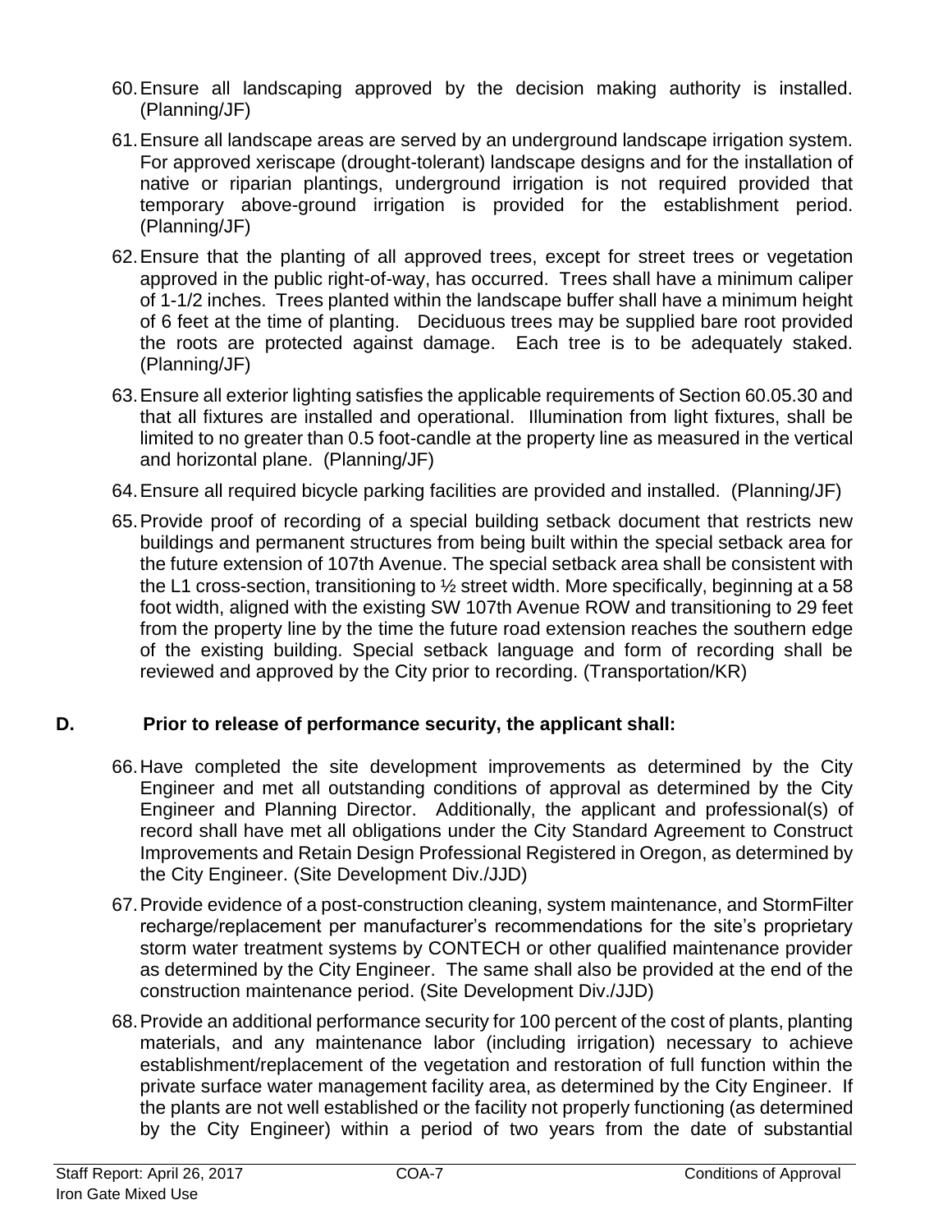60. Ensure all landscaping approved by the decision making authority is installed. (Planning/JF)

61. Ensure all landscape areas are served by an underground landscape irrigation system. For approved xeriscape (drought-tolerant) landscape designs and for the installation of native or riparian plantings, underground irrigation is not required provided that temporary above-ground irrigation is provided for the establishment period. (Planning/JF)

62. Ensure that the planting of all approved trees, except for street trees or vegetation approved in the public right-of-way, has occurred. Trees shall have a minimum caliper of 1-1/2 inches. Trees planted within the landscape buffer shall have a minimum height of 6 feet at the time of planting. Deciduous trees may be supplied bare root provided the roots are protected against damage. Each tree is to be adequately staked. (Planning/JF)

63. Ensure all exterior lighting satisfies the applicable requirements of Section 60.05.30 and that all fixtures are installed and operational. Illumination from light fixtures, shall be limited to no greater than 0.5 foot-candle at the property line as measured in the vertical and horizontal plane. (Planning/JF)

64. Ensure all required bicycle parking facilities are provided and installed. (Planning/JF)

65. Provide proof of recording of a special building setback document that restricts new buildings and permanent structures from being built within the special setback area for the future extension of 107th Avenue. The special setback area shall be consistent with the L1 cross-section, transitioning to ½ street width. More specifically, beginning at a 58 foot width, aligned with the existing SW 107th Avenue ROW and transitioning to 29 feet from the property line by the time the future road extension reaches the southern edge of the existing building. Special setback language and form of recording shall be reviewed and approved by the City prior to recording. (Transportation/KR)

## D. Prior to release of performance security, the applicant shall:

66. Have completed the site development improvements as determined by the City Engineer and met all outstanding conditions of approval as determined by the City Engineer and Planning Director. Additionally, the applicant and professional(s) of record shall have met all obligations under the City Standard Agreement to Construct Improvements and Retain Design Professional Registered in Oregon, as determined by the City Engineer. (Site Development Div./JJD)

67. Provide evidence of a post-construction cleaning, system maintenance, and StormFilter recharge/replacement per manufacturer's recommendations for the site's proprietary storm water treatment systems by CONTECH or other qualified maintenance provider as determined by the City Engineer. The same shall also be provided at the end of the construction maintenance period. (Site Development Div./JJD)

68. Provide an additional performance security for 100 percent of the cost of plants, planting materials, and any maintenance labor (including irrigation) necessary to achieve establishment/replacement of the vegetation and restoration of full function within the private surface water management facility area, as determined by the City Engineer. If the plants are not well established or the facility not properly functioning (as determined by the City Engineer) within a period of two years from the date of substantial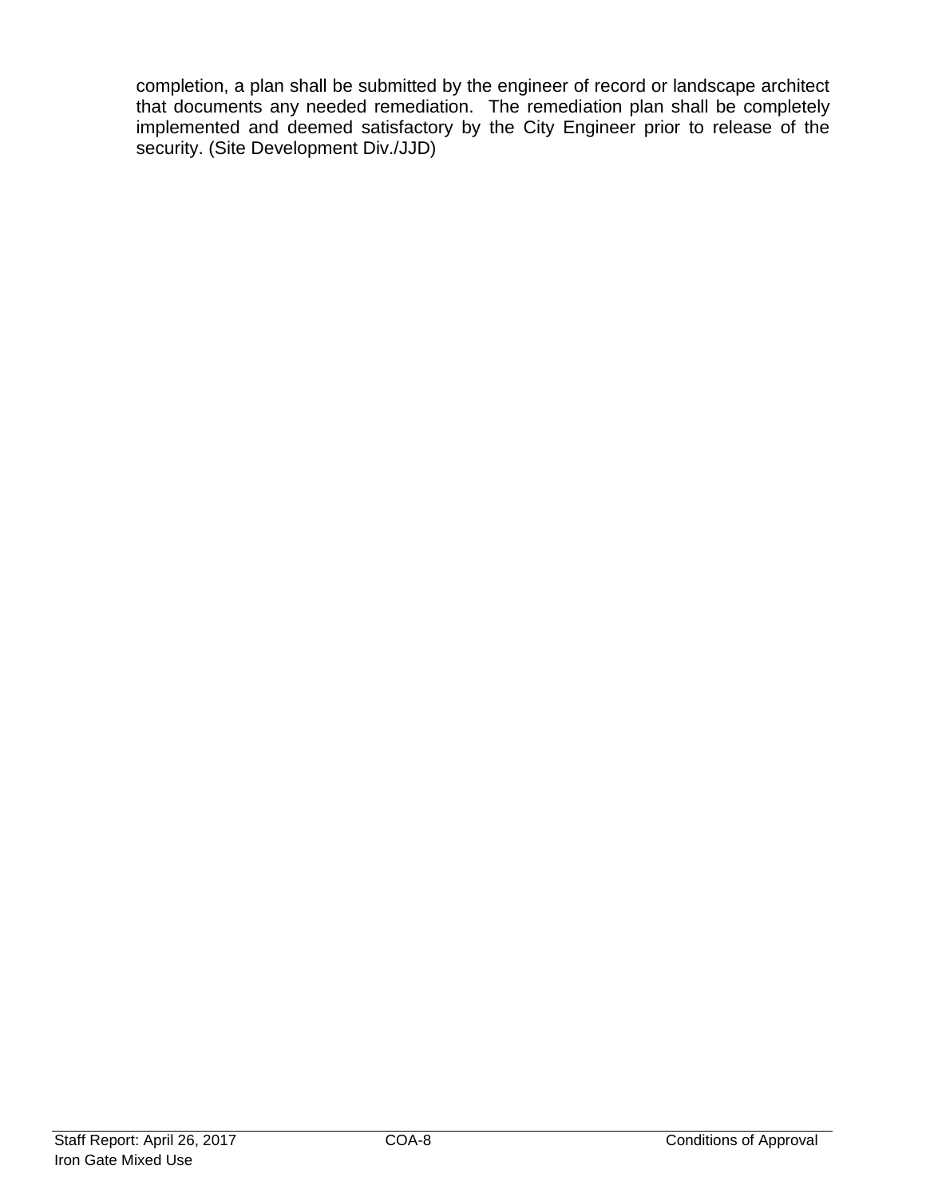completion, a plan shall be submitted by the engineer of record or landscape architect that documents any needed remediation. The remediation plan shall be completely implemented and deemed satisfactory by the City Engineer prior to release of the security. (Site Development Div./JJD)